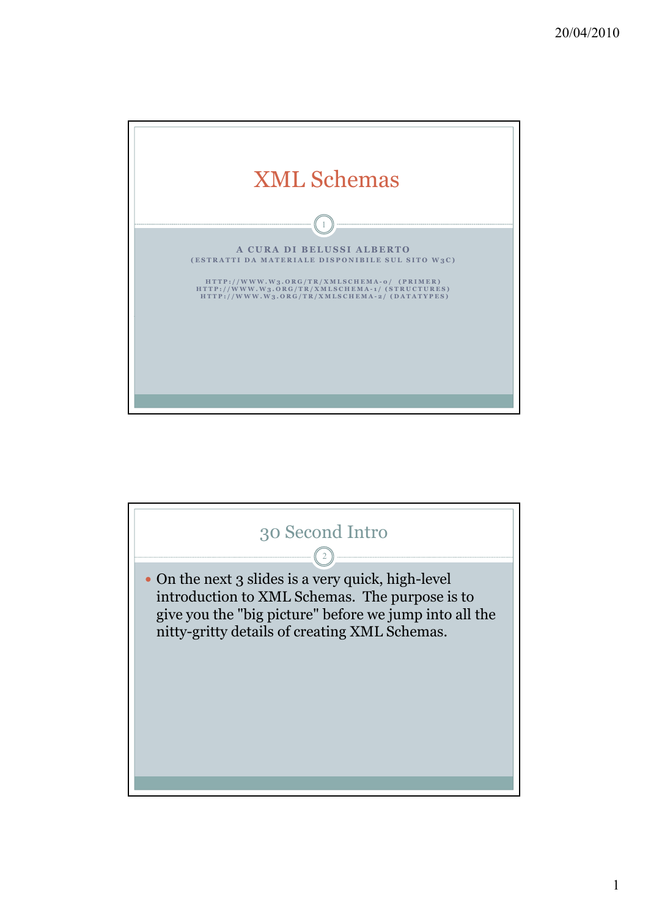# XML Schemas

**A CURA DI BELUSSI ALBERTO**
(ESTRATTI DA MATERIALE DISPONIBILE SUL SITO W3C)

HTTP://WWW.W3.ORG/TR/XMLSCHEMA-0/ (PRIMER)
HTTP://WWW.W3.ORG/TR/XMLSCHEMA-1/ (STRUCTURES)
HTTP://WWW.W3.ORG/TR/XMLSCHEMA-2/ (DATATYPES)

## 30 Second Intro

- On the next 3 slides is a very quick, high-level introduction to XML Schemas. The purpose is to give you the "big picture" before we jump into all the nitty-gritty details of creating XML Schemas.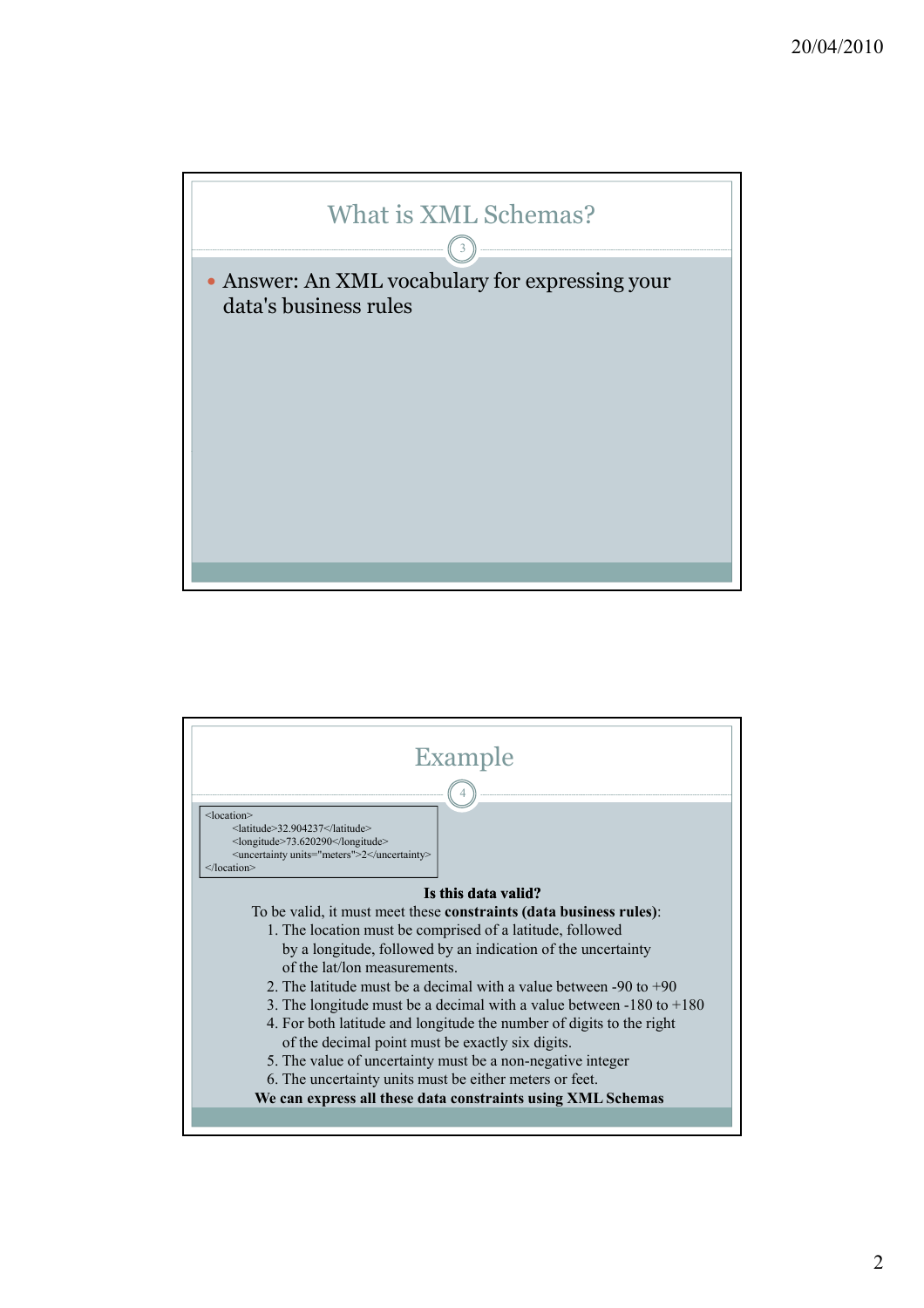## What is XML Schemas?

- Answer: An XML vocabulary for expressing your data's business rules

## Example

```
<location>
    <latitude>32.904237</latitude>
    <longitude>73.620290</longitude>
    <uncertainty units="meters">2</uncertainty>
</location>
```

**Is this data valid?**

To be valid, it must meet these **constraints (data business rules)**:

1. The location must be comprised of a latitude, followed by a longitude, followed by an indication of the uncertainty of the lat/lon measurements.
2. The latitude must be a decimal with a value between -90 to +90
3. The longitude must be a decimal with a value between -180 to +180
4. For both latitude and longitude the number of digits to the right of the decimal point must be exactly six digits.
5. The value of uncertainty must be a non-negative integer
6. The uncertainty units must be either meters or feet.

**We can express all these data constraints using XML Schemas**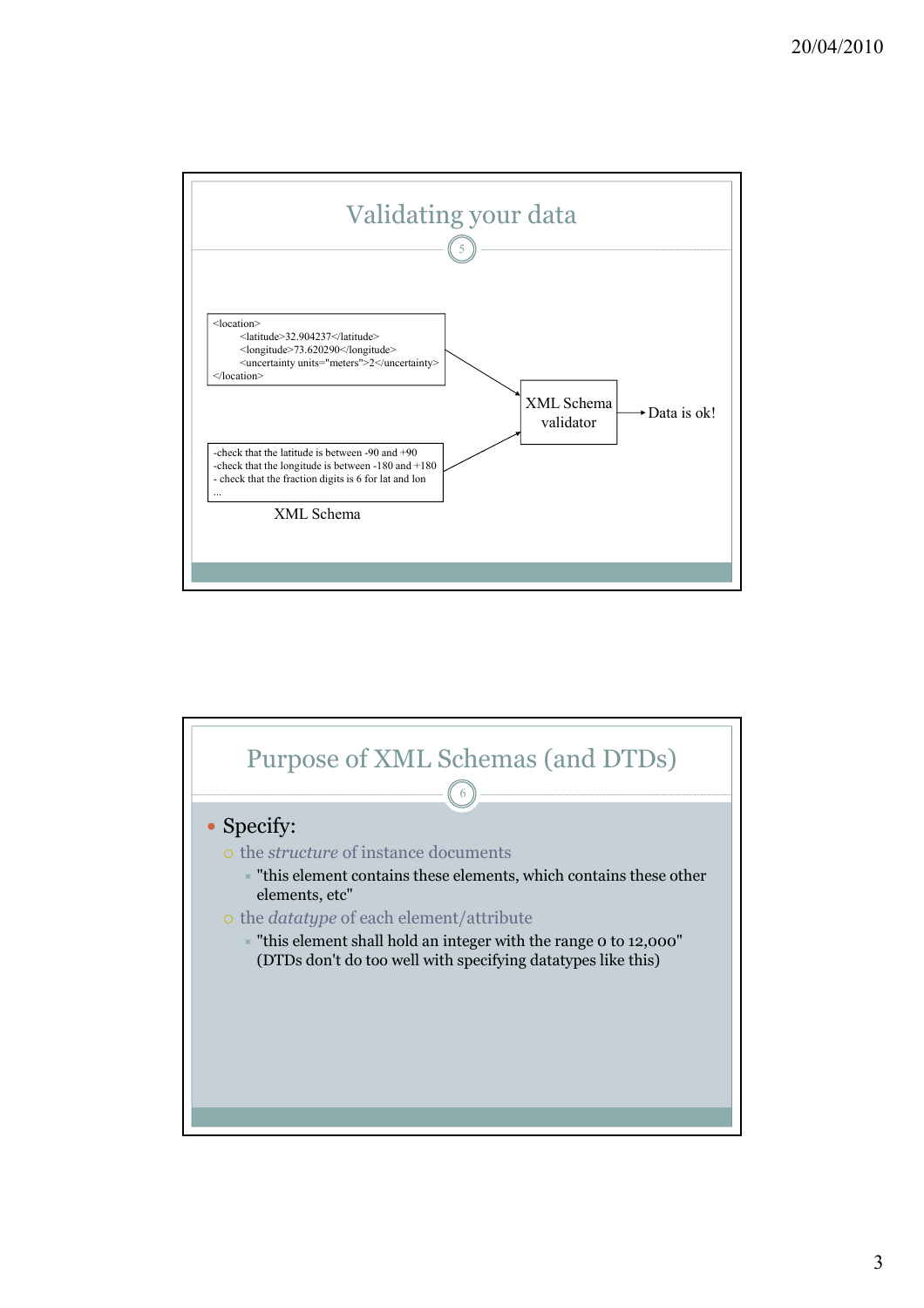## Validating your data

```
<location>
    <latitude>32.904237</latitude>
    <longitude>73.620290</longitude>
    <uncertainty units="meters">2</uncertainty>
</location>
```

-check that the latitude is between -90 and +90
-check that the longitude is between -180 and +180
- check that the fraction digits is 6 for lat and lon
...

XML Schema

XML Schema validator → Data is ok!

## Purpose of XML Schemas (and DTDs)

- Specify:
  - the *structure* of instance documents
    - "this element contains these elements, which contains these other elements, etc"
  - the *datatype* of each element/attribute
    - "this element shall hold an integer with the range 0 to 12,000" (DTDs don't do too well with specifying datatypes like this)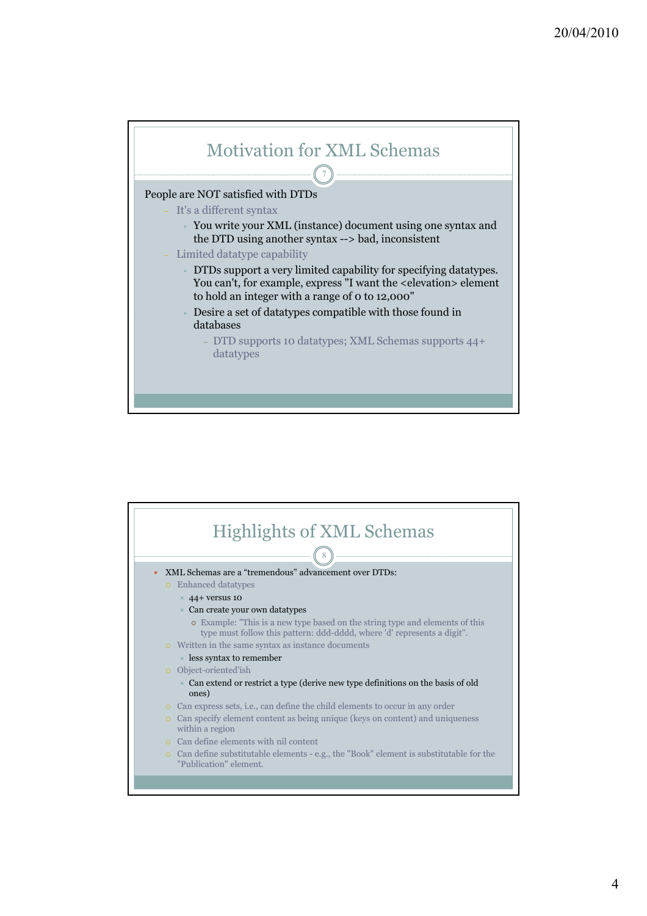## Motivation for XML Schemas

People are NOT satisfied with DTDs

- It's a different syntax
  - You write your XML (instance) document using one syntax and the DTD using another syntax --> bad, inconsistent
- Limited datatype capability
  - DTDs support a very limited capability for specifying datatypes. You can't, for example, express "I want the <elevation> element to hold an integer with a range of 0 to 12,000"
  - Desire a set of datatypes compatible with those found in databases
    - DTD supports 10 datatypes; XML Schemas supports 44+ datatypes

## Highlights of XML Schemas

- XML Schemas are a "tremendous" advancement over DTDs:
  - Enhanced datatypes
    - 44+ versus 10
    - Can create your own datatypes
      - Example: "This is a new type based on the string type and elements of this type must follow this pattern: ddd-dddd, where 'd' represents a digit".
  - Written in the same syntax as instance documents
    - less syntax to remember
  - Object-oriented'ish
    - Can extend or restrict a type (derive new type definitions on the basis of old ones)
  - Can express sets, i.e., can define the child elements to occur in any order
  - Can specify element content as being unique (keys on content) and uniqueness within a region
  - Can define elements with nil content
  - Can define substitutable elements - e.g., the "Book" element is substitutable for the "Publication" element.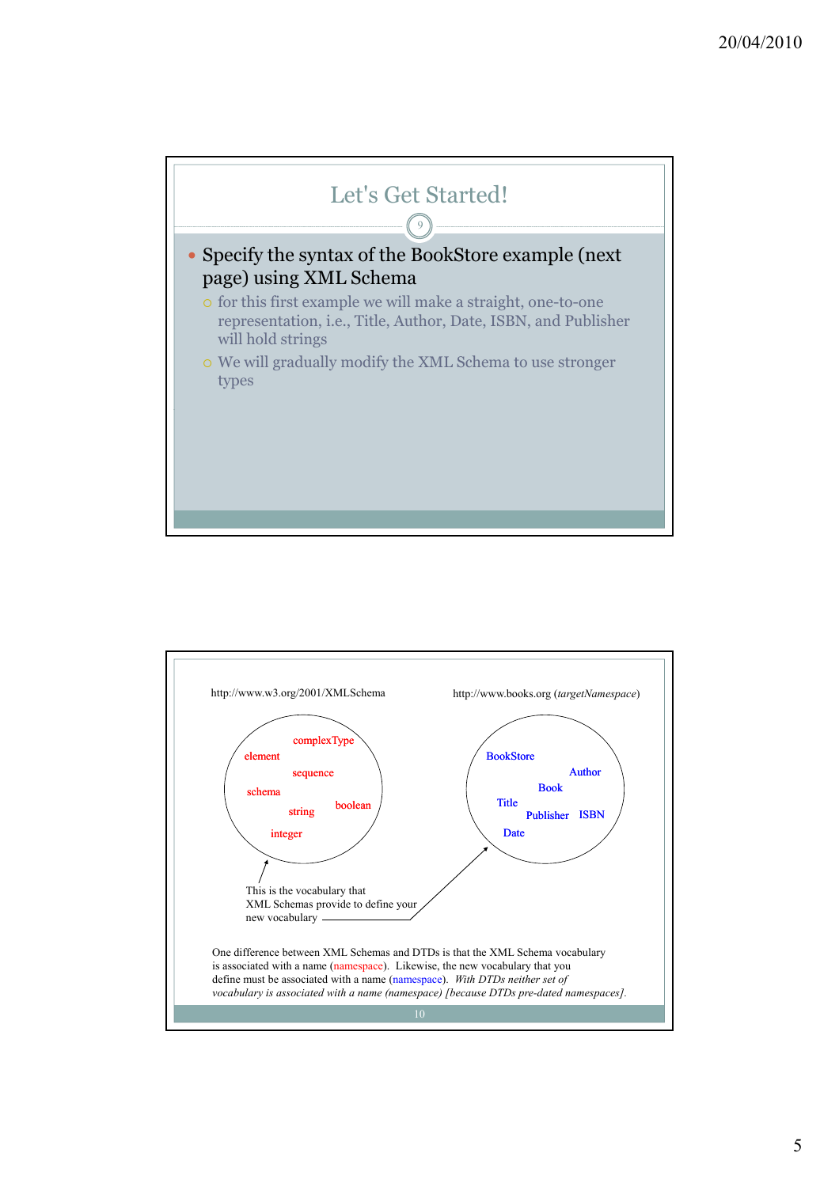## Let's Get Started!

- Specify the syntax of the BookStore example (next page) using XML Schema
  - for this first example we will make a straight, one-to-one representation, i.e., Title, Author, Date, ISBN, and Publisher will hold strings
  - We will gradually modify the XML Schema to use stronger types

---

http://www.w3.org/2001/XMLSchema

complexType, element, sequence, schema, boolean, string, integer

http://www.books.org (*targetNamespace*)

BookStore, Author, Book, Title, Publisher, ISBN, Date

This is the vocabulary that XML Schemas provide to define your new vocabulary

One difference between XML Schemas and DTDs is that the XML Schema vocabulary is associated with a name (namespace). Likewise, the new vocabulary that you define must be associated with a name (namespace). *With DTDs neither set of vocabulary is associated with a name (namespace) [because DTDs pre-dated namespaces].*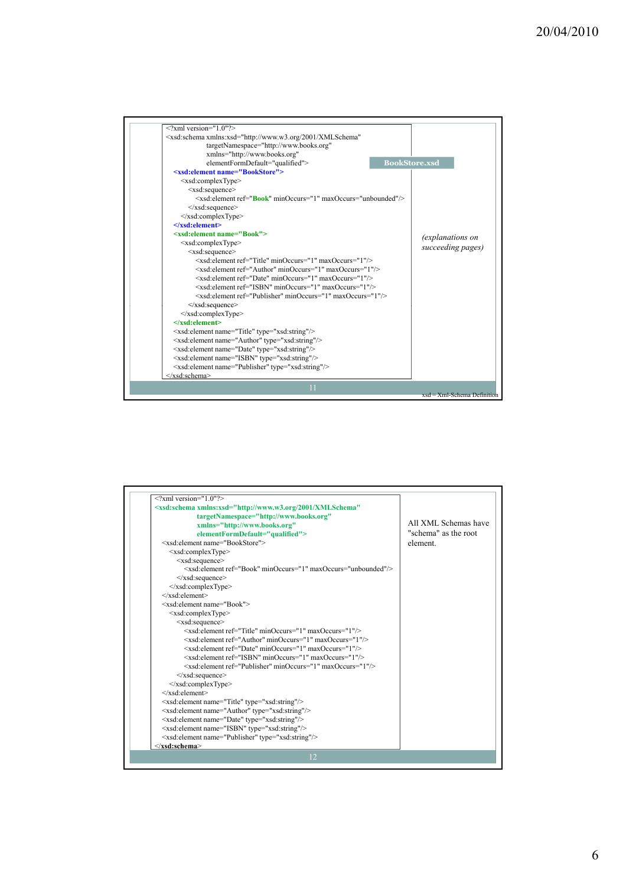**BookStore.xsd**

```xml
<?xml version="1.0"?>
<xsd:schema xmlns:xsd="http://www.w3.org/2001/XMLSchema"
            targetNamespace="http://www.books.org"
            xmlns="http://www.books.org"
            elementFormDefault="qualified">
  <xsd:element name="BookStore">
    <xsd:complexType>
      <xsd:sequence>
        <xsd:element ref="Book" minOccurs="1" maxOccurs="unbounded"/>
      </xsd:sequence>
    </xsd:complexType>
  </xsd:element>
  <xsd:element name="Book">
    <xsd:complexType>
      <xsd:sequence>
        <xsd:element ref="Title" minOccurs="1" maxOccurs="1"/>
        <xsd:element ref="Author" minOccurs="1" maxOccurs="1"/>
        <xsd:element ref="Date" minOccurs="1" maxOccurs="1"/>
        <xsd:element ref="ISBN" minOccurs="1" maxOccurs="1"/>
        <xsd:element ref="Publisher" minOccurs="1" maxOccurs="1"/>
      </xsd:sequence>
    </xsd:complexType>
  </xsd:element>
  <xsd:element name="Title" type="xsd:string"/>
  <xsd:element name="Author" type="xsd:string"/>
  <xsd:element name="Date" type="xsd:string"/>
  <xsd:element name="ISBN" type="xsd:string"/>
  <xsd:element name="Publisher" type="xsd:string"/>
</xsd:schema>
```

*(explanations on succeeding pages)*

xsd = Xml-Schema Definition

```xml
<?xml version="1.0"?>
<xsd:schema xmlns:xsd="http://www.w3.org/2001/XMLSchema"
            targetNamespace="http://www.books.org"
            xmlns="http://www.books.org"
            elementFormDefault="qualified">
  <xsd:element name="BookStore">
    <xsd:complexType>
      <xsd:sequence>
        <xsd:element ref="Book" minOccurs="1" maxOccurs="unbounded"/>
      </xsd:sequence>
    </xsd:complexType>
  </xsd:element>
  <xsd:element name="Book">
    <xsd:complexType>
      <xsd:sequence>
        <xsd:element ref="Title" minOccurs="1" maxOccurs="1"/>
        <xsd:element ref="Author" minOccurs="1" maxOccurs="1"/>
        <xsd:element ref="Date" minOccurs="1" maxOccurs="1"/>
        <xsd:element ref="ISBN" minOccurs="1" maxOccurs="1"/>
        <xsd:element ref="Publisher" minOccurs="1" maxOccurs="1"/>
      </xsd:sequence>
    </xsd:complexType>
  </xsd:element>
  <xsd:element name="Title" type="xsd:string"/>
  <xsd:element name="Author" type="xsd:string"/>
  <xsd:element name="Date" type="xsd:string"/>
  <xsd:element name="ISBN" type="xsd:string"/>
  <xsd:element name="Publisher" type="xsd:string"/>
</xsd:schema>
```

All XML Schemas have "schema" as the root element.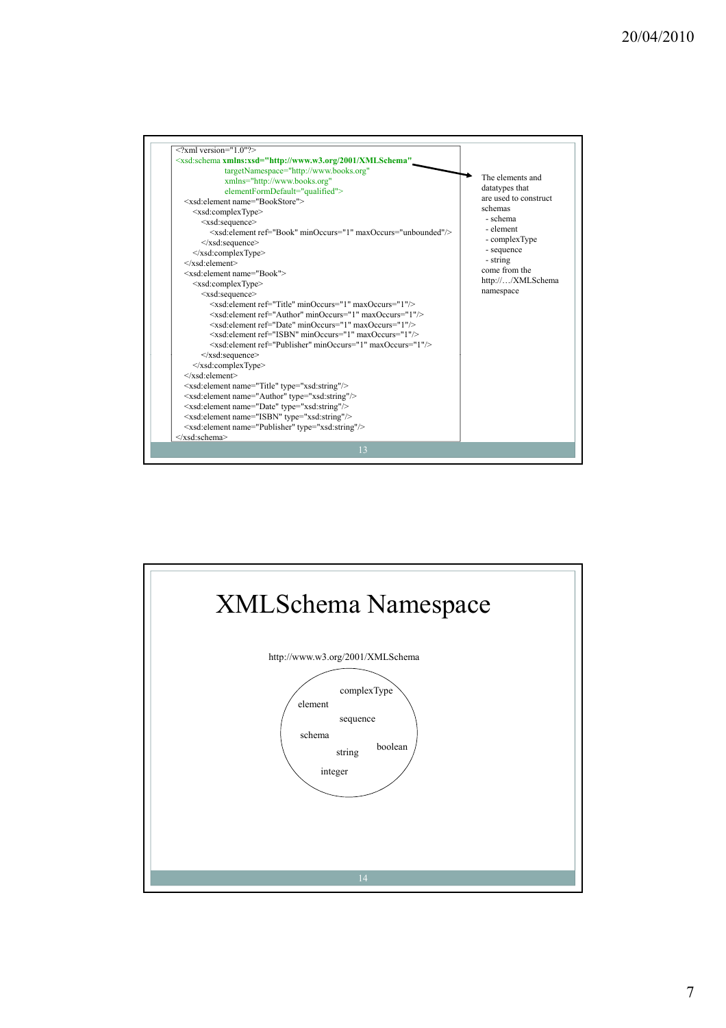```xml
<?xml version="1.0"?>
<xsd:schema xmlns:xsd="http://www.w3.org/2001/XMLSchema"
            targetNamespace="http://www.books.org"
            xmlns="http://www.books.org"
            elementFormDefault="qualified">
  <xsd:element name="BookStore">
    <xsd:complexType>
      <xsd:sequence>
        <xsd:element ref="Book" minOccurs="1" maxOccurs="unbounded"/>
      </xsd:sequence>
    </xsd:complexType>
  </xsd:element>
  <xsd:element name="Book">
    <xsd:complexType>
      <xsd:sequence>
        <xsd:element ref="Title" minOccurs="1" maxOccurs="1"/>
        <xsd:element ref="Author" minOccurs="1" maxOccurs="1"/>
        <xsd:element ref="Date" minOccurs="1" maxOccurs="1"/>
        <xsd:element ref="ISBN" minOccurs="1" maxOccurs="1"/>
        <xsd:element ref="Publisher" minOccurs="1" maxOccurs="1"/>
      </xsd:sequence>
    </xsd:complexType>
  </xsd:element>
  <xsd:element name="Title" type="xsd:string"/>
  <xsd:element name="Author" type="xsd:string"/>
  <xsd:element name="Date" type="xsd:string"/>
  <xsd:element name="ISBN" type="xsd:string"/>
  <xsd:element name="Publisher" type="xsd:string"/>
</xsd:schema>
```

The elements and datatypes that are used to construct schemas
- schema
- element
- complexType
- sequence
- string

come from the http://…/XMLSchema namespace

# XMLSchema Namespace

http://www.w3.org/2001/XMLSchema

complexType

element

sequence

schema

boolean

string

integer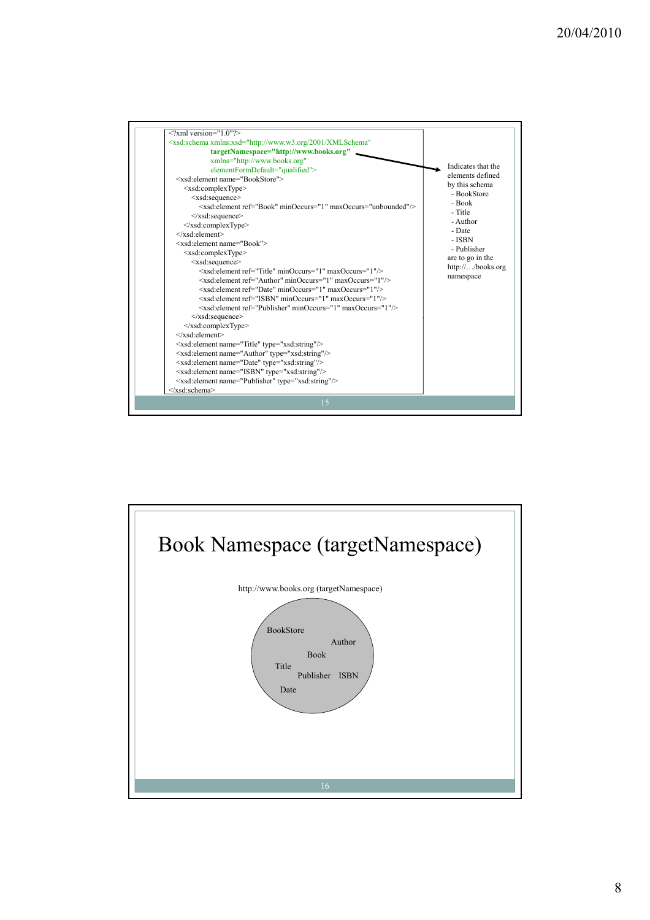```
<?xml version="1.0"?>
<xsd:schema xmlns:xsd="http://www.w3.org/2001/XMLSchema"
            targetNamespace="http://www.books.org"
            xmlns="http://www.books.org"
            elementFormDefault="qualified">
  <xsd:element name="BookStore">
    <xsd:complexType>
      <xsd:sequence>
        <xsd:element ref="Book" minOccurs="1" maxOccurs="unbounded"/>
      </xsd:sequence>
    </xsd:complexType>
  </xsd:element>
  <xsd:element name="Book">
    <xsd:complexType>
      <xsd:sequence>
        <xsd:element ref="Title" minOccurs="1" maxOccurs="1"/>
        <xsd:element ref="Author" minOccurs="1" maxOccurs="1"/>
        <xsd:element ref="Date" minOccurs="1" maxOccurs="1"/>
        <xsd:element ref="ISBN" minOccurs="1" maxOccurs="1"/>
        <xsd:element ref="Publisher" minOccurs="1" maxOccurs="1"/>
      </xsd:sequence>
    </xsd:complexType>
  </xsd:element>
  <xsd:element name="Title" type="xsd:string"/>
  <xsd:element name="Author" type="xsd:string"/>
  <xsd:element name="Date" type="xsd:string"/>
  <xsd:element name="ISBN" type="xsd:string"/>
  <xsd:element name="Publisher" type="xsd:string"/>
</xsd:schema>
```

Indicates that the elements defined by this schema
- BookStore
- Book
- Title
- Author
- Date
- ISBN
- Publisher

are to go in the http://…/books.org namespace

# Book Namespace (targetNamespace)

http://www.books.org (targetNamespace)

BookStore, Author, Book, Title, Publisher, ISBN, Date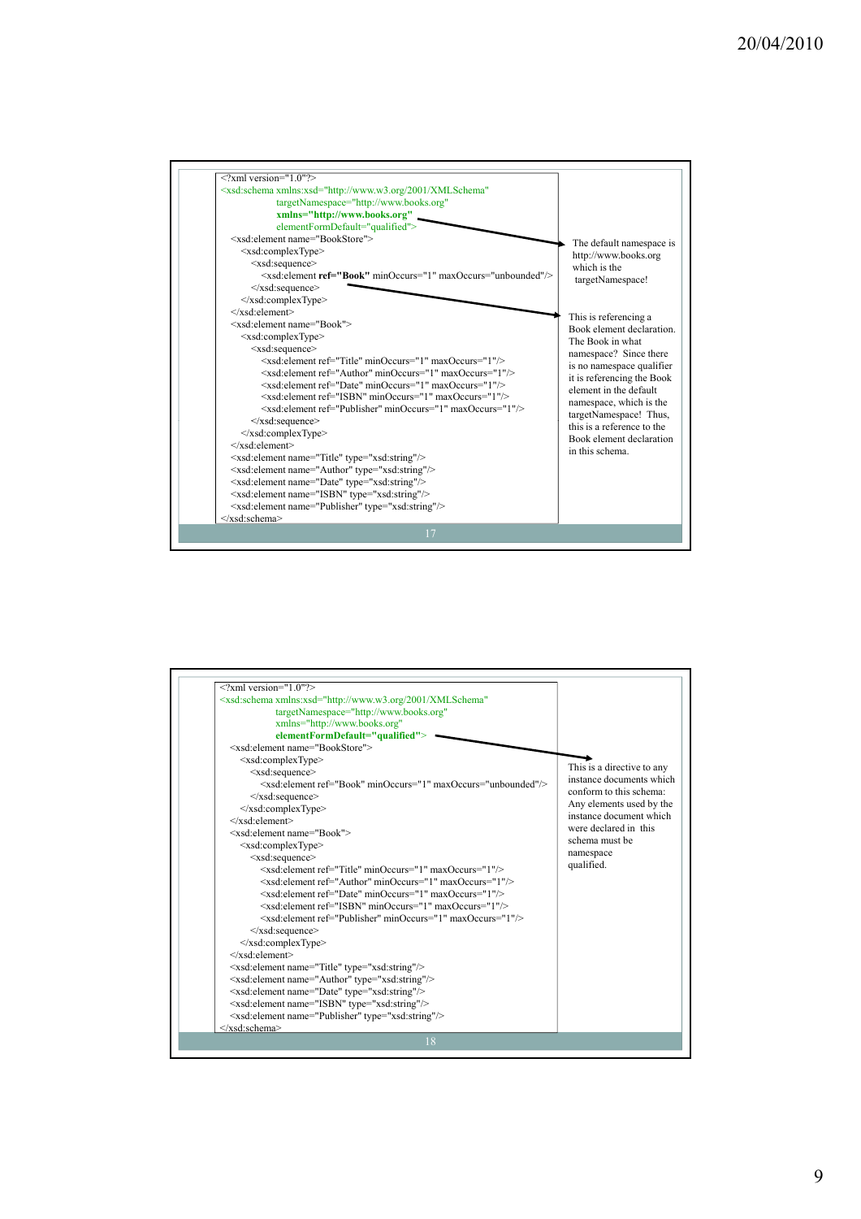```xml
<?xml version="1.0"?>
<xsd:schema xmlns:xsd="http://www.w3.org/2001/XMLSchema"
            targetNamespace="http://www.books.org"
            xmlns="http://www.books.org"
            elementFormDefault="qualified">
  <xsd:element name="BookStore">
    <xsd:complexType>
      <xsd:sequence>
        <xsd:element ref="Book" minOccurs="1" maxOccurs="unbounded"/>
      </xsd:sequence>
    </xsd:complexType>
  </xsd:element>
  <xsd:element name="Book">
    <xsd:complexType>
      <xsd:sequence>
        <xsd:element ref="Title" minOccurs="1" maxOccurs="1"/>
        <xsd:element ref="Author" minOccurs="1" maxOccurs="1"/>
        <xsd:element ref="Date" minOccurs="1" maxOccurs="1"/>
        <xsd:element ref="ISBN" minOccurs="1" maxOccurs="1"/>
        <xsd:element ref="Publisher" minOccurs="1" maxOccurs="1"/>
      </xsd:sequence>
    </xsd:complexType>
  </xsd:element>
  <xsd:element name="Title" type="xsd:string"/>
  <xsd:element name="Author" type="xsd:string"/>
  <xsd:element name="Date" type="xsd:string"/>
  <xsd:element name="ISBN" type="xsd:string"/>
  <xsd:element name="Publisher" type="xsd:string"/>
</xsd:schema>
```

**xmlns="http://www.books.org"** → The default namespace is http://www.books.org which is the targetNamespace!

**ref="Book"** → This is referencing a Book element declaration. The Book in what namespace? Since there is no namespace qualifier it is referencing the Book element in the default namespace, which is the targetNamespace! Thus, this is a reference to the Book element declaration in this schema.

```xml
<?xml version="1.0"?>
<xsd:schema xmlns:xsd="http://www.w3.org/2001/XMLSchema"
            targetNamespace="http://www.books.org"
            xmlns="http://www.books.org"
            elementFormDefault="qualified">
  <xsd:element name="BookStore">
    <xsd:complexType>
      <xsd:sequence>
        <xsd:element ref="Book" minOccurs="1" maxOccurs="unbounded"/>
      </xsd:sequence>
    </xsd:complexType>
  </xsd:element>
  <xsd:element name="Book">
    <xsd:complexType>
      <xsd:sequence>
        <xsd:element ref="Title" minOccurs="1" maxOccurs="1"/>
        <xsd:element ref="Author" minOccurs="1" maxOccurs="1"/>
        <xsd:element ref="Date" minOccurs="1" maxOccurs="1"/>
        <xsd:element ref="ISBN" minOccurs="1" maxOccurs="1"/>
        <xsd:element ref="Publisher" minOccurs="1" maxOccurs="1"/>
      </xsd:sequence>
    </xsd:complexType>
  </xsd:element>
  <xsd:element name="Title" type="xsd:string"/>
  <xsd:element name="Author" type="xsd:string"/>
  <xsd:element name="Date" type="xsd:string"/>
  <xsd:element name="ISBN" type="xsd:string"/>
  <xsd:element name="Publisher" type="xsd:string"/>
</xsd:schema>
```

**elementFormDefault="qualified"** → This is a directive to any instance documents which conform to this schema: Any elements used by the instance document which were declared in this schema must be namespace qualified.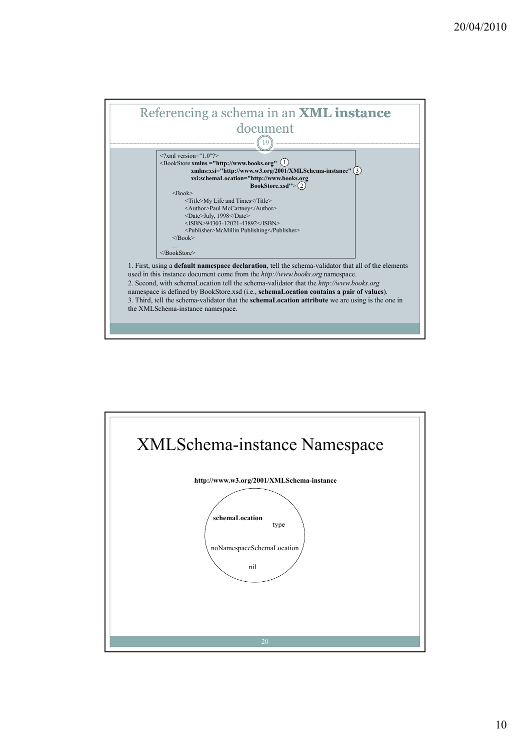## Referencing a schema in an **XML instance** document

```
<?xml version="1.0"?>
<BookStore xmlns ="http://www.books.org"  (1)
           xmlns:xsi="http://www.w3.org/2001/XMLSchema-instance"  (3)
           xsi:schemaLocation="http://www.books.org
                               BookStore.xsd">  (2)
    <Book>
        <Title>My Life and Times</Title>
        <Author>Paul McCartney</Author>
        <Date>July, 1998</Date>
        <ISBN>94303-12021-43892</ISBN>
        <Publisher>McMillin Publishing</Publisher>
    </Book>
    ...
</BookStore>
```

1. First, using a **default namespace declaration**, tell the schema-validator that all of the elements used in this instance document come from the *http://www.books.org* namespace.
2. Second, with schemaLocation tell the schema-validator that the *http://www.books.org* namespace is defined by BookStore.xsd (i.e., **schemaLocation contains a pair of values**).
3. Third, tell the schema-validator that the **schemaLocation attribute** we are using is the one in the XMLSchema-instance namespace.

# XMLSchema-instance Namespace

**http://www.w3.org/2001/XMLSchema-instance**

- **schemaLocation**
- type
- noNamespaceSchemaLocation
- nil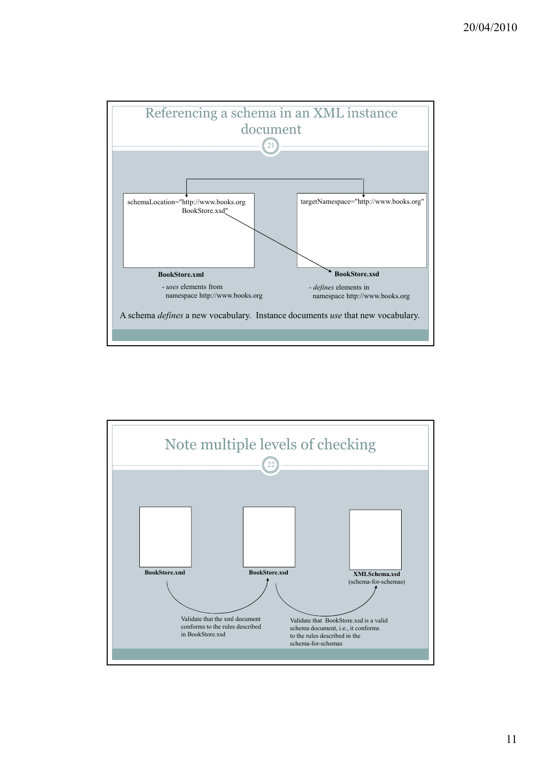## Referencing a schema in an XML instance document

schemaLocation="http://www.books.org
BookStore.xsd"

targetNamespace="http://www.books.org"

**BookStore.xml**

- *uses* elements from namespace http://www.books.org

**BookStore.xsd**

- *defines* elements in namespace http://www.books.org

A schema *defines* a new vocabulary. Instance documents *use* that new vocabulary.

## Note multiple levels of checking

**BookStore.xml**

**BookStore.xsd**

**XMLSchema.xsd**
(schema-for-schemas)

Validate that the xml document conforms to the rules described in BookStore.xsd

Validate that BookStore.xsd is a valid schema document, i.e., it conforms to the rules described in the schema-for-schemas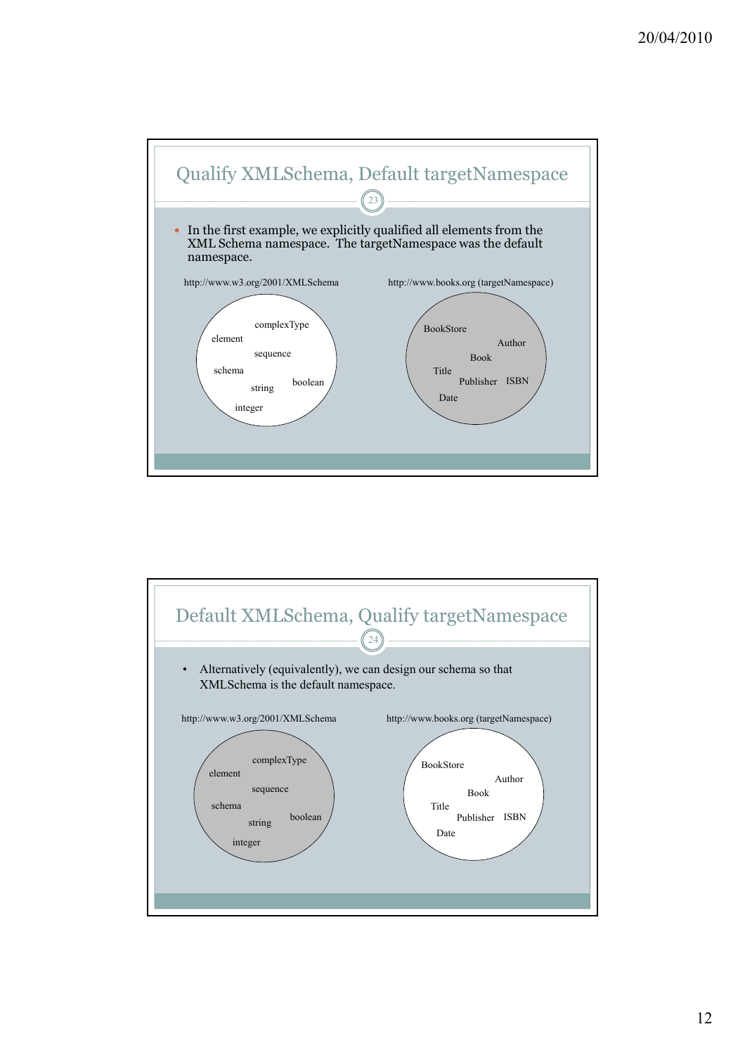## Qualify XMLSchema, Default targetNamespace

- In the first example, we explicitly qualified all elements from the XML Schema namespace. The targetNamespace was the default namespace.

http://www.w3.org/2001/XMLSchema

complexType, element, sequence, schema, boolean, string, integer

http://www.books.org (targetNamespace)

BookStore, Author, Book, Title, Publisher, ISBN, Date

## Default XMLSchema, Qualify targetNamespace

- Alternatively (equivalently), we can design our schema so that XMLSchema is the default namespace.

http://www.w3.org/2001/XMLSchema

complexType, element, sequence, schema, boolean, string, integer

http://www.books.org (targetNamespace)

BookStore, Author, Book, Title, Publisher, ISBN, Date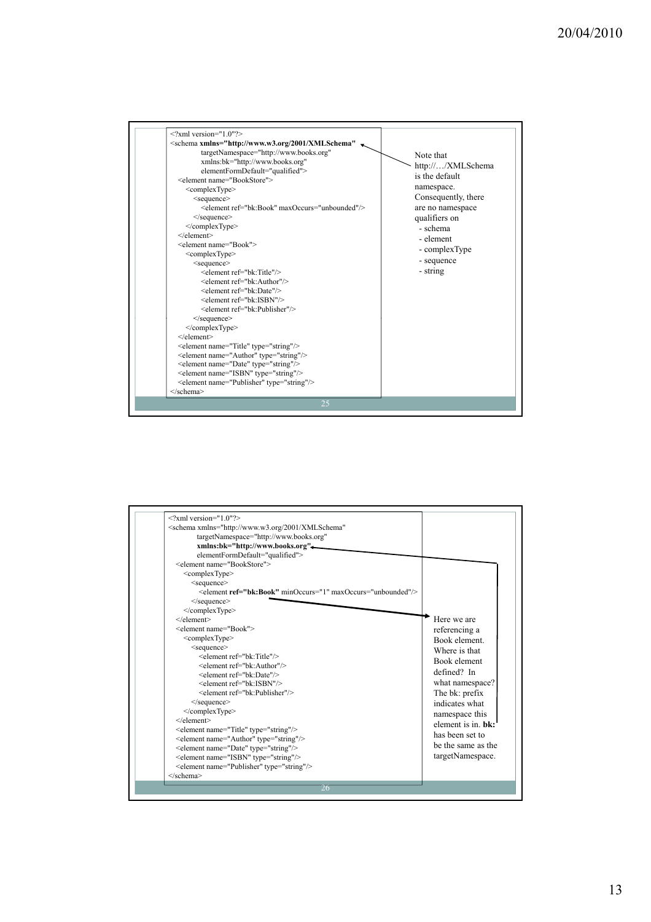```xml
<?xml version="1.0"?>
<schema xmlns="http://www.w3.org/2001/XMLSchema"
        targetNamespace="http://www.books.org"
        xmlns:bk="http://www.books.org"
        elementFormDefault="qualified">
  <element name="BookStore">
    <complexType>
      <sequence>
        <element ref="bk:Book" maxOccurs="unbounded"/>
      </sequence>
    </complexType>
  </element>
  <element name="Book">
    <complexType>
      <sequence>
        <element ref="bk:Title"/>
        <element ref="bk:Author"/>
        <element ref="bk:Date"/>
        <element ref="bk:ISBN"/>
        <element ref="bk:Publisher"/>
      </sequence>
    </complexType>
  </element>
  <element name="Title" type="string"/>
  <element name="Author" type="string"/>
  <element name="Date" type="string"/>
  <element name="ISBN" type="string"/>
  <element name="Publisher" type="string"/>
</schema>
```

Note that http://…/XMLSchema is the default namespace. Consequently, there are no namespace qualifiers on

- schema
- element
- complexType
- sequence
- string

```xml
<?xml version="1.0"?>
<schema xmlns="http://www.w3.org/2001/XMLSchema"
        targetNamespace="http://www.books.org"
        xmlns:bk="http://www.books.org"
        elementFormDefault="qualified">
  <element name="BookStore">
    <complexType>
      <sequence>
        <element ref="bk:Book" minOccurs="1" maxOccurs="unbounded"/>
      </sequence>
    </complexType>
  </element>
  <element name="Book">
    <complexType>
      <sequence>
        <element ref="bk:Title"/>
        <element ref="bk:Author"/>
        <element ref="bk:Date"/>
        <element ref="bk:ISBN"/>
        <element ref="bk:Publisher"/>
      </sequence>
    </complexType>
  </element>
  <element name="Title" type="string"/>
  <element name="Author" type="string"/>
  <element name="Date" type="string"/>
  <element name="ISBN" type="string"/>
  <element name="Publisher" type="string"/>
</schema>
```

Here we are referencing a Book element. Where is that Book element defined? In what namespace? The bk: prefix indicates what namespace this element is in. **bk:** has been set to be the same as the targetNamespace.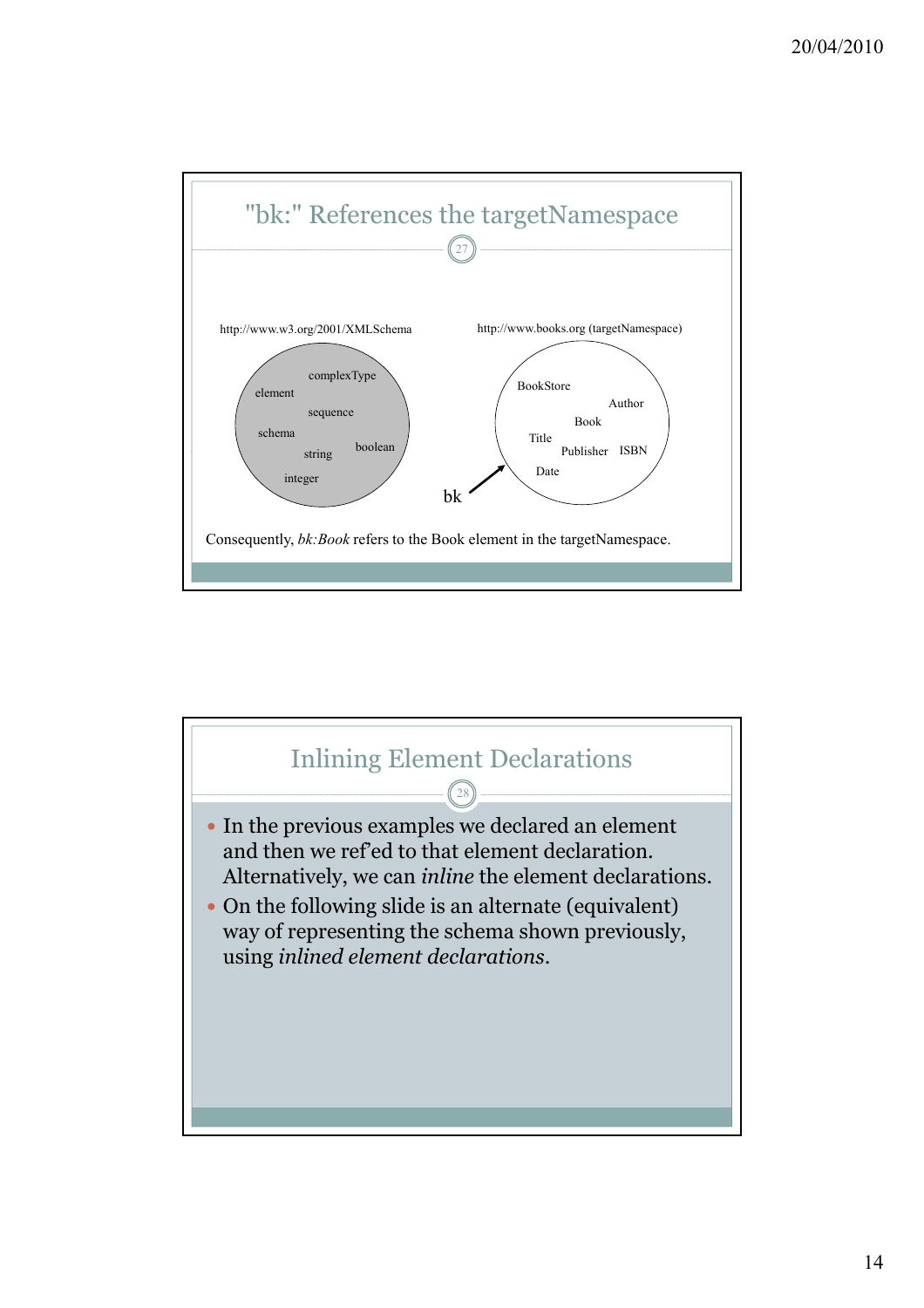## "bk:" References the targetNamespace

http://www.w3.org/2001/XMLSchema

complexType
element
sequence
schema
string
boolean
integer

http://www.books.org (targetNamespace)

BookStore
Author
Book
Title
Publisher
ISBN
Date

bk

Consequently, *bk:Book* refers to the Book element in the targetNamespace.

## Inlining Element Declarations

- In the previous examples we declared an element and then we ref'ed to that element declaration. Alternatively, we can *inline* the element declarations.
- On the following slide is an alternate (equivalent) way of representing the schema shown previously, using *inlined element declarations*.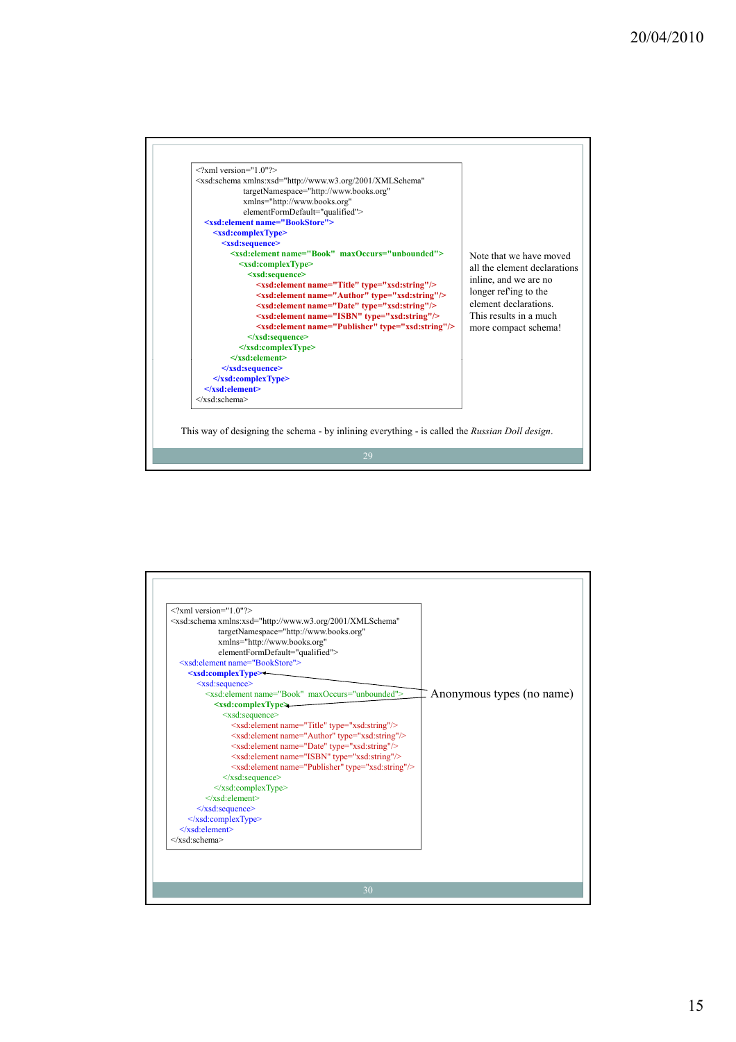```xml
<?xml version="1.0"?>
<xsd:schema xmlns:xsd="http://www.w3.org/2001/XMLSchema"
            targetNamespace="http://www.books.org"
            xmlns="http://www.books.org"
            elementFormDefault="qualified">
  <xsd:element name="BookStore">
    <xsd:complexType>
      <xsd:sequence>
        <xsd:element name="Book" maxOccurs="unbounded">
          <xsd:complexType>
            <xsd:sequence>
              <xsd:element name="Title" type="xsd:string"/>
              <xsd:element name="Author" type="xsd:string"/>
              <xsd:element name="Date" type="xsd:string"/>
              <xsd:element name="ISBN" type="xsd:string"/>
              <xsd:element name="Publisher" type="xsd:string"/>
            </xsd:sequence>
          </xsd:complexType>
        </xsd:element>
      </xsd:sequence>
    </xsd:complexType>
  </xsd:element>
</xsd:schema>
```

Note that we have moved all the element declarations inline, and we are no longer ref'ing to the element declarations. This results in a much more compact schema!

This way of designing the schema - by inlining everything - is called the *Russian Doll design*.

```xml
<?xml version="1.0"?>
<xsd:schema xmlns:xsd="http://www.w3.org/2001/XMLSchema"
            targetNamespace="http://www.books.org"
            xmlns="http://www.books.org"
            elementFormDefault="qualified">
  <xsd:element name="BookStore">
    <xsd:complexType>
      <xsd:sequence>
        <xsd:element name="Book" maxOccurs="unbounded">
          <xsd:complexType>
            <xsd:sequence>
              <xsd:element name="Title" type="xsd:string"/>
              <xsd:element name="Author" type="xsd:string"/>
              <xsd:element name="Date" type="xsd:string"/>
              <xsd:element name="ISBN" type="xsd:string"/>
              <xsd:element name="Publisher" type="xsd:string"/>
            </xsd:sequence>
          </xsd:complexType>
        </xsd:element>
      </xsd:sequence>
    </xsd:complexType>
  </xsd:element>
</xsd:schema>
```

Anonymous types (no name)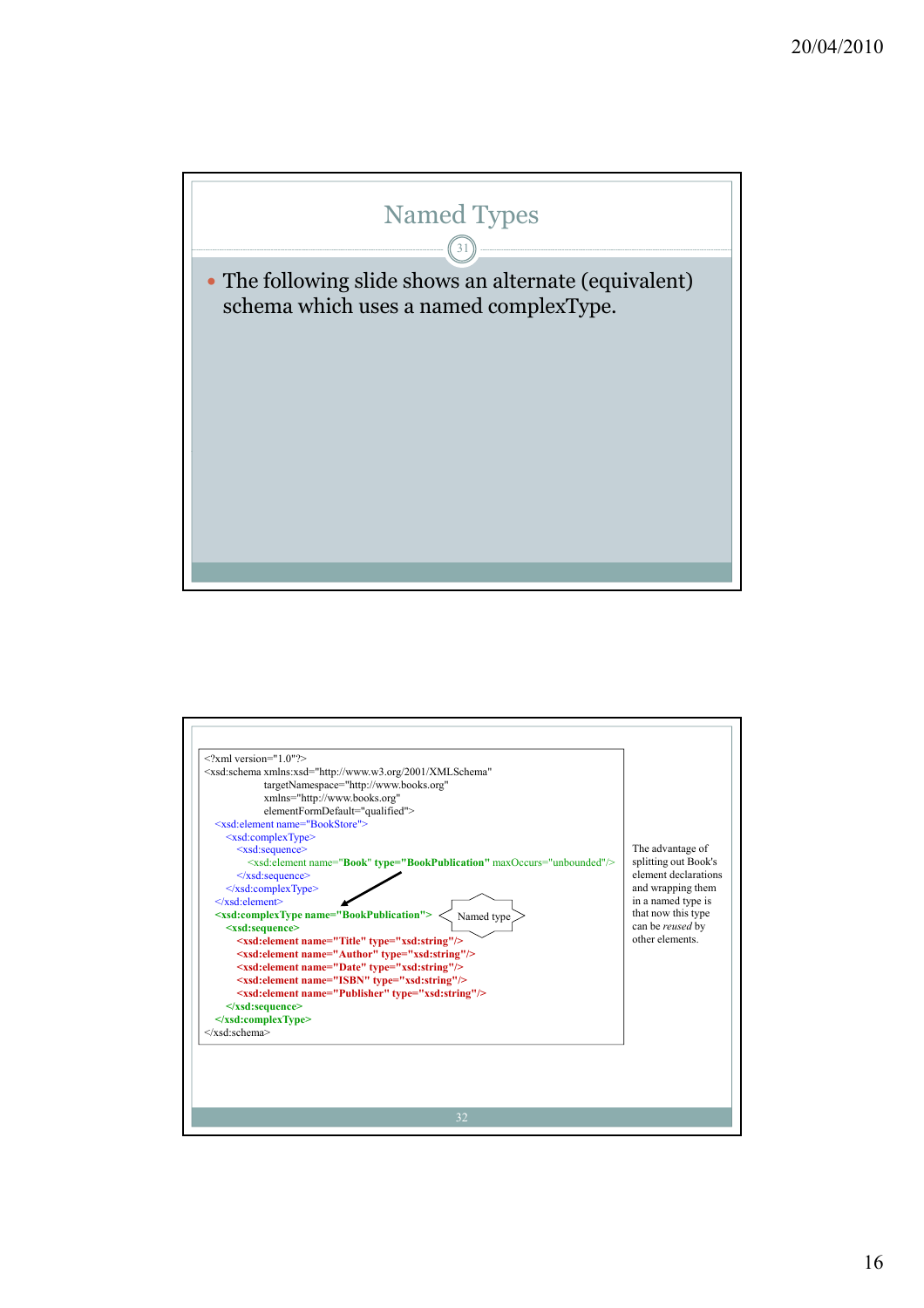## Named Types

- The following slide shows an alternate (equivalent) schema which uses a named complexType.

```
<?xml version="1.0"?>
<xsd:schema xmlns:xsd="http://www.w3.org/2001/XMLSchema"
            targetNamespace="http://www.books.org"
            xmlns="http://www.books.org"
            elementFormDefault="qualified">
  <xsd:element name="BookStore">
    <xsd:complexType>
      <xsd:sequence>
        <xsd:element name="Book" type="BookPublication" maxOccurs="unbounded"/>
      </xsd:sequence>
    </xsd:complexType>
  </xsd:element>
  <xsd:complexType name="BookPublication">
    <xsd:sequence>
      <xsd:element name="Title" type="xsd:string"/>
      <xsd:element name="Author" type="xsd:string"/>
      <xsd:element name="Date" type="xsd:string"/>
      <xsd:element name="ISBN" type="xsd:string"/>
      <xsd:element name="Publisher" type="xsd:string"/>
    </xsd:sequence>
  </xsd:complexType>
</xsd:schema>
```

Named type

The advantage of splitting out Book's element declarations and wrapping them in a named type is that now this type can be *reused* by other elements.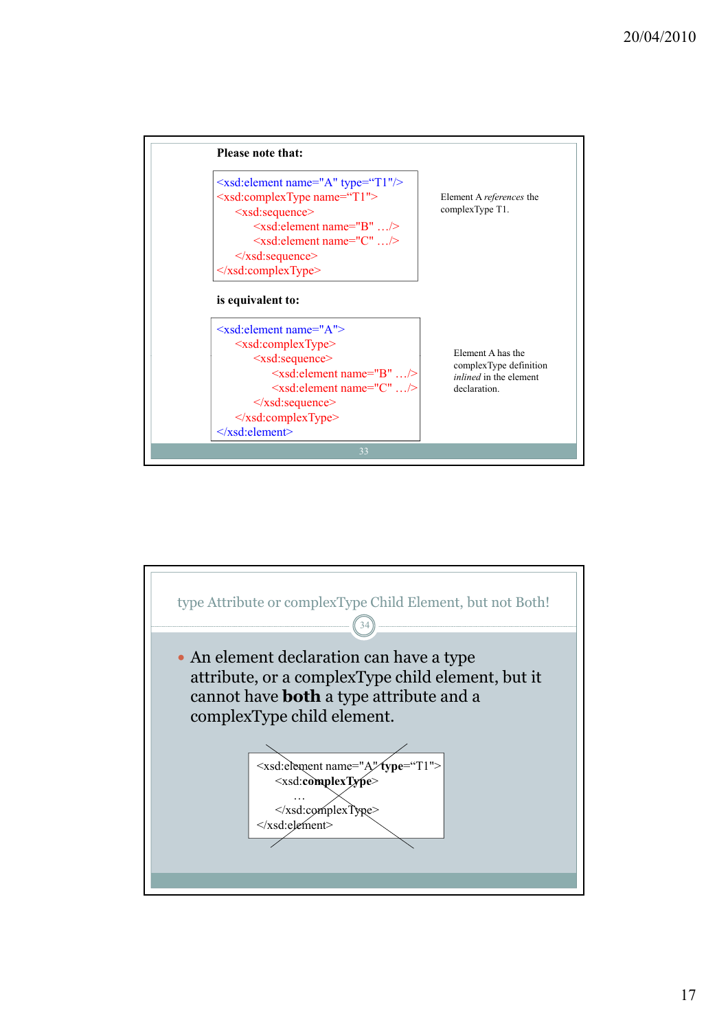**Please note that:**

```
<xsd:element name="A" type="T1"/>
<xsd:complexType name="T1">
    <xsd:sequence>
        <xsd:element name="B" …/>
        <xsd:element name="C" …/>
    </xsd:sequence>
</xsd:complexType>
```

Element A *references* the complexType T1.

**is equivalent to:**

```
<xsd:element name="A">
    <xsd:complexType>
        <xsd:sequence>
            <xsd:element name="B" …/>
            <xsd:element name="C" …/>
        </xsd:sequence>
    </xsd:complexType>
</xsd:element>
```

Element A has the complexType definition *inlined* in the element declaration.

## type Attribute or complexType Child Element, but not Both!

- An element declaration can have a type attribute, or a complexType child element, but it cannot have **both** a type attribute and a complexType child element.

```
<xsd:element name="A" type="T1">
    <xsd:complexType>
        …
    </xsd:complexType>
</xsd:element>
```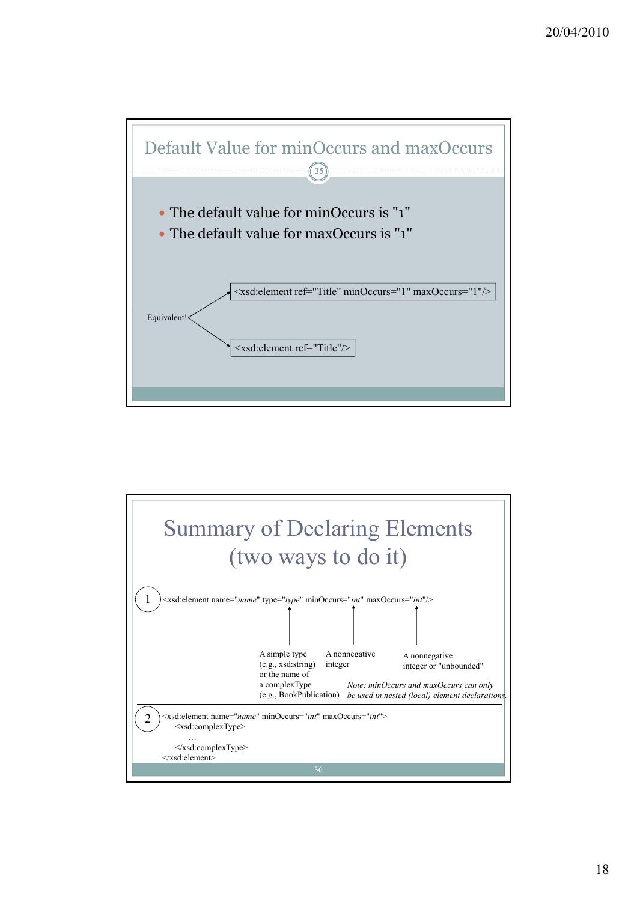## Default Value for minOccurs and maxOccurs

- The default value for minOccurs is "1"
- The default value for maxOccurs is "1"

Equivalent!

```
<xsd:element ref="Title" minOccurs="1" maxOccurs="1"/>
```

```
<xsd:element ref="Title"/>
```

## Summary of Declaring Elements (two ways to do it)

1

```
<xsd:element name="name" type="type" minOccurs="int" maxOccurs="int"/>
```

- type: A simple type (e.g., xsd:string) or the name of a complexType (e.g., BookPublication)
- minOccurs: A nonnegative integer
- maxOccurs: A nonnegative integer or "unbounded"

*Note: minOccurs and maxOccurs can only be used in nested (local) element declarations.*

2

```
<xsd:element name="name" minOccurs="int" maxOccurs="int">
    <xsd:complexType>
        …
    </xsd:complexType>
</xsd:element>
```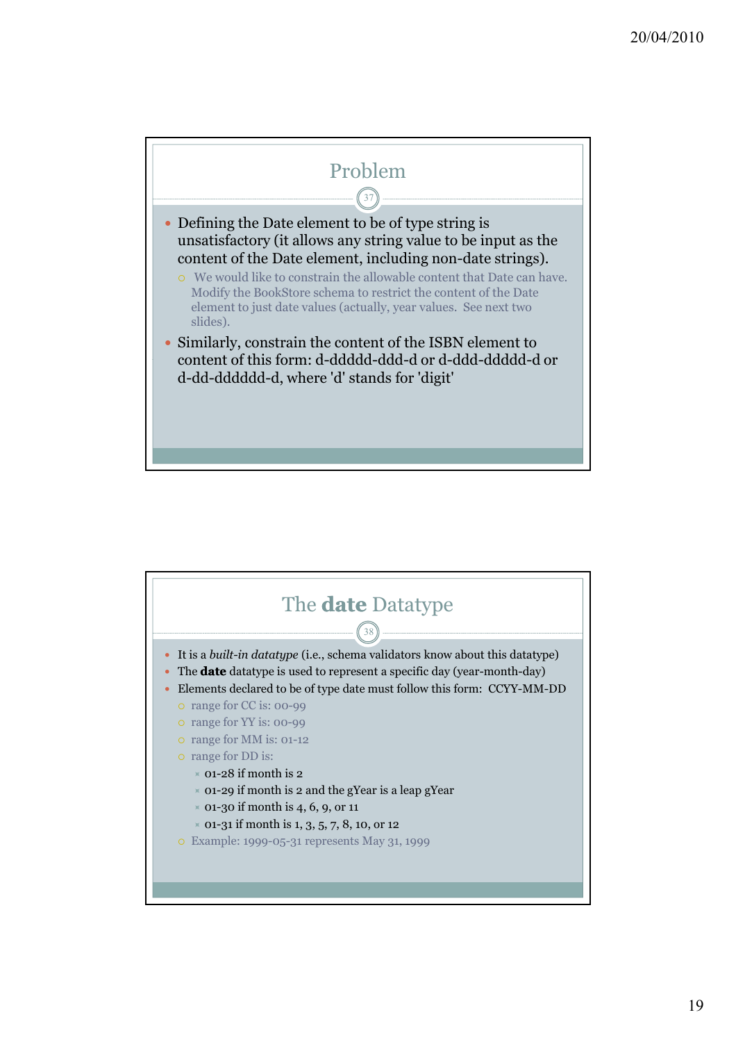## Problem

- Defining the Date element to be of type string is unsatisfactory (it allows any string value to be input as the content of the Date element, including non-date strings).
  - We would like to constrain the allowable content that Date can have. Modify the BookStore schema to restrict the content of the Date element to just date values (actually, year values. See next two slides).
- Similarly, constrain the content of the ISBN element to content of this form: d-ddddd-ddd-d or d-ddd-ddddd-d or d-dd-dddddd-d, where 'd' stands for 'digit'

## The **date** Datatype

- It is a *built-in datatype* (i.e., schema validators know about this datatype)
- The **date** datatype is used to represent a specific day (year-month-day)
- Elements declared to be of type date must follow this form: CCYY-MM-DD
  - range for CC is: 00-99
  - range for YY is: 00-99
  - range for MM is: 01-12
  - range for DD is:
    - 01-28 if month is 2
    - 01-29 if month is 2 and the gYear is a leap gYear
    - 01-30 if month is 4, 6, 9, or 11
    - 01-31 if month is 1, 3, 5, 7, 8, 10, or 12
  - Example: 1999-05-31 represents May 31, 1999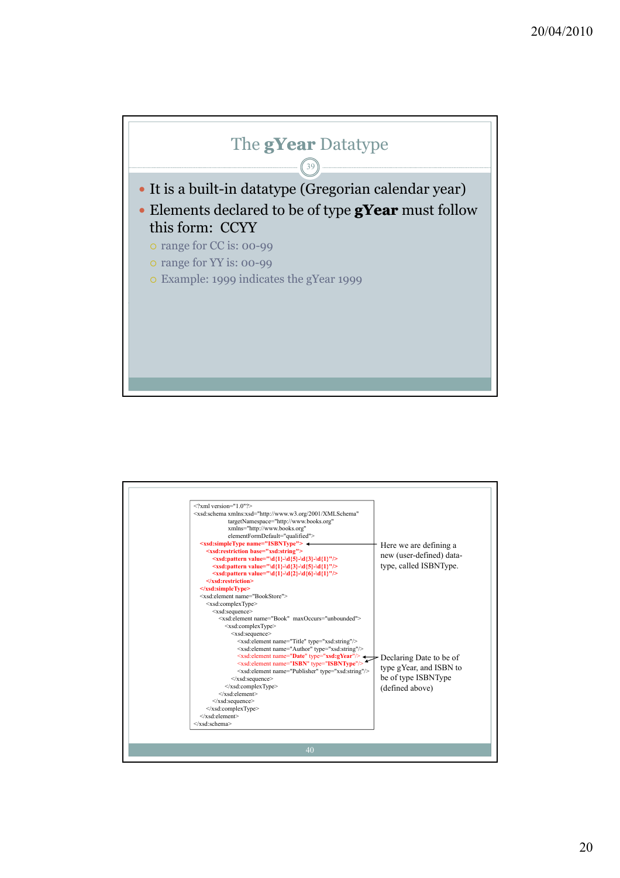## The gYear Datatype

- It is a built-in datatype (Gregorian calendar year)
- Elements declared to be of type **gYear** must follow this form: CCYY
  - range for CC is: 00-99
  - range for YY is: 00-99
  - Example: 1999 indicates the gYear 1999

```
<?xml version="1.0"?>
<xsd:schema xmlns:xsd="http://www.w3.org/2001/XMLSchema"
            targetNamespace="http://www.books.org"
            xmlns="http://www.books.org"
            elementFormDefault="qualified">
  <xsd:simpleType name="ISBNType">
    <xsd:restriction base="xsd:string">
      <xsd:pattern value="\d{1}-\d{5}-\d{3}-\d{1}"/>
      <xsd:pattern value="\d{1}-\d{3}-\d{5}-\d{1}"/>
      <xsd:pattern value="\d{1}-\d{2}-\d{6}-\d{1}"/>
    </xsd:restriction>
  </xsd:simpleType>
  <xsd:element name="BookStore">
    <xsd:complexType>
      <xsd:sequence>
        <xsd:element name="Book" maxOccurs="unbounded">
          <xsd:complexType>
            <xsd:sequence>
              <xsd:element name="Title" type="xsd:string"/>
              <xsd:element name="Author" type="xsd:string"/>
              <xsd:element name="Date" type="xsd:gYear"/>
              <xsd:element name="ISBN" type="ISBNType"/>
              <xsd:element name="Publisher" type="xsd:string"/>
            </xsd:sequence>
          </xsd:complexType>
        </xsd:element>
      </xsd:sequence>
    </xsd:complexType>
  </xsd:element>
</xsd:schema>
```

Here we are defining a new (user-defined) data-type, called ISBNType.

Declaring Date to be of type gYear, and ISBN to be of type ISBNType (defined above)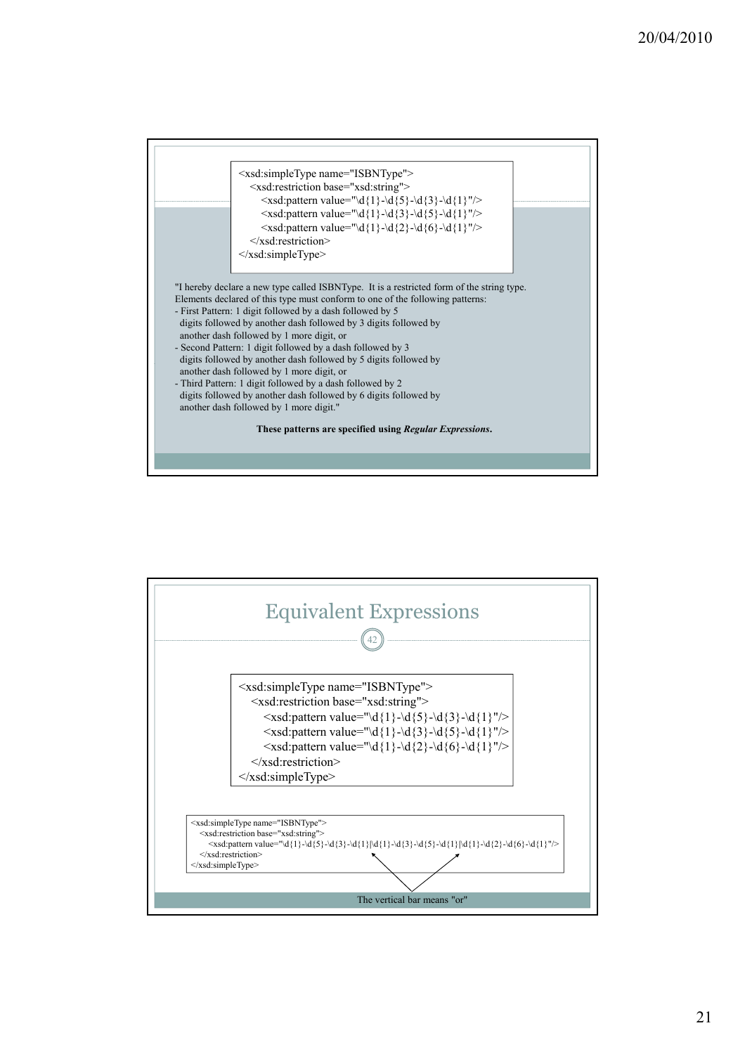```
<xsd:simpleType name="ISBNType">
    <xsd:restriction base="xsd:string">
        <xsd:pattern value="\d{1}-\d{5}-\d{3}-\d{1}"/>
        <xsd:pattern value="\d{1}-\d{3}-\d{5}-\d{1}"/>
        <xsd:pattern value="\d{1}-\d{2}-\d{6}-\d{1}"/>
    </xsd:restriction>
</xsd:simpleType>
```

"I hereby declare a new type called ISBNType. It is a restricted form of the string type. Elements declared of this type must conform to one of the following patterns:
- First Pattern: 1 digit followed by a dash followed by 5 digits followed by another dash followed by 3 digits followed by another dash followed by 1 more digit, or
- Second Pattern: 1 digit followed by a dash followed by 3 digits followed by another dash followed by 5 digits followed by another dash followed by 1 more digit, or
- Third Pattern: 1 digit followed by a dash followed by 2 digits followed by another dash followed by 6 digits followed by another dash followed by 1 more digit."

**These patterns are specified using *Regular Expressions*.**

## Equivalent Expressions

42

```
<xsd:simpleType name="ISBNType">
    <xsd:restriction base="xsd:string">
        <xsd:pattern value="\d{1}-\d{5}-\d{3}-\d{1}"/>
        <xsd:pattern value="\d{1}-\d{3}-\d{5}-\d{1}"/>
        <xsd:pattern value="\d{1}-\d{2}-\d{6}-\d{1}"/>
    </xsd:restriction>
</xsd:simpleType>
```

```
<xsd:simpleType name="ISBNType">
    <xsd:restriction base="xsd:string">
        <xsd:pattern value="\d{1}-\d{5}-\d{3}-\d{1}|\d{1}-\d{3}-\d{5}-\d{1}|\d{1}-\d{2}-\d{6}-\d{1}"/>
    </xsd:restriction>
</xsd:simpleType>
```

The vertical bar means "or"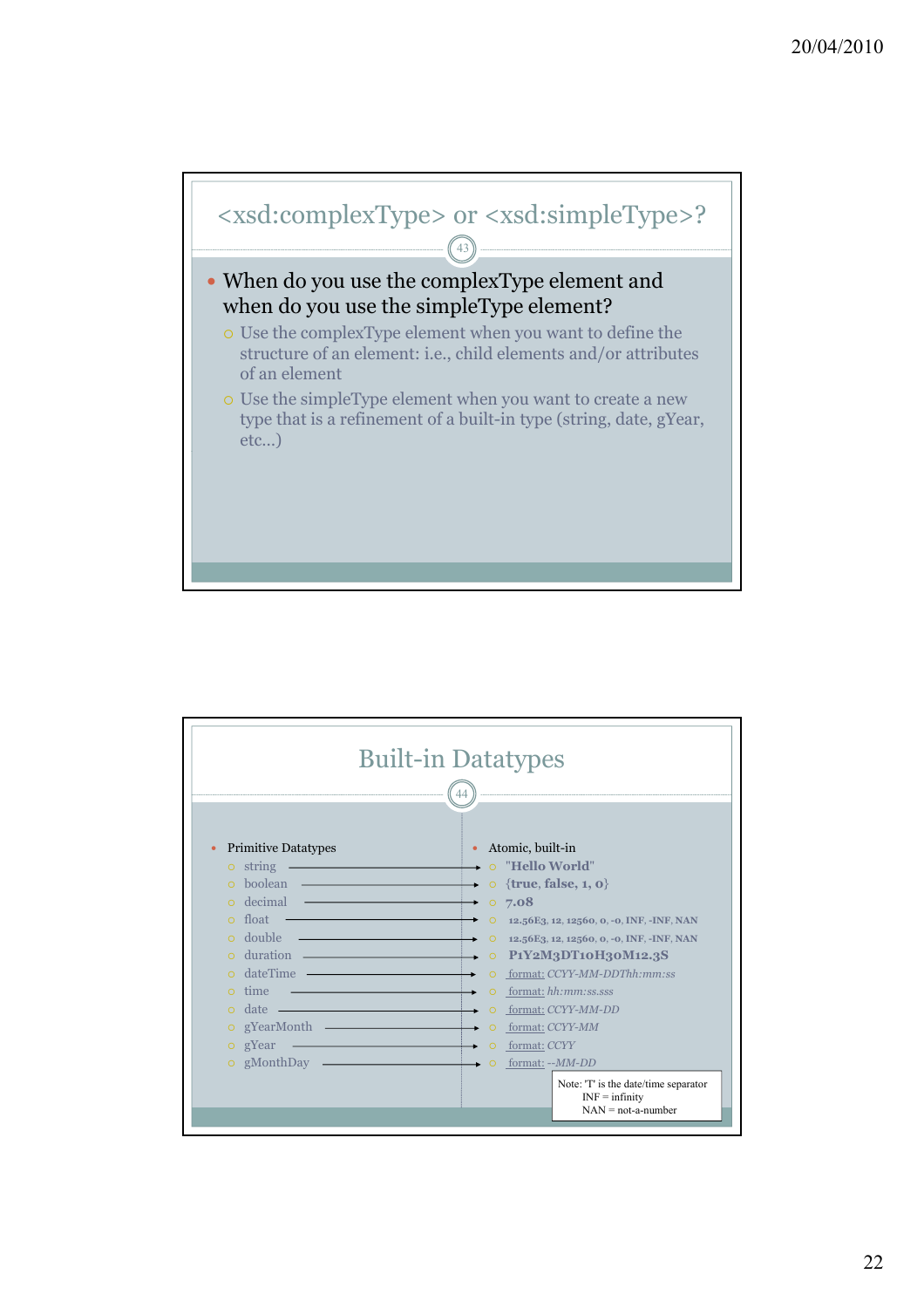## <xsd:complexType> or <xsd:simpleType>?

- When do you use the complexType element and when do you use the simpleType element?
  - Use the complexType element when you want to define the structure of an element: i.e., child elements and/or attributes of an element
  - Use the simpleType element when you want to create a new type that is a refinement of a built-in type (string, date, gYear, etc…)

## Built-in Datatypes

| Primitive Datatypes | Atomic, built-in |
|---|---|
| string | "Hello World" |
| boolean | {true, false, 1, 0} |
| decimal | 7.08 |
| float | 12.56E3, 12, 12560, 0, -0, INF, -INF, NAN |
| double | 12.56E3, 12, 12560, 0, -0, INF, -INF, NAN |
| duration | P1Y2M3DT10H30M12.3S |
| dateTime | format: *CCYY-MM-DDThh:mm:ss* |
| time | format: *hh:mm:ss.sss* |
| date | format: *CCYY-MM-DD* |
| gYearMonth | format: *CCYY-MM* |
| gYear | format: *CCYY* |
| gMonthDay | format: *--MM-DD* |

Note: 'T' is the date/time separator
INF = infinity
NAN = not-a-number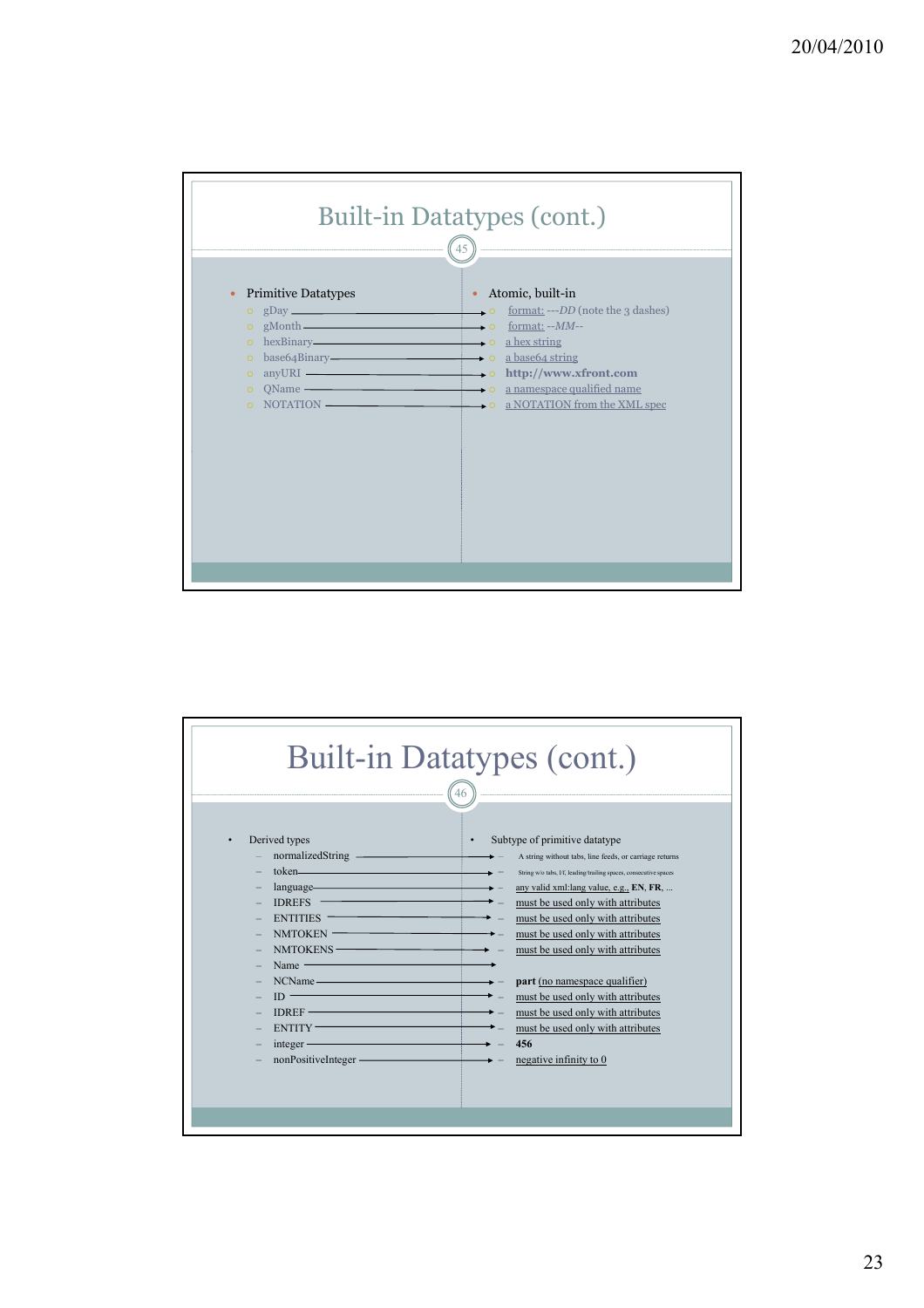## Built-in Datatypes (cont.)

- Primitive Datatypes
  - gDay → format: ---*DD* (note the 3 dashes)
  - gMonth → format: --*MM*--
  - hexBinary → a hex string
  - base64Binary → a base64 string
  - anyURI → **http://www.xfront.com**
  - QName → a namespace qualified name
  - NOTATION → a NOTATION from the XML spec

- Atomic, built-in

## Built-in Datatypes (cont.)

- Derived types
  - normalizedString → A string without tabs, line feeds, or carriage returns
  - token → String w/o tabs, l/f, leading/trailing spaces, consecutive spaces
  - language → any valid xml:lang value, e.g., **EN**, **FR**, ...
  - IDREFS → must be used only with attributes
  - ENTITIES → must be used only with attributes
  - NMTOKEN → must be used only with attributes
  - NMTOKENS → must be used only with attributes
  - Name →
  - NCName → **part** (no namespace qualifier)
  - ID → must be used only with attributes
  - IDREF → must be used only with attributes
  - ENTITY → must be used only with attributes
  - integer → **456**
  - nonPositiveInteger → negative infinity to 0

- Subtype of primitive datatype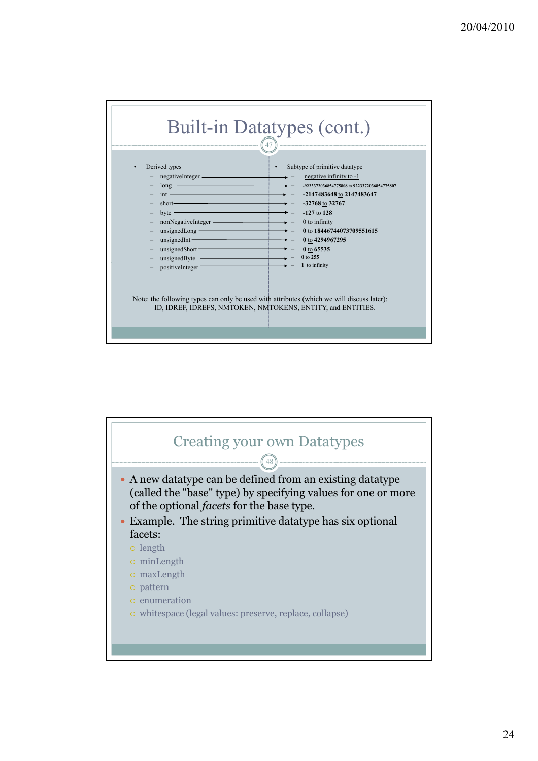## Built-in Datatypes (cont.)

- Derived types
  - negativeInteger → negative infinity to -1
  - long → -9223372036854775808 to 9223372036854775807
  - int → -2147483648 to 2147483647
  - short → -32768 to 32767
  - byte → -127 to 128
  - nonNegativeInteger → 0 to infinity
  - unsignedLong → 0 to 18446744073709551615
  - unsignedInt → 0 to 4294967295
  - unsignedShort → 0 to 65535
  - unsignedByte → 0 to 255
  - positiveInteger → 1 to infinity

| Derived types | Subtype of primitive datatype |
|---|---|
| negativeInteger | negative infinity to -1 |
| long | -9223372036854775808 to 9223372036854775807 |
| int | -2147483648 to 2147483647 |
| short | -32768 to 32767 |
| byte | -127 to 128 |
| nonNegativeInteger | 0 to infinity |
| unsignedLong | 0 to 18446744073709551615 |
| unsignedInt | 0 to 4294967295 |
| unsignedShort | 0 to 65535 |
| unsignedByte | 0 to 255 |
| positiveInteger | 1 to infinity |

Note: the following types can only be used with attributes (which we will discuss later): ID, IDREF, IDREFS, NMTOKEN, NMTOKENS, ENTITY, and ENTITIES.

## Creating your own Datatypes

- A new datatype can be defined from an existing datatype (called the "base" type) by specifying values for one or more of the optional *facets* for the base type.
- Example. The string primitive datatype has six optional facets:
  - length
  - minLength
  - maxLength
  - pattern
  - enumeration
  - whitespace (legal values: preserve, replace, collapse)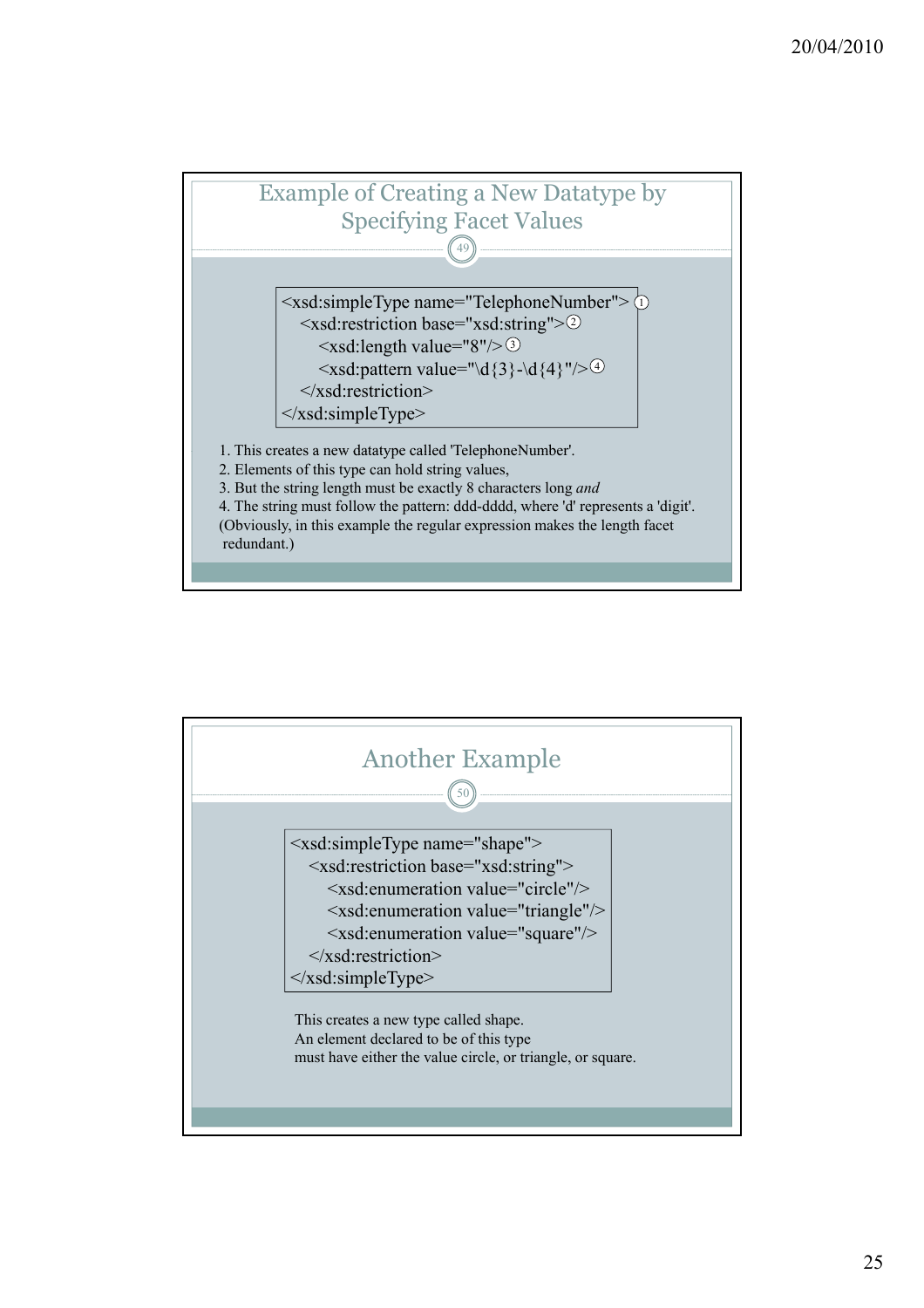## Example of Creating a New Datatype by Specifying Facet Values

```
<xsd:simpleType name="TelephoneNumber"> ①
    <xsd:restriction base="xsd:string">②
        <xsd:length value="8"/> ③
        <xsd:pattern value="\d{3}-\d{4}"/>④
    </xsd:restriction>
</xsd:simpleType>
```

1. This creates a new datatype called 'TelephoneNumber'.
2. Elements of this type can hold string values,
3. But the string length must be exactly 8 characters long *and*
4. The string must follow the pattern: ddd-dddd, where 'd' represents a 'digit'.

(Obviously, in this example the regular expression makes the length facet redundant.)

## Another Example

```
<xsd:simpleType name="shape">
    <xsd:restriction base="xsd:string">
        <xsd:enumeration value="circle"/>
        <xsd:enumeration value="triangle"/>
        <xsd:enumeration value="square"/>
    </xsd:restriction>
</xsd:simpleType>
```

This creates a new type called shape.
An element declared to be of this type
must have either the value circle, or triangle, or square.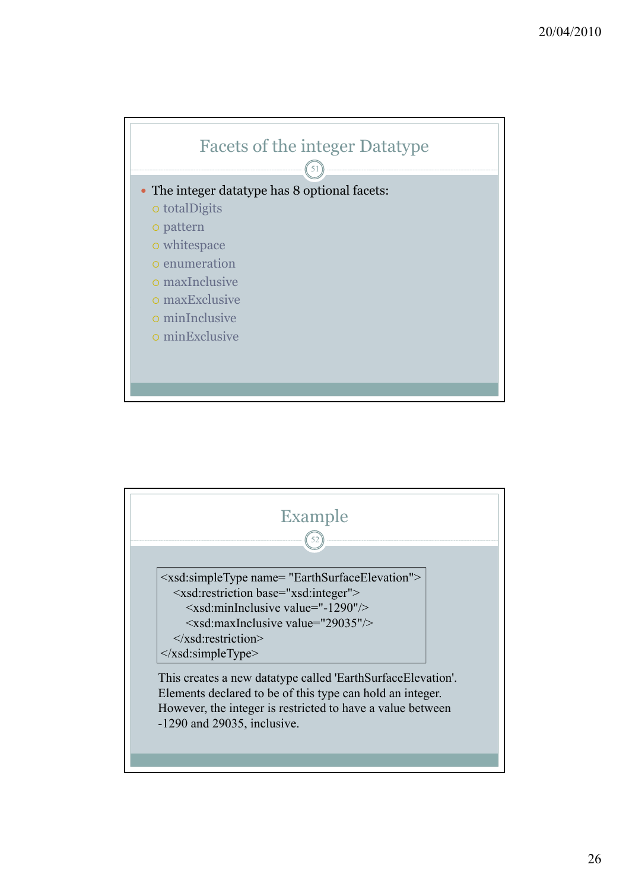## Facets of the integer Datatype

- The integer datatype has 8 optional facets:
  - totalDigits
  - pattern
  - whitespace
  - enumeration
  - maxInclusive
  - maxExclusive
  - minInclusive
  - minExclusive

## Example

```
<xsd:simpleType name= "EarthSurfaceElevation">
    <xsd:restriction base="xsd:integer">
        <xsd:minInclusive value="-1290"/>
        <xsd:maxInclusive value="29035"/>
    </xsd:restriction>
</xsd:simpleType>
```

This creates a new datatype called 'EarthSurfaceElevation'. Elements declared to be of this type can hold an integer. However, the integer is restricted to have a value between -1290 and 29035, inclusive.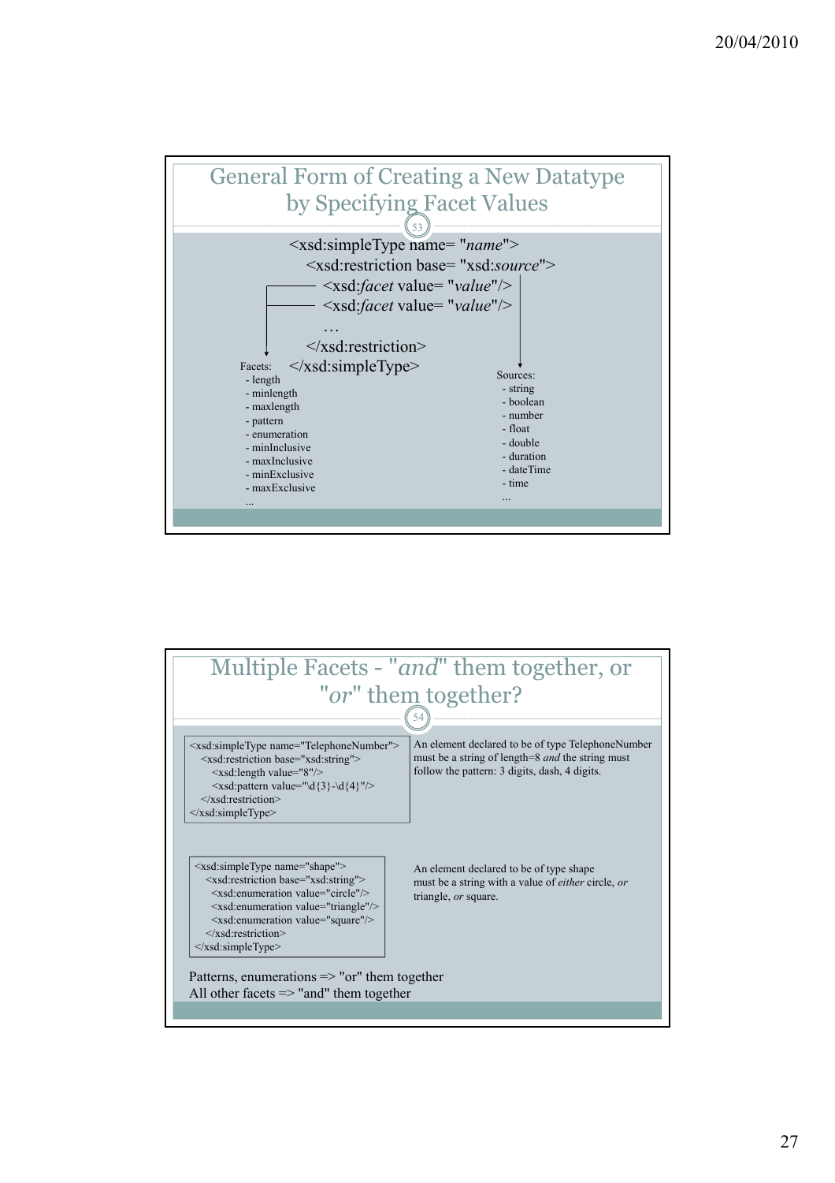## General Form of Creating a New Datatype by Specifying Facet Values

```
<xsd:simpleType name= "name">
    <xsd:restriction base= "xsd:source">
        <xsd:facet value= "value"/>
        <xsd:facet value= "value"/>
        …
    </xsd:restriction>
</xsd:simpleType>
```

Facets:
- length
- minlength
- maxlength
- pattern
- enumeration
- minInclusive
- maxInclusive
- minExclusive
- maxExclusive
- ...

Sources:
- string
- boolean
- number
- float
- double
- duration
- dateTime
- time
- ...

## Multiple Facets - "*and*" them together, or "*or*" them together?

```
<xsd:simpleType name="TelephoneNumber">
  <xsd:restriction base="xsd:string">
    <xsd:length value="8"/>
    <xsd:pattern value="\d{3}-\d{4}"/>
  </xsd:restriction>
</xsd:simpleType>
```

An element declared to be of type TelephoneNumber must be a string of length=8 *and* the string must follow the pattern: 3 digits, dash, 4 digits.

```
<xsd:simpleType name="shape">
  <xsd:restriction base="xsd:string">
    <xsd:enumeration value="circle"/>
    <xsd:enumeration value="triangle"/>
    <xsd:enumeration value="square"/>
  </xsd:restriction>
</xsd:simpleType>
```

An element declared to be of type shape must be a string with a value of *either* circle, *or* triangle, *or* square.

Patterns, enumerations => "or" them together
All other facets => "and" them together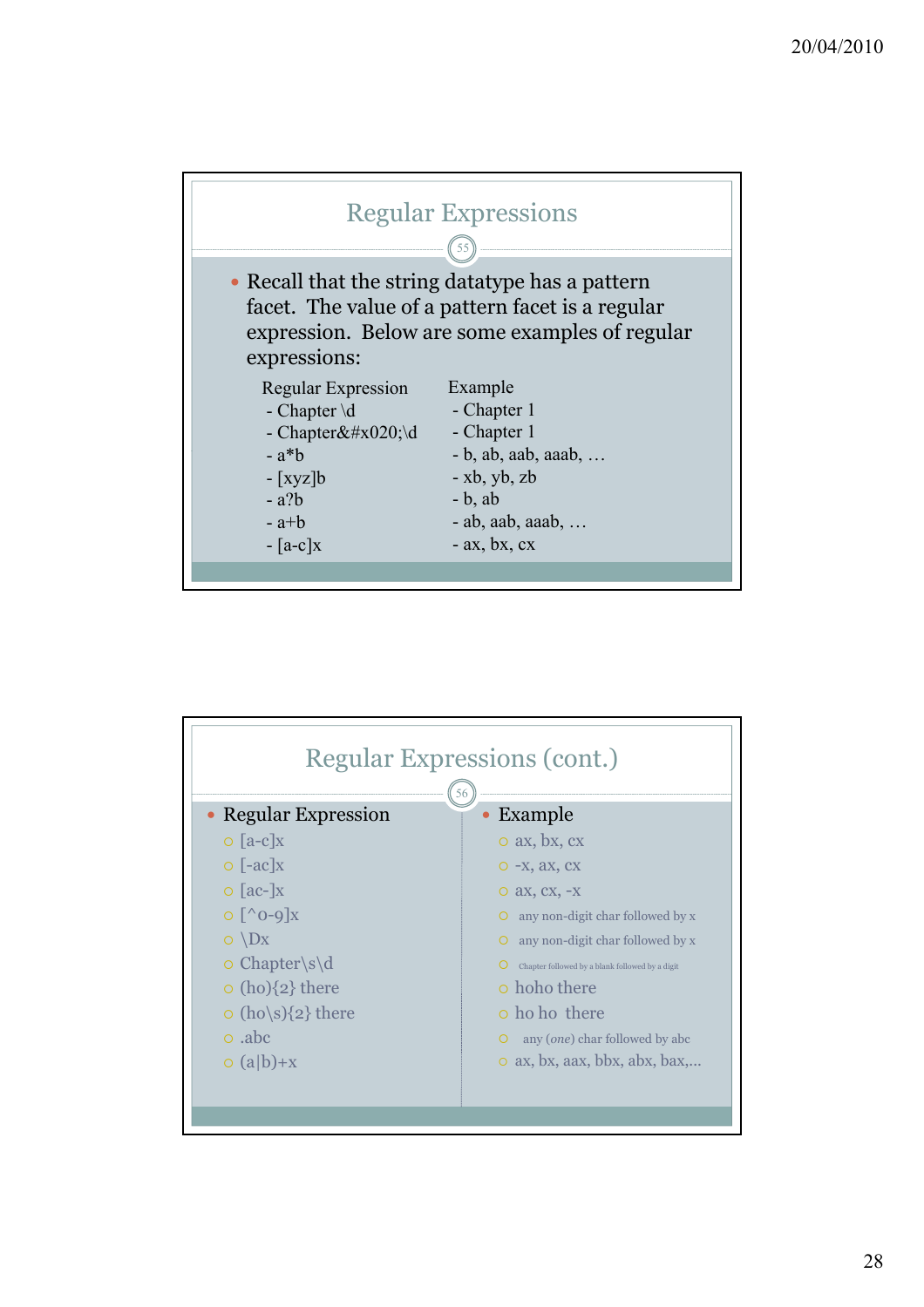## Regular Expressions

- Recall that the string datatype has a pattern facet. The value of a pattern facet is a regular expression. Below are some examples of regular expressions:

| Regular Expression | Example |
|---|---|
| - Chapter \d | - Chapter 1 |
| - Chapter&#x020;\d | - Chapter 1 |
| - a*b | - b, ab, aab, aaab, … |
| - [xyz]b | - xb, yb, zb |
| - a?b | - b, ab |
| - a+b | - ab, aab, aaab, … |
| - [a-c]x | - ax, bx, cx |

## Regular Expressions (cont.)

| Regular Expression | Example |
|---|---|
| [a-c]x | ax, bx, cx |
| [-ac]x | -x, ax, cx |
| [ac-]x | ax, cx, -x |
| [^0-9]x | any non-digit char followed by x |
| \Dx | any non-digit char followed by x |
| Chapter\s\d | Chapter followed by a blank followed by a digit |
| (ho){2} there | hoho there |
| (ho\s){2} there | ho ho there |
| .abc | any *(one)* char followed by abc |
| (a\|b)+x | ax, bx, aax, bbx, abx, bax,... |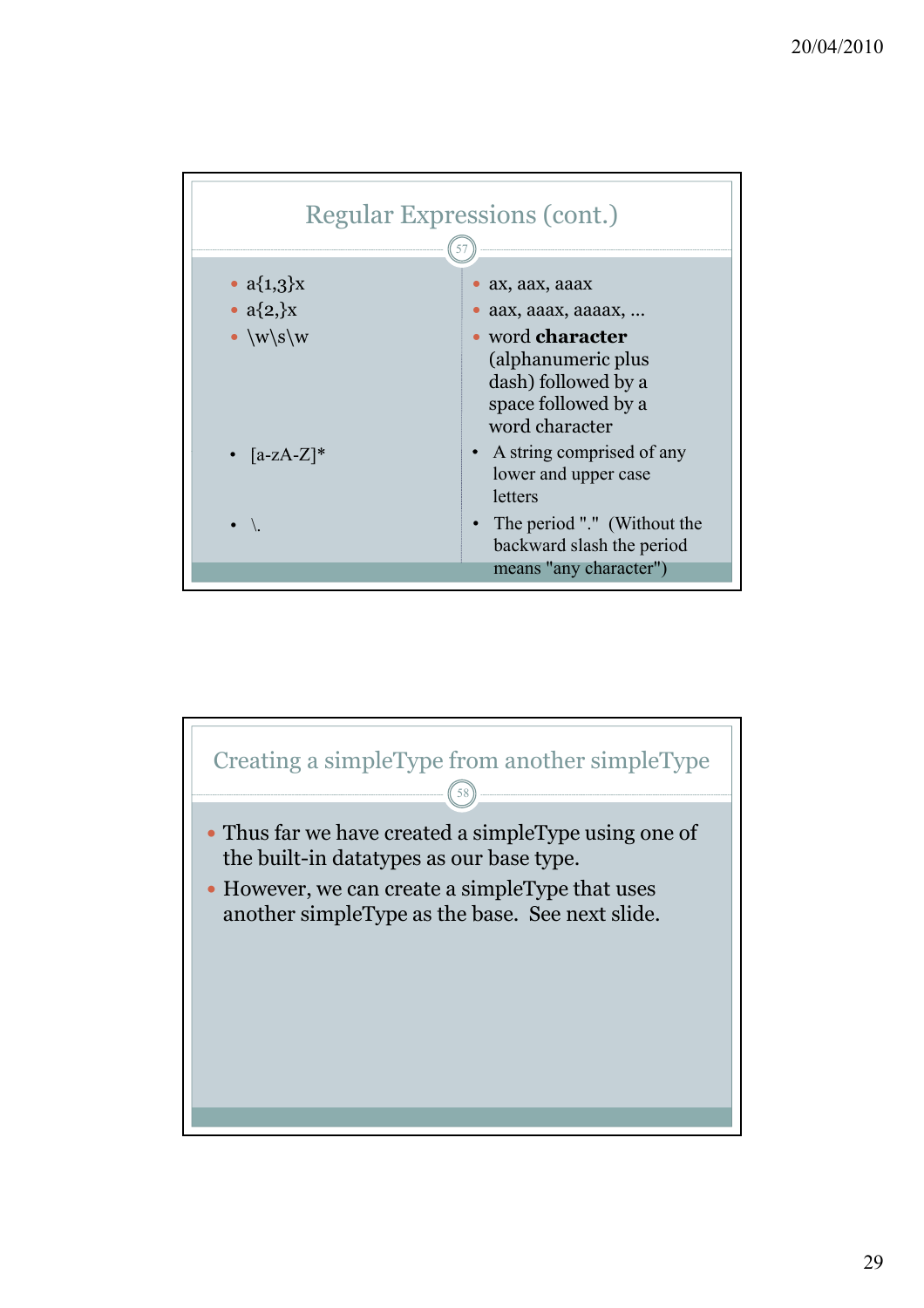## Regular Expressions (cont.)

| | |
|---|---|
| a{1,3}x | ax, aax, aaax |
| a{2,}x | aax, aaax, aaaax, ... |
| \w\s\w | word **character** (alphanumeric plus dash) followed by a space followed by a word character |
| [a-zA-Z]* | A string comprised of any lower and upper case letters |
| \. | The period "." (Without the backward slash the period means "any character") |

## Creating a simpleType from another simpleType

- Thus far we have created a simpleType using one of the built-in datatypes as our base type.
- However, we can create a simpleType that uses another simpleType as the base. See next slide.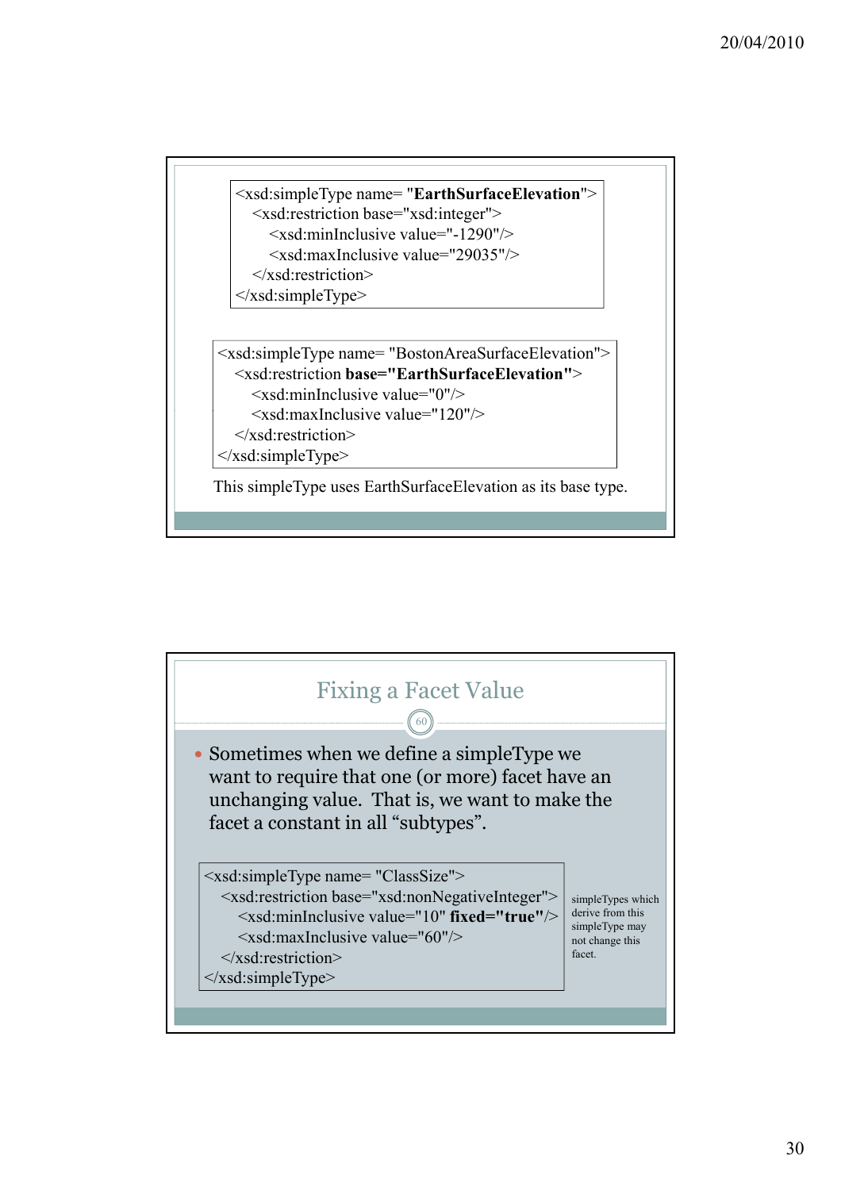```xml
<xsd:simpleType name= "EarthSurfaceElevation">
   <xsd:restriction base="xsd:integer">
      <xsd:minInclusive value="-1290"/>
      <xsd:maxInclusive value="29035"/>
   </xsd:restriction>
</xsd:simpleType>
```

```xml
<xsd:simpleType name= "BostonAreaSurfaceElevation">
   <xsd:restriction base="EarthSurfaceElevation">
      <xsd:minInclusive value="0"/>
      <xsd:maxInclusive value="120"/>
   </xsd:restriction>
</xsd:simpleType>
```

This simpleType uses EarthSurfaceElevation as its base type.

## Fixing a Facet Value

- Sometimes when we define a simpleType we want to require that one (or more) facet have an unchanging value. That is, we want to make the facet a constant in all "subtypes".

```xml
<xsd:simpleType name= "ClassSize">
   <xsd:restriction base="xsd:nonNegativeInteger">
      <xsd:minInclusive value="10" fixed="true"/>
      <xsd:maxInclusive value="60"/>
   </xsd:restriction>
</xsd:simpleType>
```

simpleTypes which derive from this simpleType may not change this facet.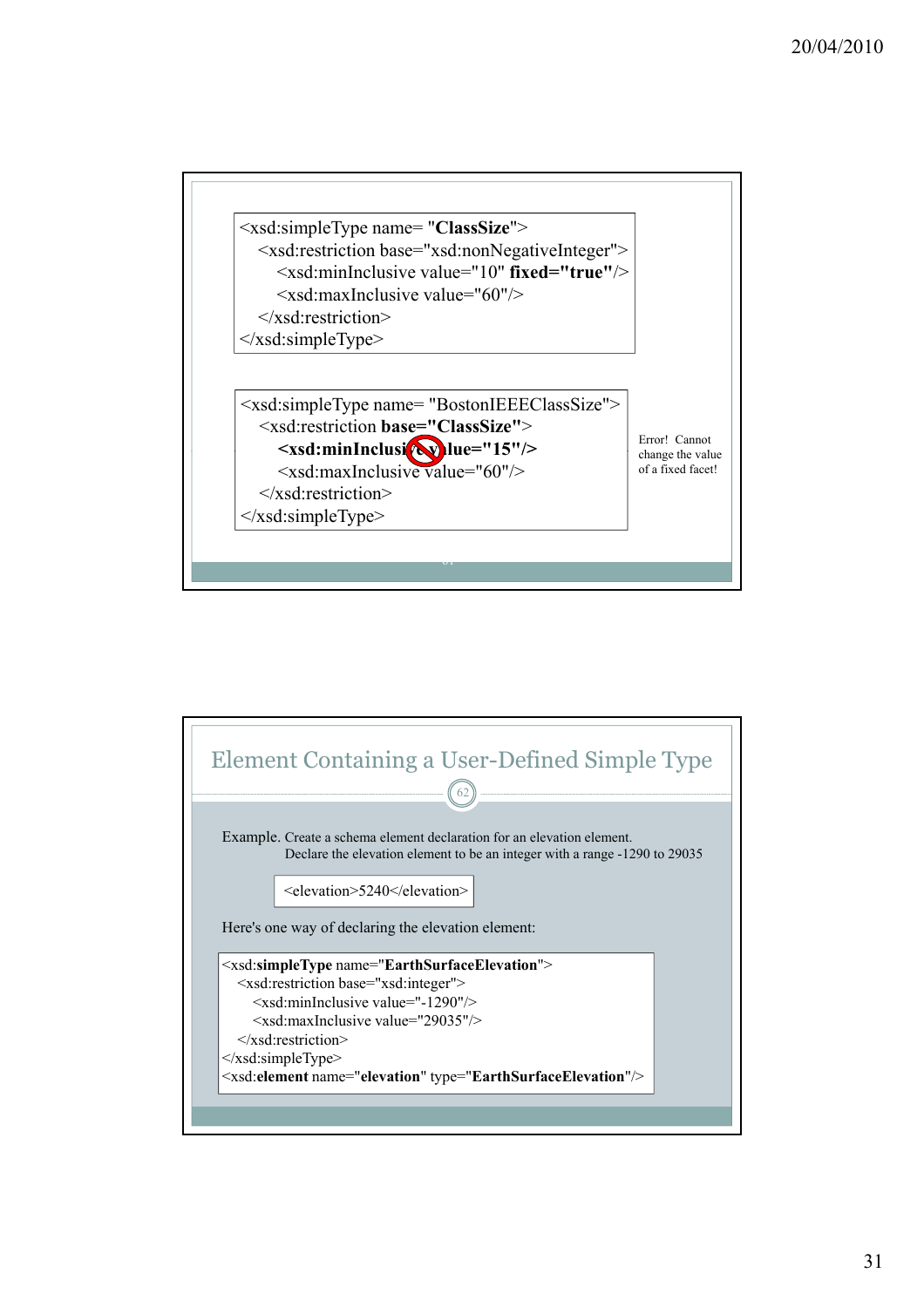```xml
<xsd:simpleType name= "ClassSize">
   <xsd:restriction base="xsd:nonNegativeInteger">
      <xsd:minInclusive value="10" fixed="true"/>
      <xsd:maxInclusive value="60"/>
   </xsd:restriction>
</xsd:simpleType>
```

```xml
<xsd:simpleType name= "BostonIEEEClassSize">
   <xsd:restriction base="ClassSize">
      <xsd:minInclusive value="15"/>
      <xsd:maxInclusive value="60"/>
   </xsd:restriction>
</xsd:simpleType>
```

Error! Cannot change the value of a fixed facet!

## Element Containing a User-Defined Simple Type

Example. Create a schema element declaration for an elevation element.
Declare the elevation element to be an integer with a range -1290 to 29035

```xml
<elevation>5240</elevation>
```

Here's one way of declaring the elevation element:

```xml
<xsd:simpleType name="EarthSurfaceElevation">
   <xsd:restriction base="xsd:integer">
      <xsd:minInclusive value="-1290"/>
      <xsd:maxInclusive value="29035"/>
   </xsd:restriction>
</xsd:simpleType>
<xsd:element name="elevation" type="EarthSurfaceElevation"/>
```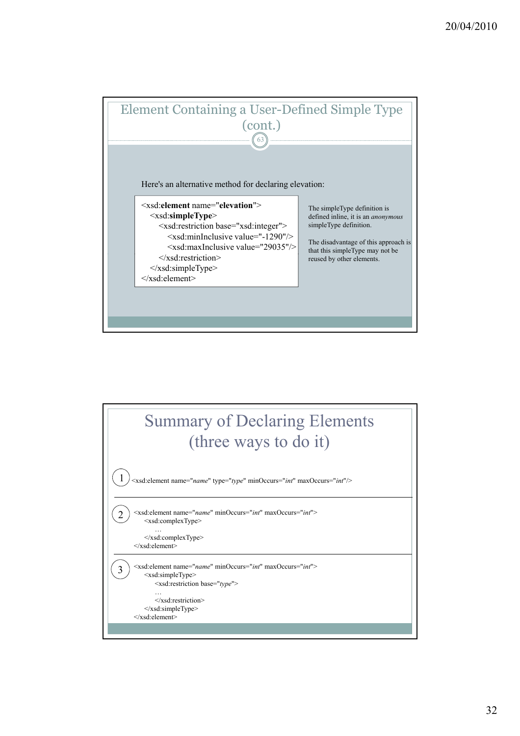## Element Containing a User-Defined Simple Type (cont.)

Here's an alternative method for declaring elevation:

```
<xsd:element name="elevation">
    <xsd:simpleType>
        <xsd:restriction base="xsd:integer">
            <xsd:minInclusive value="-1290"/>
            <xsd:maxInclusive value="29035"/>
        </xsd:restriction>
    </xsd:simpleType>
</xsd:element>
```

The simpleType definition is defined inline, it is an *anonymous* simpleType definition.

The disadvantage of this approach is that this simpleType may not be reused by other elements.

## Summary of Declaring Elements (three ways to do it)

1.

```
<xsd:element name="name" type="type" minOccurs="int" maxOccurs="int"/>
```

2.

```
<xsd:element name="name" minOccurs="int" maxOccurs="int">
    <xsd:complexType>
        …
    </xsd:complexType>
</xsd:element>
```

3.

```
<xsd:element name="name" minOccurs="int" maxOccurs="int">
    <xsd:simpleType>
        <xsd:restriction base="type">
        …
        </xsd:restriction>
    </xsd:simpleType>
</xsd:element>
```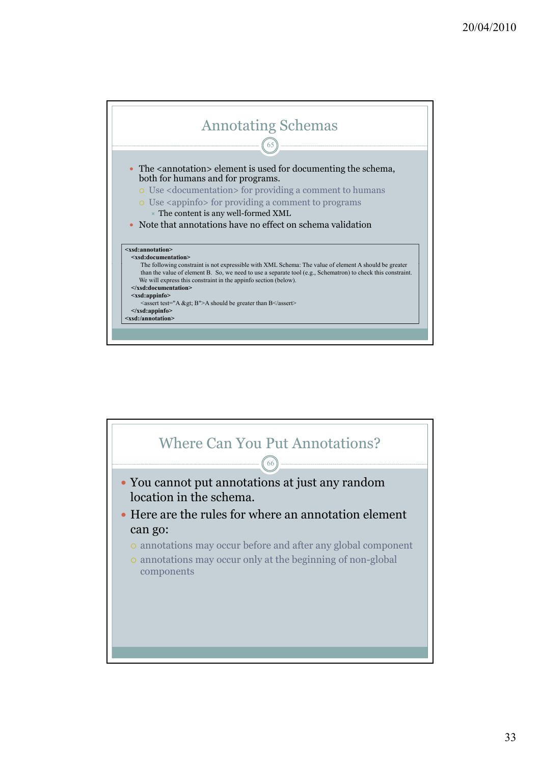## Annotating Schemas

- The <annotation> element is used for documenting the schema, both for humans and for programs.
  - Use <documentation> for providing a comment to humans
  - Use <appinfo> for providing a comment to programs
    - The content is any well-formed XML
- Note that annotations have no effect on schema validation

```
<xsd:annotation>
  <xsd:documentation>
      The following constraint is not expressible with XML Schema: The value of element A should be greater
      than the value of element B.  So, we need to use a separate tool (e.g., Schematron) to check this constraint.
     We will express this constraint in the appinfo section (below).
  </xsd:documentation>
  <xsd:appinfo>
      <assert test="A &gt; B">A should be greater than B</assert>
  </xsd:appinfo>
<xsd:/annotation>
```

## Where Can You Put Annotations?

- You cannot put annotations at just any random location in the schema.
- Here are the rules for where an annotation element can go:
  - annotations may occur before and after any global component
  - annotations may occur only at the beginning of non-global components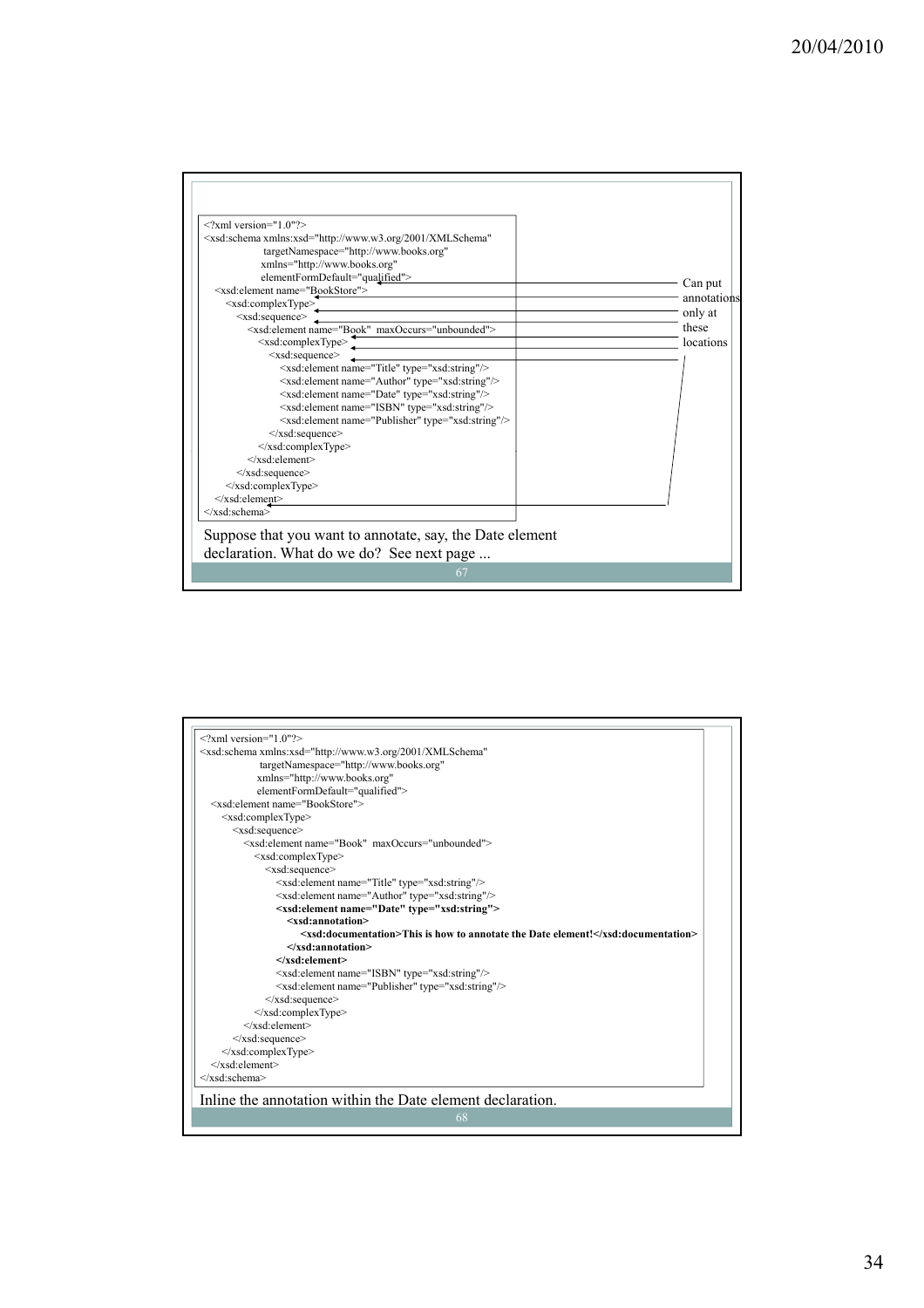```
<?xml version="1.0"?>
<xsd:schema xmlns:xsd="http://www.w3.org/2001/XMLSchema"
            targetNamespace="http://www.books.org"
            xmlns="http://www.books.org"
            elementFormDefault="qualified">
  <xsd:element name="BookStore">
    <xsd:complexType>
      <xsd:sequence>
        <xsd:element name="Book" maxOccurs="unbounded">
          <xsd:complexType>
            <xsd:sequence>
              <xsd:element name="Title" type="xsd:string"/>
              <xsd:element name="Author" type="xsd:string"/>
              <xsd:element name="Date" type="xsd:string"/>
              <xsd:element name="ISBN" type="xsd:string"/>
              <xsd:element name="Publisher" type="xsd:string"/>
            </xsd:sequence>
          </xsd:complexType>
        </xsd:element>
      </xsd:sequence>
    </xsd:complexType>
  </xsd:element>
</xsd:schema>
```

Can put annotations only at these locations

Suppose that you want to annotate, say, the Date element declaration. What do we do? See next page ...

```
<?xml version="1.0"?>
<xsd:schema xmlns:xsd="http://www.w3.org/2001/XMLSchema"
            targetNamespace="http://www.books.org"
            xmlns="http://www.books.org"
            elementFormDefault="qualified">
  <xsd:element name="BookStore">
    <xsd:complexType>
      <xsd:sequence>
        <xsd:element name="Book" maxOccurs="unbounded">
          <xsd:complexType>
            <xsd:sequence>
              <xsd:element name="Title" type="xsd:string"/>
              <xsd:element name="Author" type="xsd:string"/>
              <xsd:element name="Date" type="xsd:string">
                <xsd:annotation>
                  <xsd:documentation>This is how to annotate the Date element!</xsd:documentation>
                </xsd:annotation>
              </xsd:element>
              <xsd:element name="ISBN" type="xsd:string"/>
              <xsd:element name="Publisher" type="xsd:string"/>
            </xsd:sequence>
          </xsd:complexType>
        </xsd:element>
      </xsd:sequence>
    </xsd:complexType>
  </xsd:element>
</xsd:schema>
```

Inline the annotation within the Date element declaration.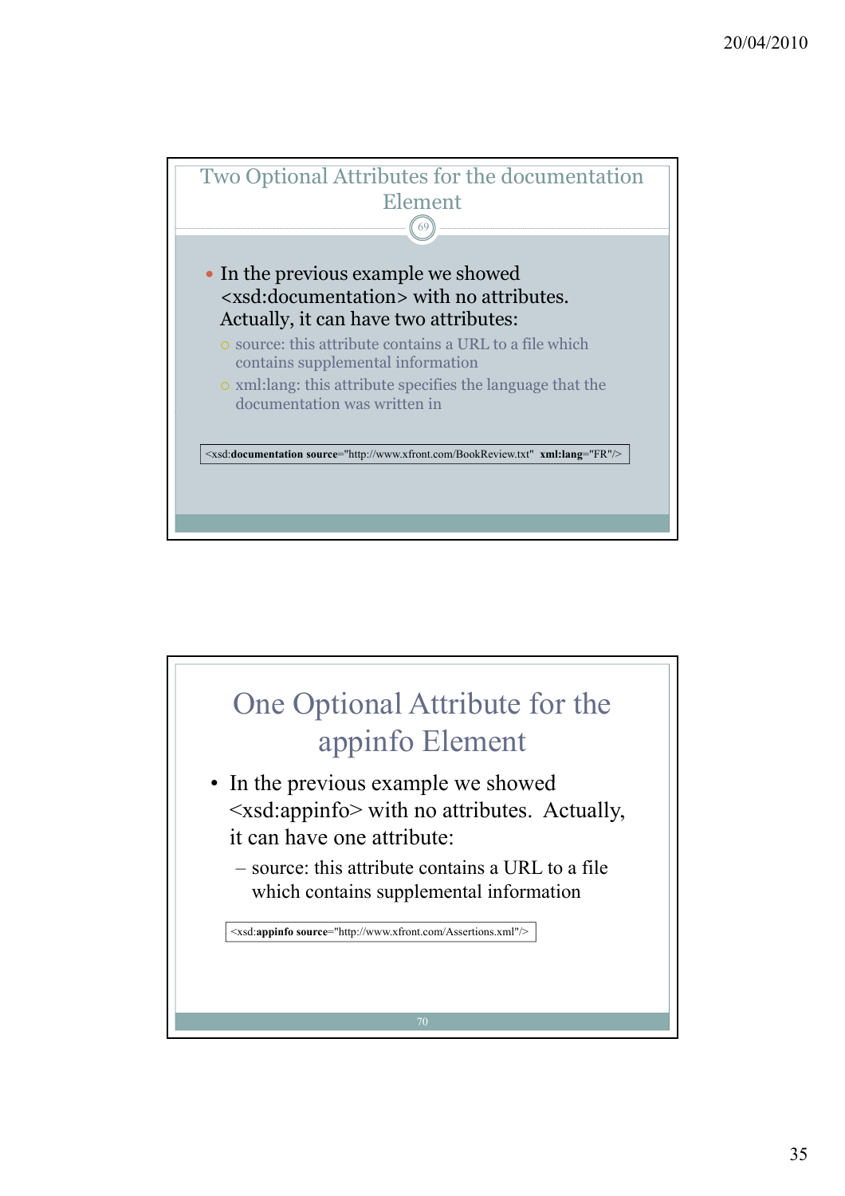## Two Optional Attributes for the documentation Element

- In the previous example we showed <xsd:documentation> with no attributes. Actually, it can have two attributes:
  - source: this attribute contains a URL to a file which contains supplemental information
  - xml:lang: this attribute specifies the language that the documentation was written in

```
<xsd:documentation source="http://www.xfront.com/BookReview.txt"  xml:lang="FR"/>
```

## One Optional Attribute for the appinfo Element

- In the previous example we showed <xsd:appinfo> with no attributes. Actually, it can have one attribute:
  - source: this attribute contains a URL to a file which contains supplemental information

```
<xsd:appinfo source="http://www.xfront.com/Assertions.xml"/>
```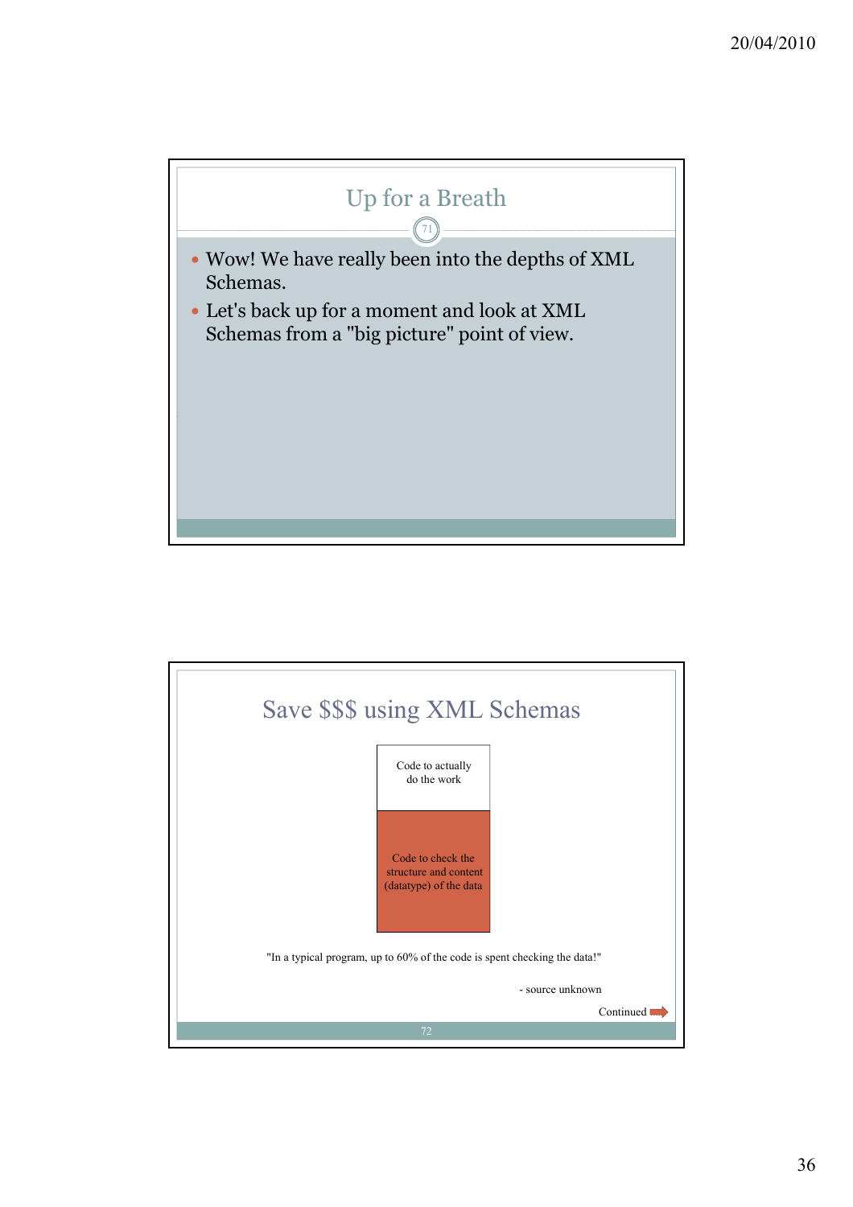## Up for a Breath

- Wow! We have really been into the depths of XML Schemas.
- Let's back up for a moment and look at XML Schemas from a "big picture" point of view.

## Save $$$ using XML Schemas

Code to actually do the work

Code to check the structure and content (datatype) of the data

"In a typical program, up to 60% of the code is spent checking the data!"

- source unknown

Continued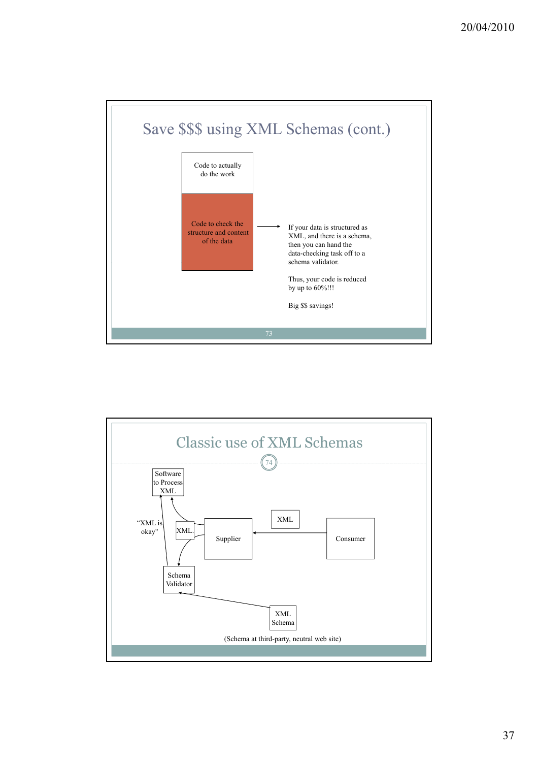## Save $$$ using XML Schemas (cont.)

Code to actually do the work

Code to check the structure and content of the data

→ If your data is structured as XML, and there is a schema, then you can hand the data-checking task off to a schema validator.

Thus, your code is reduced by up to 60%!!!

Big $$ savings!

## Classic use of XML Schemas

Software to Process XML

"XML is okay"

XML

Supplier

XML

Consumer

Schema Validator

XML Schema

(Schema at third-party, neutral web site)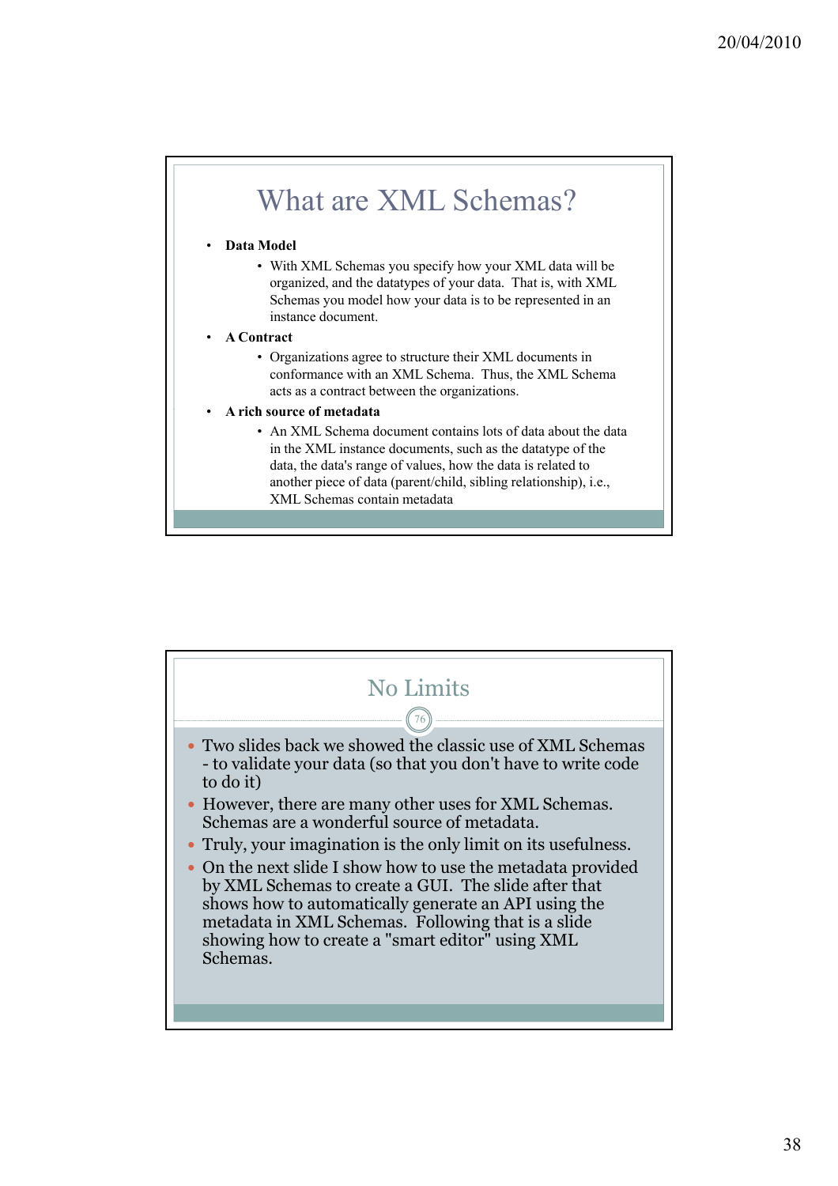# What are XML Schemas?

- **Data Model**
  - With XML Schemas you specify how your XML data will be organized, and the datatypes of your data. That is, with XML Schemas you model how your data is to be represented in an instance document.
- **A Contract**
  - Organizations agree to structure their XML documents in conformance with an XML Schema. Thus, the XML Schema acts as a contract between the organizations.
- **A rich source of metadata**
  - An XML Schema document contains lots of data about the data in the XML instance documents, such as the datatype of the data, the data's range of values, how the data is related to another piece of data (parent/child, sibling relationship), i.e., XML Schemas contain metadata

# No Limits

- Two slides back we showed the classic use of XML Schemas - to validate your data (so that you don't have to write code to do it)
- However, there are many other uses for XML Schemas. Schemas are a wonderful source of metadata.
- Truly, your imagination is the only limit on its usefulness.
- On the next slide I show how to use the metadata provided by XML Schemas to create a GUI. The slide after that shows how to automatically generate an API using the metadata in XML Schemas. Following that is a slide showing how to create a "smart editor" using XML Schemas.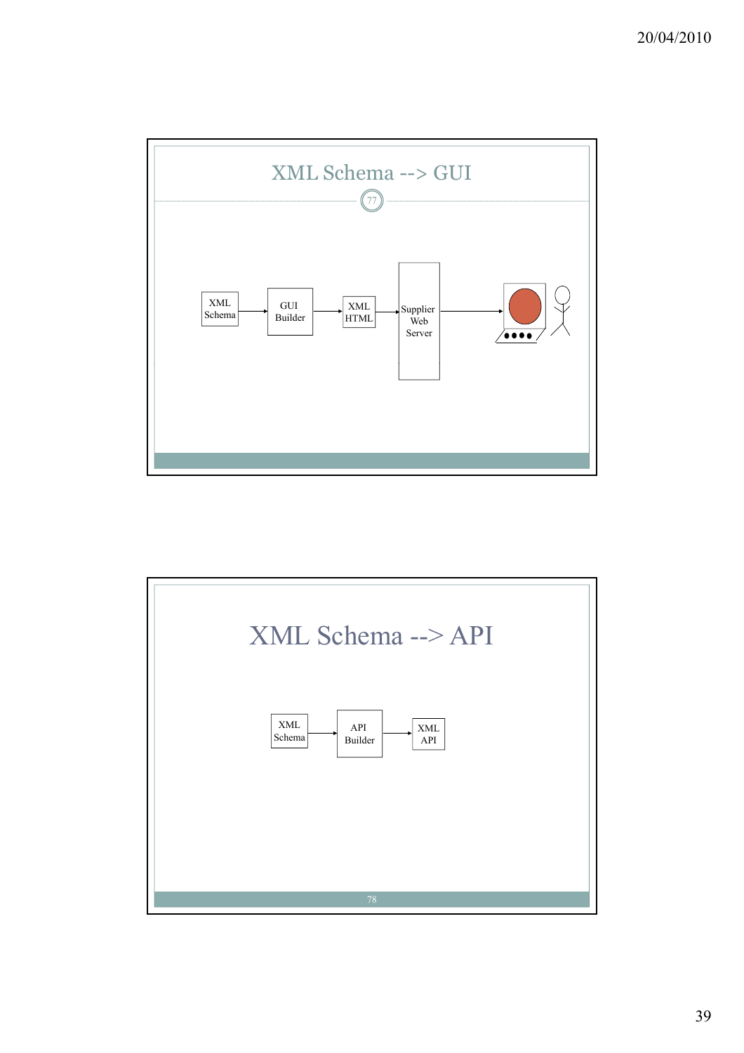# XML Schema --> GUI

XML Schema → GUI Builder → XML HTML → Supplier Web Server →

# XML Schema --> API

XML Schema → API Builder → XML API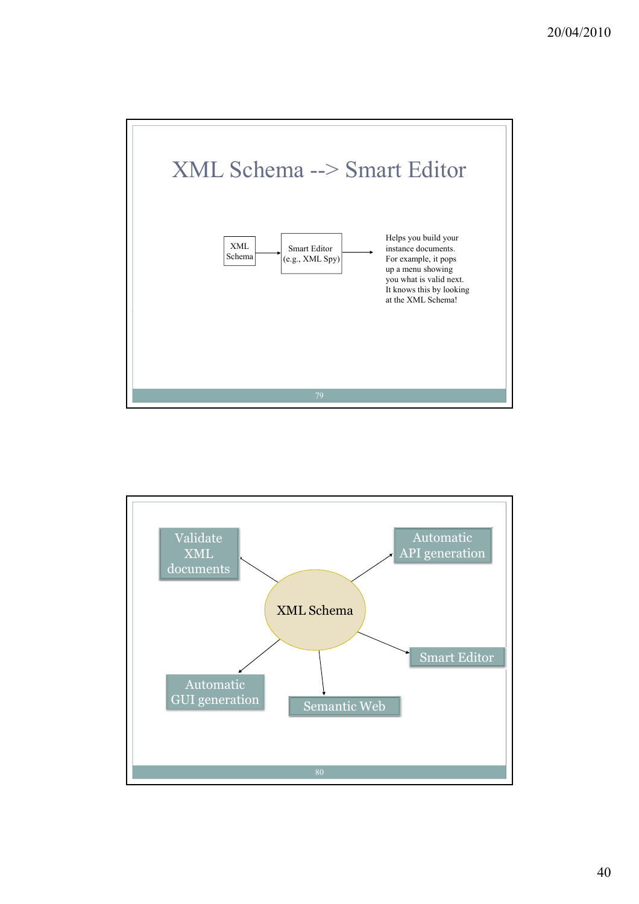# XML Schema --> Smart Editor

XML Schema → Smart Editor (e.g., XML Spy) →

Helps you build your instance documents. For example, it pops up a menu showing you what is valid next. It knows this by looking at the XML Schema!

---

XML Schema

- Validate XML documents
- Automatic API generation
- Smart Editor
- Semantic Web
- Automatic GUI generation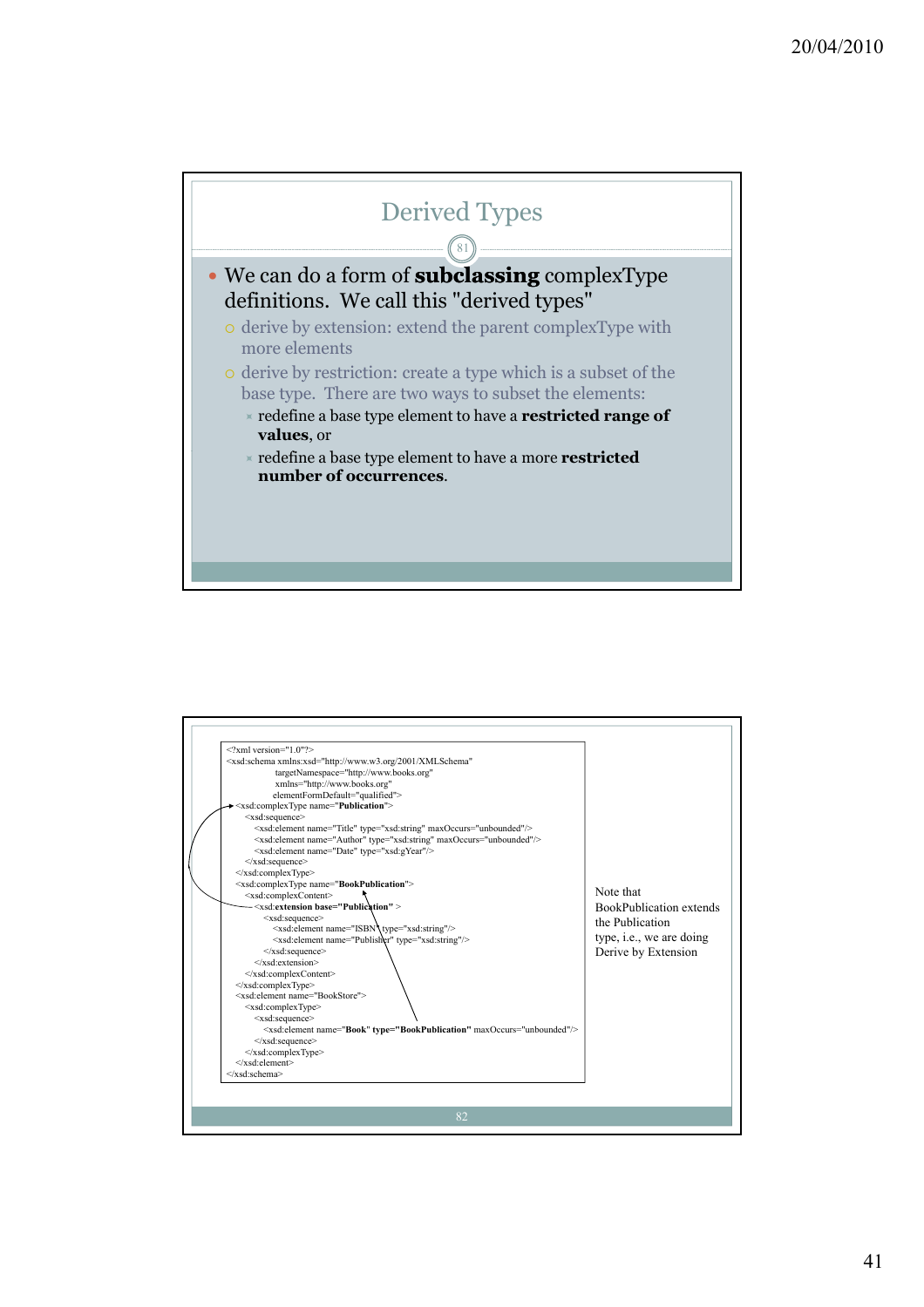## Derived Types

- We can do a form of **subclassing** complexType definitions. We call this "derived types"
  - derive by extension: extend the parent complexType with more elements
  - derive by restriction: create a type which is a subset of the base type. There are two ways to subset the elements:
    - redefine a base type element to have a **restricted range of values**, or
    - redefine a base type element to have a more **restricted number of occurrences**.

```
<?xml version="1.0"?>
<xsd:schema xmlns:xsd="http://www.w3.org/2001/XMLSchema"
            targetNamespace="http://www.books.org"
            xmlns="http://www.books.org"
            elementFormDefault="qualified">
  <xsd:complexType name="Publication">
    <xsd:sequence>
      <xsd:element name="Title" type="xsd:string" maxOccurs="unbounded"/>
      <xsd:element name="Author" type="xsd:string" maxOccurs="unbounded"/>
      <xsd:element name="Date" type="xsd:gYear"/>
    </xsd:sequence>
  </xsd:complexType>
  <xsd:complexType name="BookPublication">
    <xsd:complexContent>
      <xsd:extension base="Publication" >
        <xsd:sequence>
          <xsd:element name="ISBN" type="xsd:string"/>
          <xsd:element name="Publisher" type="xsd:string"/>
        </xsd:sequence>
      </xsd:extension>
    </xsd:complexContent>
  </xsd:complexType>
  <xsd:element name="BookStore">
    <xsd:complexType>
      <xsd:sequence>
        <xsd:element name="Book" type="BookPublication" maxOccurs="unbounded"/>
      </xsd:sequence>
    </xsd:complexType>
  </xsd:element>
</xsd:schema>
```

Note that BookPublication extends the Publication type, i.e., we are doing Derive by Extension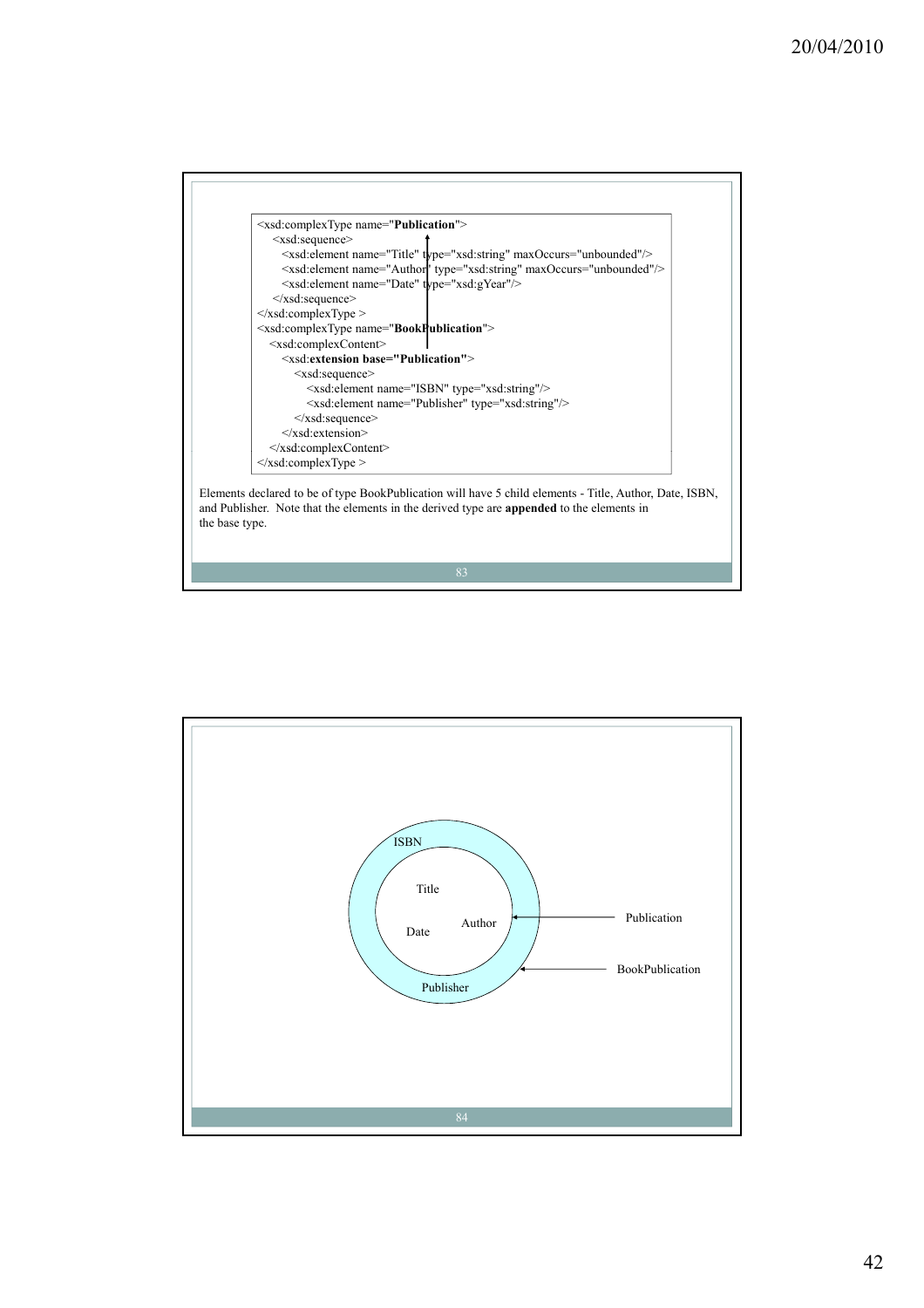```xml
<xsd:complexType name="Publication">
    <xsd:sequence>
        <xsd:element name="Title" type="xsd:string" maxOccurs="unbounded"/>
        <xsd:element name="Author" type="xsd:string" maxOccurs="unbounded"/>
        <xsd:element name="Date" type="xsd:gYear"/>
    </xsd:sequence>
</xsd:complexType >
<xsd:complexType name="BookPublication">
    <xsd:complexContent>
        <xsd:extension base="Publication">
            <xsd:sequence>
                <xsd:element name="ISBN" type="xsd:string"/>
                <xsd:element name="Publisher" type="xsd:string"/>
            </xsd:sequence>
        </xsd:extension>
    </xsd:complexContent>
</xsd:complexType >
```

Elements declared to be of type BookPublication will have 5 child elements - Title, Author, Date, ISBN, and Publisher. Note that the elements in the derived type are **appended** to the elements in the base type.

ISBN

Title

Author

Date

Publisher

Publication

BookPublication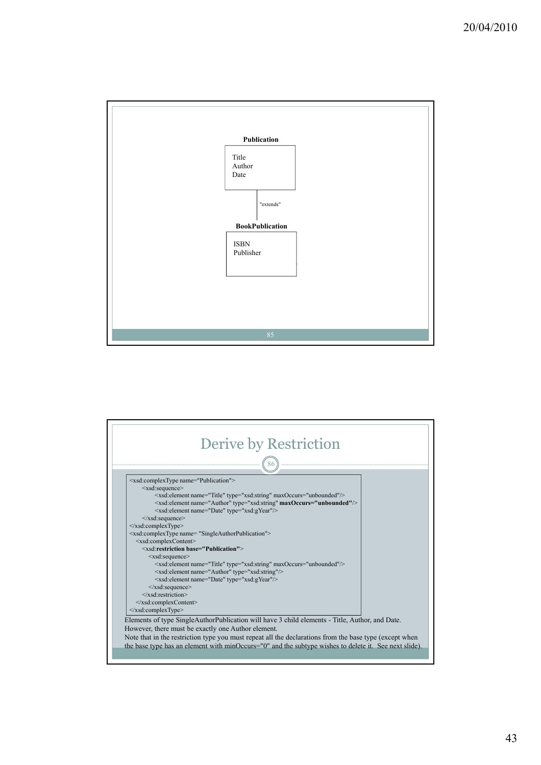**Publication**

Title
Author
Date

"extends"

**BookPublication**

ISBN
Publisher

## Derive by Restriction

```
<xsd:complexType name="Publication">
    <xsd:sequence>
        <xsd:element name="Title" type="xsd:string" maxOccurs="unbounded"/>
        <xsd:element name="Author" type="xsd:string" maxOccurs="unbounded"/>
        <xsd:element name="Date" type="xsd:gYear"/>
    </xsd:sequence>
</xsd:complexType>
<xsd:complexType name= "SingleAuthorPublication">
  <xsd:complexContent>
    <xsd:restriction base="Publication">
      <xsd:sequence>
        <xsd:element name="Title" type="xsd:string" maxOccurs="unbounded"/>
        <xsd:element name="Author" type="xsd:string"/>
        <xsd:element name="Date" type="xsd:gYear"/>
      </xsd:sequence>
    </xsd:restriction>
  </xsd:complexContent>
</xsd:complexType>
```

Elements of type SingleAuthorPublication will have 3 child elements - Title, Author, and Date. However, there must be exactly one Author element.
Note that in the restriction type you must repeat all the declarations from the base type (except when the base type has an element with minOccurs="0" and the subtype wishes to delete it. See next slide).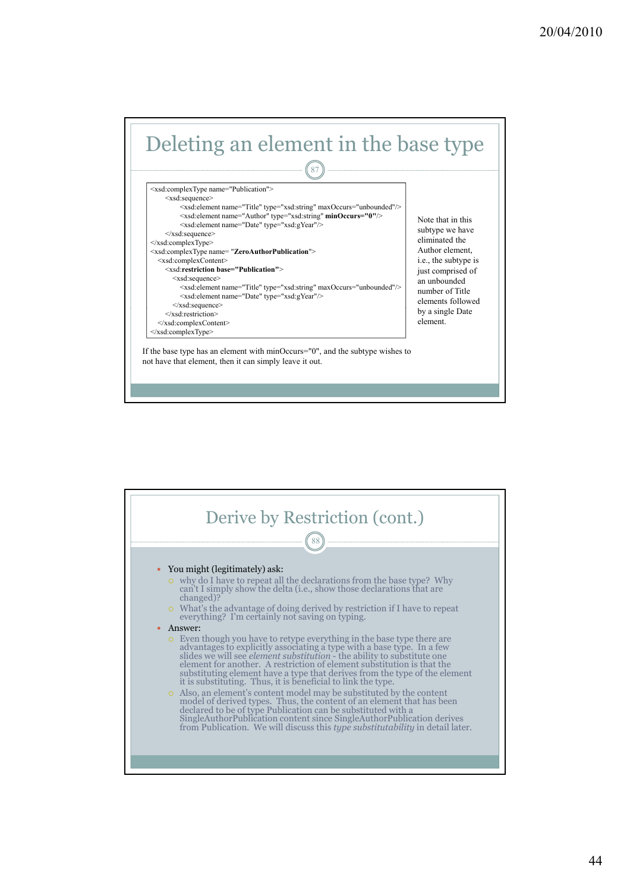## Deleting an element in the base type

```
<xsd:complexType name="Publication">
    <xsd:sequence>
        <xsd:element name="Title" type="xsd:string" maxOccurs="unbounded"/>
        <xsd:element name="Author" type="xsd:string" minOccurs="0"/>
        <xsd:element name="Date" type="xsd:gYear"/>
    </xsd:sequence>
</xsd:complexType>
<xsd:complexType name= "ZeroAuthorPublication">
    <xsd:complexContent>
        <xsd:restriction base="Publication">
            <xsd:sequence>
                <xsd:element name="Title" type="xsd:string" maxOccurs="unbounded"/>
                <xsd:element name="Date" type="xsd:gYear"/>
            </xsd:sequence>
        </xsd:restriction>
    </xsd:complexContent>
</xsd:complexType>
```

Note that in this subtype we have eliminated the Author element, i.e., the subtype is just comprised of an unbounded number of Title elements followed by a single Date element.

If the base type has an element with minOccurs="0", and the subtype wishes to not have that element, then it can simply leave it out.

## Derive by Restriction (cont.)

- You might (legitimately) ask:
  - why do I have to repeat all the declarations from the base type? Why can't I simply show the delta (i.e., show those declarations that are changed)?
  - What's the advantage of doing derived by restriction if I have to repeat everything? I'm certainly not saving on typing.
- Answer:
  - Even though you have to retype everything in the base type there are advantages to explicitly associating a type with a base type. In a few slides we will see *element substitution* - the ability to substitute one element for another. A restriction of element substitution is that the substituting element have a type that derives from the type of the element it is substituting. Thus, it is beneficial to link the type.
  - Also, an element's content model may be substituted by the content model of derived types. Thus, the content of an element that has been declared to be of type Publication can be substituted with a SingleAuthorPublication content since SingleAuthorPublication derives from Publication. We will discuss this *type substitutability* in detail later.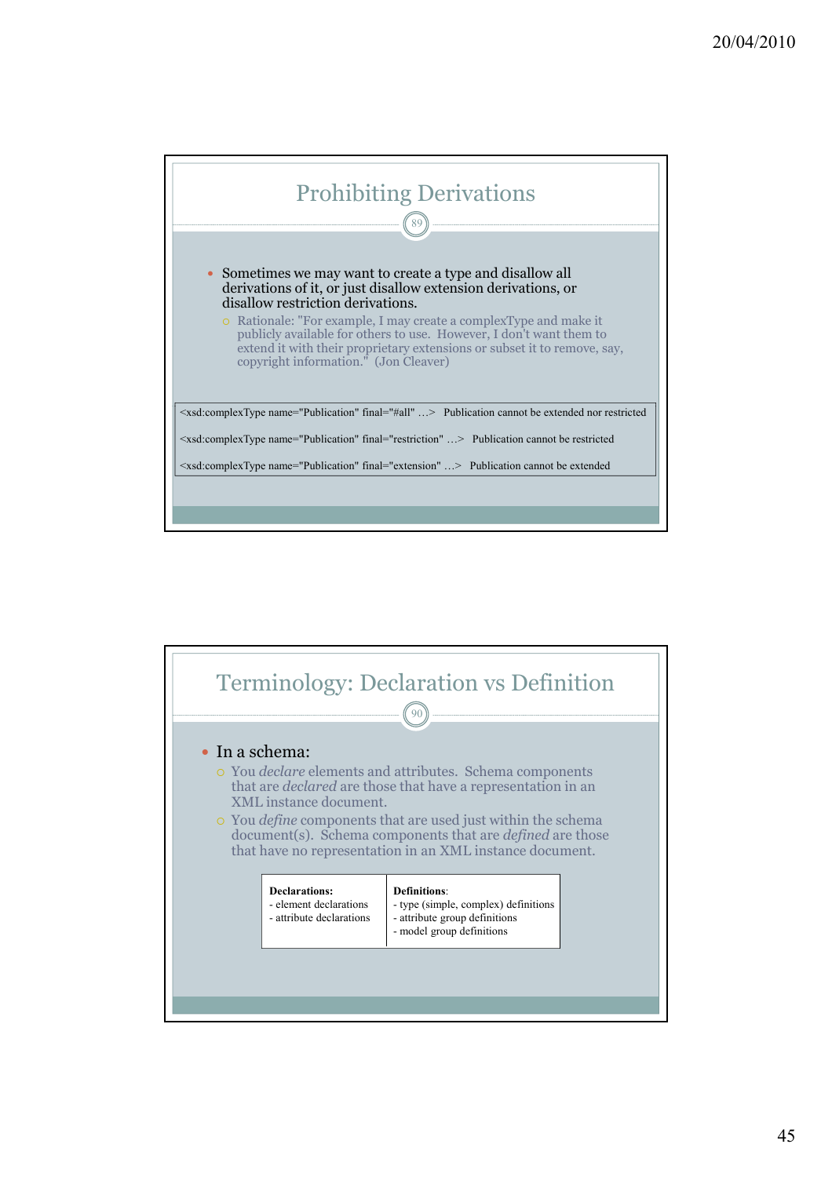## Prohibiting Derivations

- Sometimes we may want to create a type and disallow all derivations of it, or just disallow extension derivations, or disallow restriction derivations.
  - Rationale: "For example, I may create a complexType and make it publicly available for others to use. However, I don't want them to extend it with their proprietary extensions or subset it to remove, say, copyright information." (Jon Cleaver)

| | |
|---|---|
| <xsd:complexType name="Publication" final="#all" …> | Publication cannot be extended nor restricted |
| <xsd:complexType name="Publication" final="restriction" …> | Publication cannot be restricted |
| <xsd:complexType name="Publication" final="extension" …> | Publication cannot be extended |

## Terminology: Declaration vs Definition

- In a schema:
  - You *declare* elements and attributes. Schema components that are *declared* are those that have a representation in an XML instance document.
  - You *define* components that are used just within the schema document(s). Schema components that are *defined* are those that have no representation in an XML instance document.

| **Declarations:** | **Definitions**: |
|---|---|
| - element declarations<br>- attribute declarations | - type (simple, complex) definitions<br>- attribute group definitions<br>- model group definitions |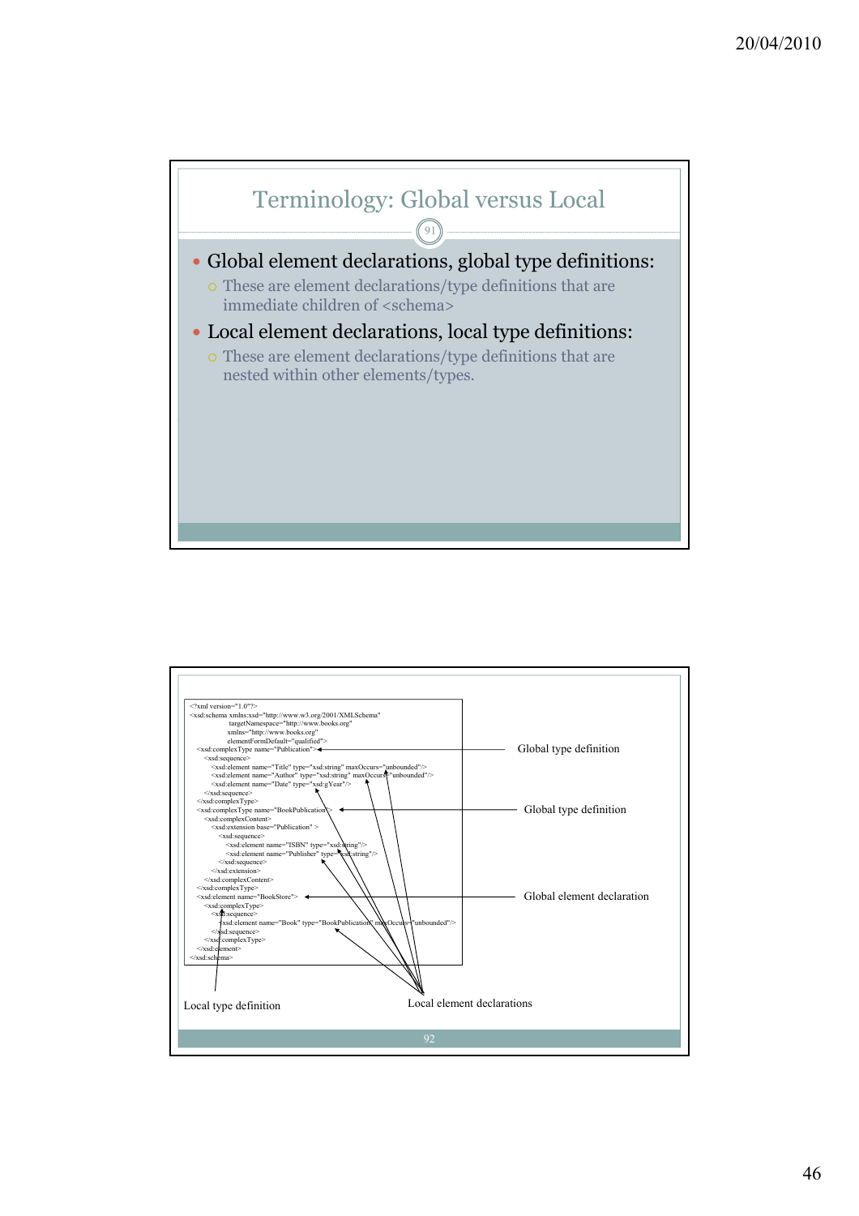## Terminology: Global versus Local

- Global element declarations, global type definitions:
  - These are element declarations/type definitions that are immediate children of <schema>
- Local element declarations, local type definitions:
  - These are element declarations/type definitions that are nested within other elements/types.

```
<?xml version="1.0"?>
<xsd:schema xmlns:xsd="http://www.w3.org/2001/XMLSchema"
            targetNamespace="http://www.books.org"
            xmlns="http://www.books.org"
            elementFormDefault="qualified">
  <xsd:complexType name="Publication">
    <xsd:sequence>
      <xsd:element name="Title" type="xsd:string" maxOccurs="unbounded"/>
      <xsd:element name="Author" type="xsd:string" maxOccurs="unbounded"/>
      <xsd:element name="Date" type="xsd:gYear"/>
    </xsd:sequence>
  </xsd:complexType>
  <xsd:complexType name="BookPublication">
    <xsd:complexContent>
      <xsd:extension base="Publication" >
        <xsd:sequence>
          <xsd:element name="ISBN" type="xsd:string"/>
          <xsd:element name="Publisher" type="xsd:string"/>
        </xsd:sequence>
      </xsd:extension>
    </xsd:complexContent>
  </xsd:complexType>
  <xsd:element name="BookStore">
    <xsd:complexType>
      <xsd:sequence>
        <xsd:element name="Book" type="BookPublication" maxOccurs="unbounded"/>
      </xsd:sequence>
    </xsd:complexType>
  </xsd:element>
</xsd:schema>
```

Global type definition (Publication)

Global type definition (BookPublication)

Global element declaration (BookStore)

Local type definition

Local element declarations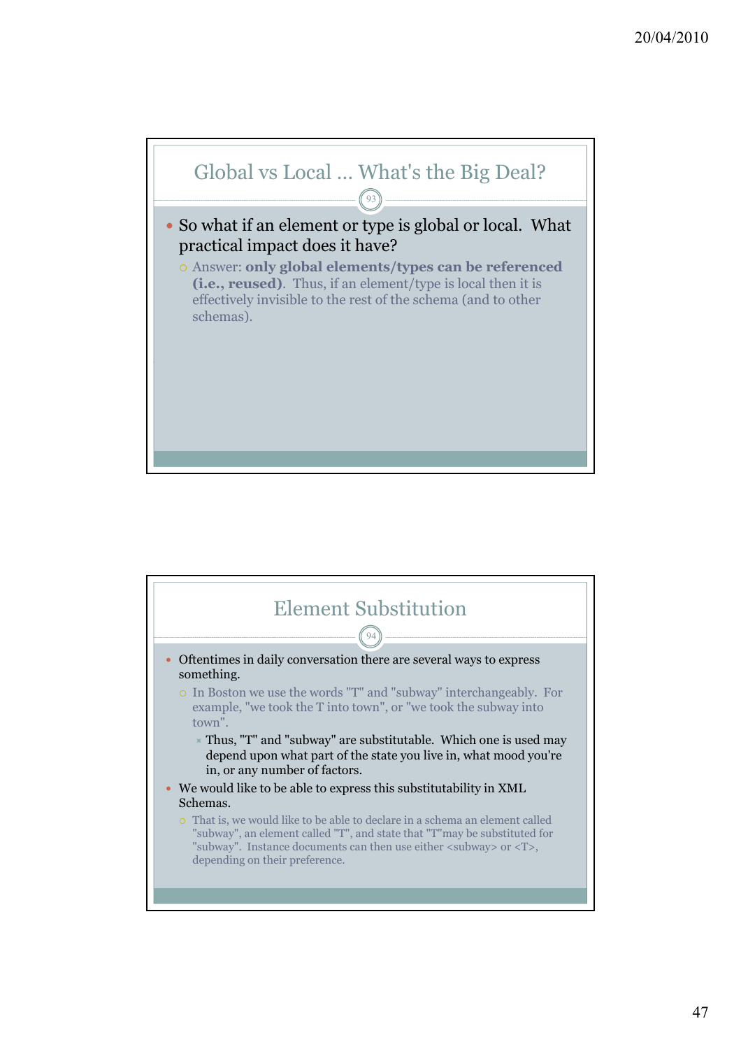## Global vs Local … What's the Big Deal?

- So what if an element or type is global or local. What practical impact does it have?
  - Answer: **only global elements/types can be referenced (i.e., reused)**. Thus, if an element/type is local then it is effectively invisible to the rest of the schema (and to other schemas).

## Element Substitution

- Oftentimes in daily conversation there are several ways to express something.
  - In Boston we use the words "T" and "subway" interchangeably. For example, "we took the T into town", or "we took the subway into town".
    - Thus, "T" and "subway" are substitutable. Which one is used may depend upon what part of the state you live in, what mood you're in, or any number of factors.
- We would like to be able to express this substitutability in XML Schemas.
  - That is, we would like to be able to declare in a schema an element called "subway", an element called "T", and state that "T"may be substituted for "subway". Instance documents can then use either <subway> or <T>, depending on their preference.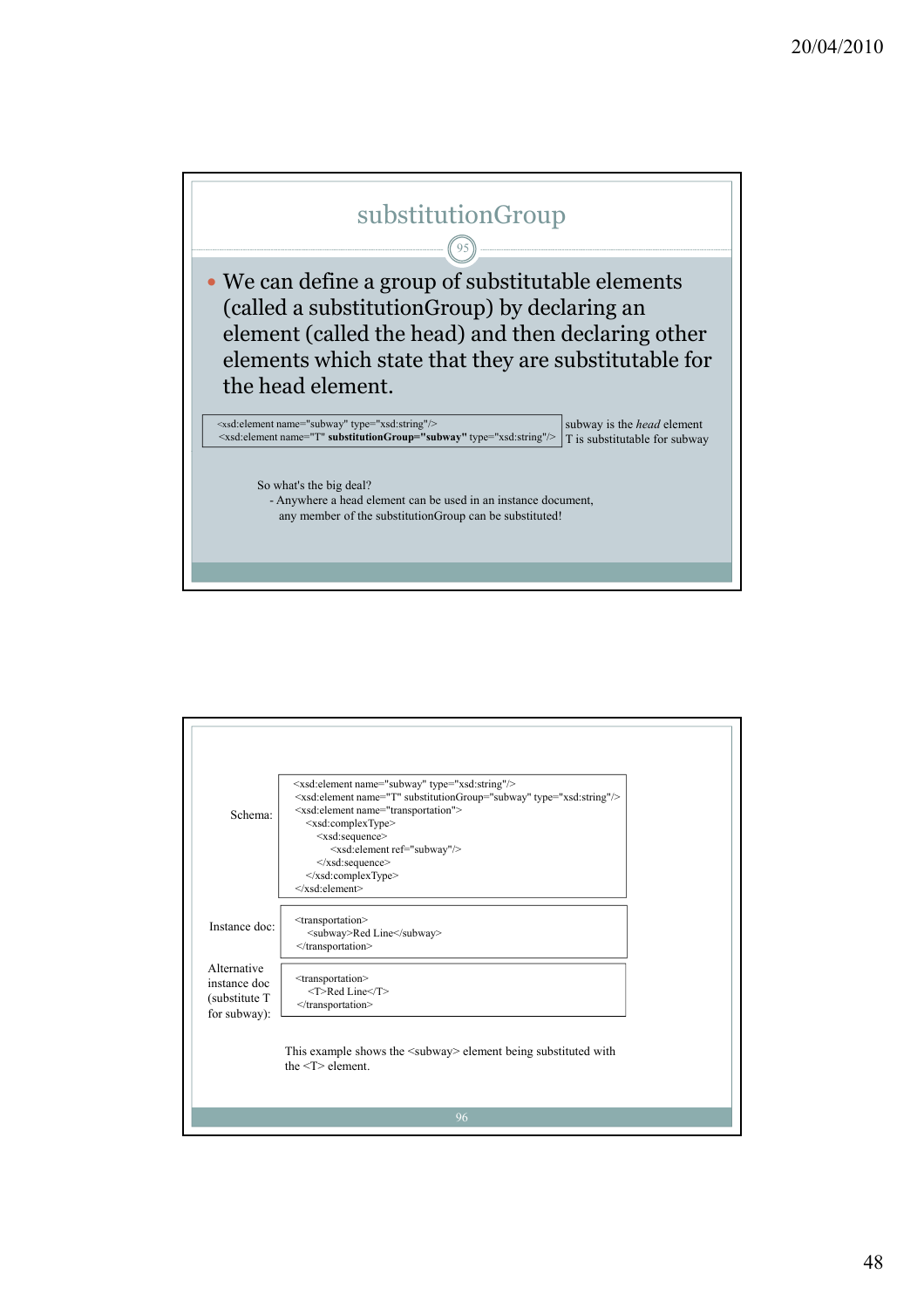## substitutionGroup

- We can define a group of substitutable elements (called a substitutionGroup) by declaring an element (called the head) and then declaring other elements which state that they are substitutable for the head element.

```
<xsd:element name="subway" type="xsd:string"/>
<xsd:element name="T" substitutionGroup="subway" type="xsd:string"/>
```

subway is the *head* element
T is substitutable for subway

So what's the big deal?
- Anywhere a head element can be used in an instance document, any member of the substitutionGroup can be substituted!

Schema:

```
<xsd:element name="subway" type="xsd:string"/>
<xsd:element name="T" substitutionGroup="subway" type="xsd:string"/>
<xsd:element name="transportation">
    <xsd:complexType>
        <xsd:sequence>
            <xsd:element ref="subway"/>
        </xsd:sequence>
    </xsd:complexType>
</xsd:element>
```

Instance doc:

```
<transportation>
    <subway>Red Line</subway>
</transportation>
```

Alternative instance doc (substitute T for subway):

```
<transportation>
    <T>Red Line</T>
</transportation>
```

This example shows the <subway> element being substituted with the <T> element.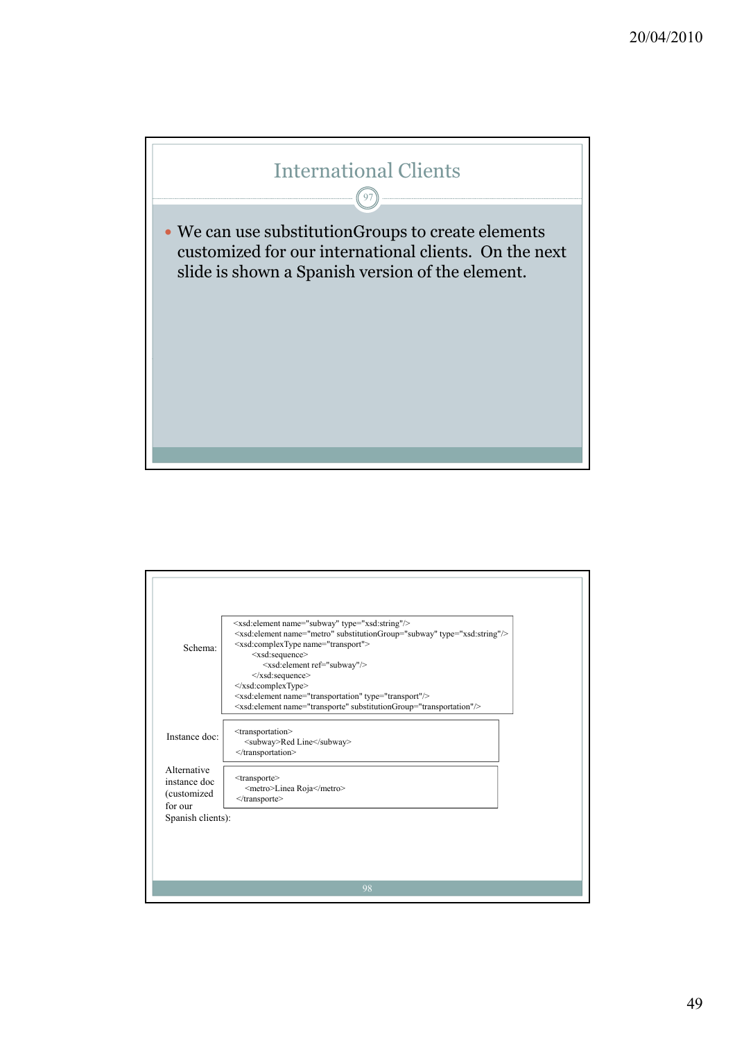## International Clients

- We can use substitutionGroups to create elements customized for our international clients. On the next slide is shown a Spanish version of the element.

Schema:

```
<xsd:element name="subway" type="xsd:string"/>
<xsd:element name="metro" substitutionGroup="subway" type="xsd:string"/>
<xsd:complexType name="transport">
    <xsd:sequence>
        <xsd:element ref="subway"/>
    </xsd:sequence>
</xsd:complexType>
<xsd:element name="transportation" type="transport"/>
<xsd:element name="transporte" substitutionGroup="transportation"/>
```

Instance doc:

```
<transportation>
    <subway>Red Line</subway>
</transportation>
```

Alternative instance doc (customized for our Spanish clients):

```
<transporte>
    <metro>Linea Roja</metro>
</transporte>
```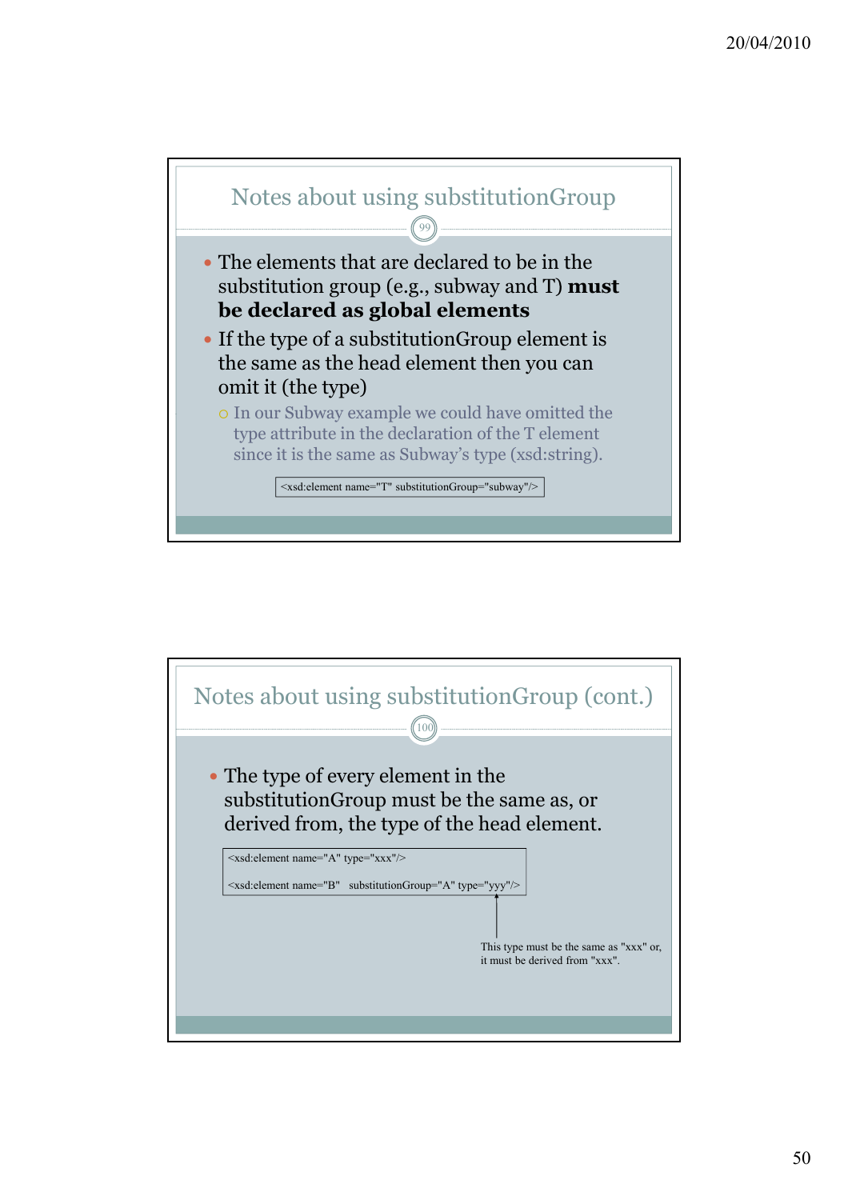## Notes about using substitutionGroup

- The elements that are declared to be in the substitution group (e.g., subway and T) **must be declared as global elements**
- If the type of a substitutionGroup element is the same as the head element then you can omit it (the type)
  - In our Subway example we could have omitted the type attribute in the declaration of the T element since it is the same as Subway's type (xsd:string).

```
<xsd:element name="T" substitutionGroup="subway"/>
```

## Notes about using substitutionGroup (cont.)

- The type of every element in the substitutionGroup must be the same as, or derived from, the type of the head element.

```
<xsd:element name="A" type="xxx"/>

<xsd:element name="B"   substitutionGroup="A" type="yyy"/>
```

This type must be the same as "xxx" or, it must be derived from "xxx".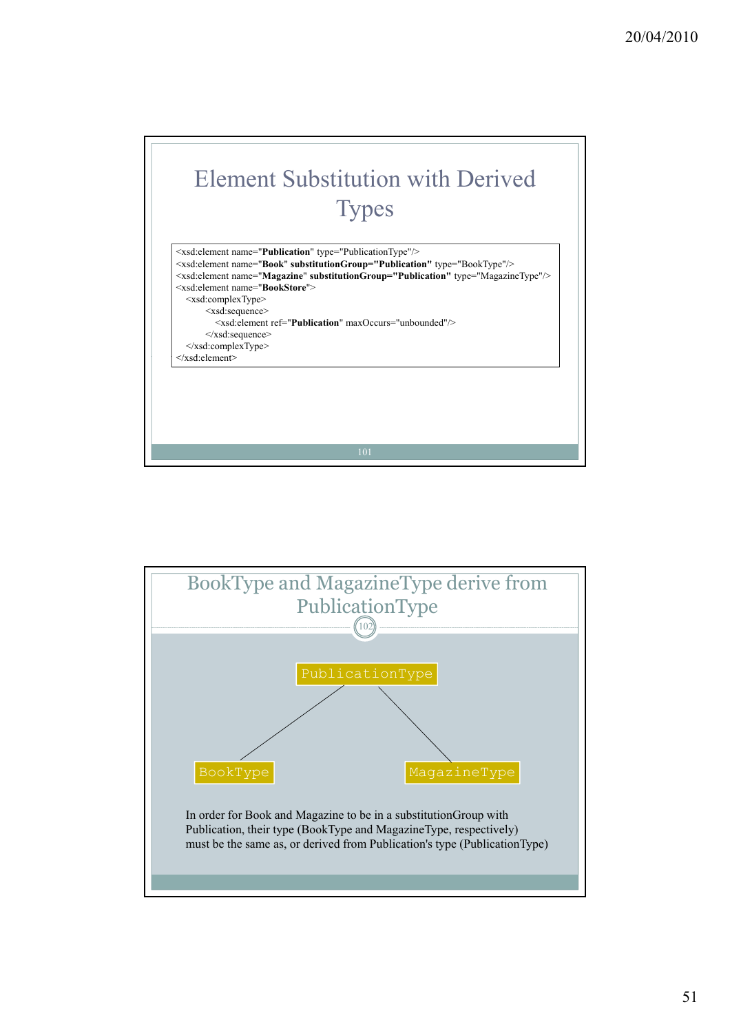## Element Substitution with Derived Types

```
<xsd:element name="Publication" type="PublicationType"/>
<xsd:element name="Book" substitutionGroup="Publication" type="BookType"/>
<xsd:element name="Magazine" substitutionGroup="Publication" type="MagazineType"/>
<xsd:element name="BookStore">
  <xsd:complexType>
      <xsd:sequence>
         <xsd:element ref="Publication" maxOccurs="unbounded"/>
      </xsd:sequence>
  </xsd:complexType>
</xsd:element>
```

## BookType and MagazineType derive from PublicationType

PublicationType

BookType    MagazineType

In order for Book and Magazine to be in a substitutionGroup with Publication, their type (BookType and MagazineType, respectively) must be the same as, or derived from Publication's type (PublicationType)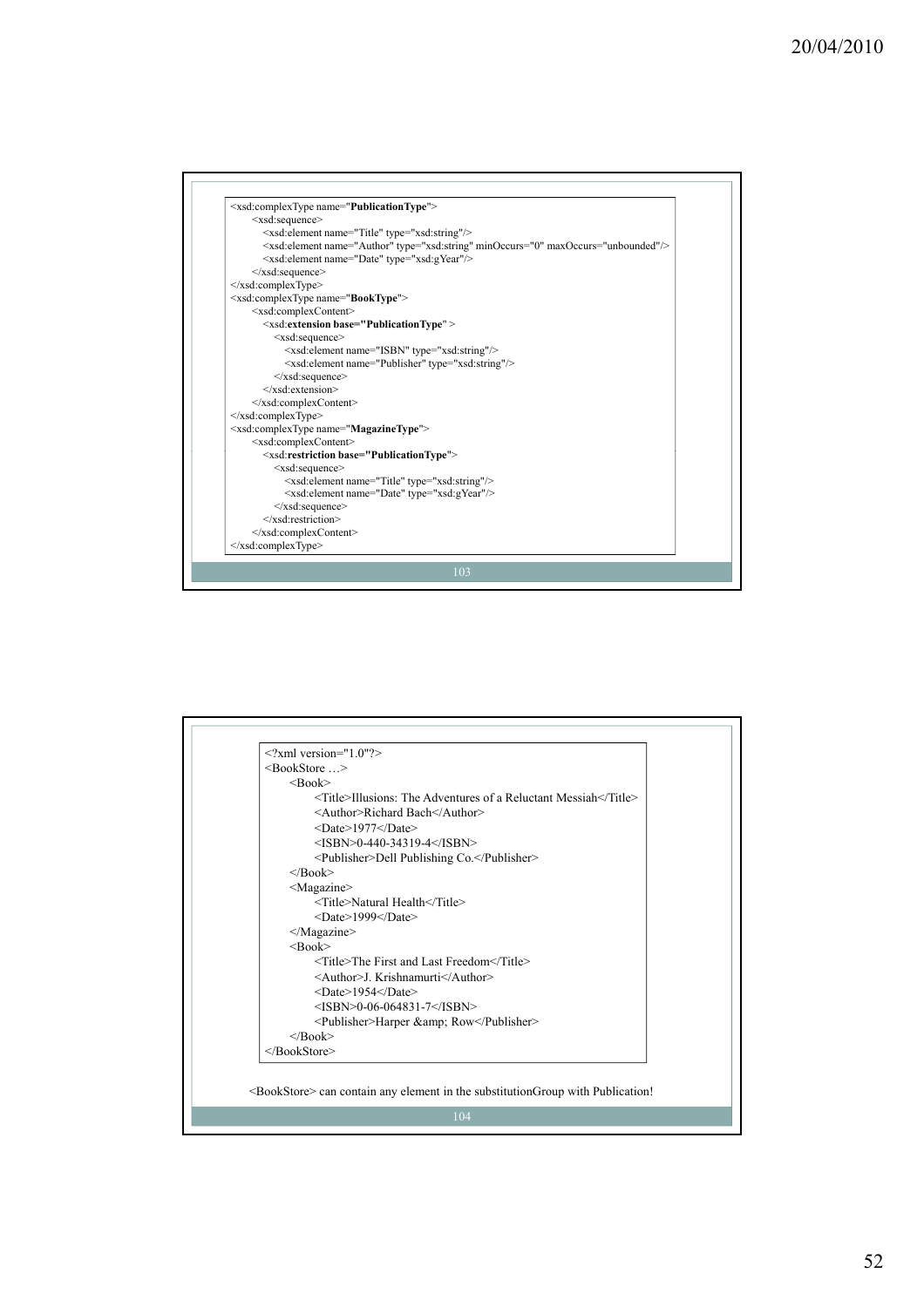```xml
<xsd:complexType name="PublicationType">
    <xsd:sequence>
        <xsd:element name="Title" type="xsd:string"/>
        <xsd:element name="Author" type="xsd:string" minOccurs="0" maxOccurs="unbounded"/>
        <xsd:element name="Date" type="xsd:gYear"/>
    </xsd:sequence>
</xsd:complexType>
<xsd:complexType name="BookType">
    <xsd:complexContent>
        <xsd:extension base="PublicationType" >
            <xsd:sequence>
                <xsd:element name="ISBN" type="xsd:string"/>
                <xsd:element name="Publisher" type="xsd:string"/>
            </xsd:sequence>
        </xsd:extension>
    </xsd:complexContent>
</xsd:complexType>
<xsd:complexType name="MagazineType">
    <xsd:complexContent>
        <xsd:restriction base="PublicationType">
            <xsd:sequence>
                <xsd:element name="Title" type="xsd:string"/>
                <xsd:element name="Date" type="xsd:gYear"/>
            </xsd:sequence>
        </xsd:restriction>
    </xsd:complexContent>
</xsd:complexType>
```

```xml
<?xml version="1.0"?>
<BookStore …>
    <Book>
        <Title>Illusions: The Adventures of a Reluctant Messiah</Title>
        <Author>Richard Bach</Author>
        <Date>1977</Date>
        <ISBN>0-440-34319-4</ISBN>
        <Publisher>Dell Publishing Co.</Publisher>
    </Book>
    <Magazine>
        <Title>Natural Health</Title>
        <Date>1999</Date>
    </Magazine>
    <Book>
        <Title>The First and Last Freedom</Title>
        <Author>J. Krishnamurti</Author>
        <Date>1954</Date>
        <ISBN>0-06-064831-7</ISBN>
        <Publisher>Harper &amp; Row</Publisher>
    </Book>
</BookStore>
```

<BookStore> can contain any element in the substitutionGroup with Publication!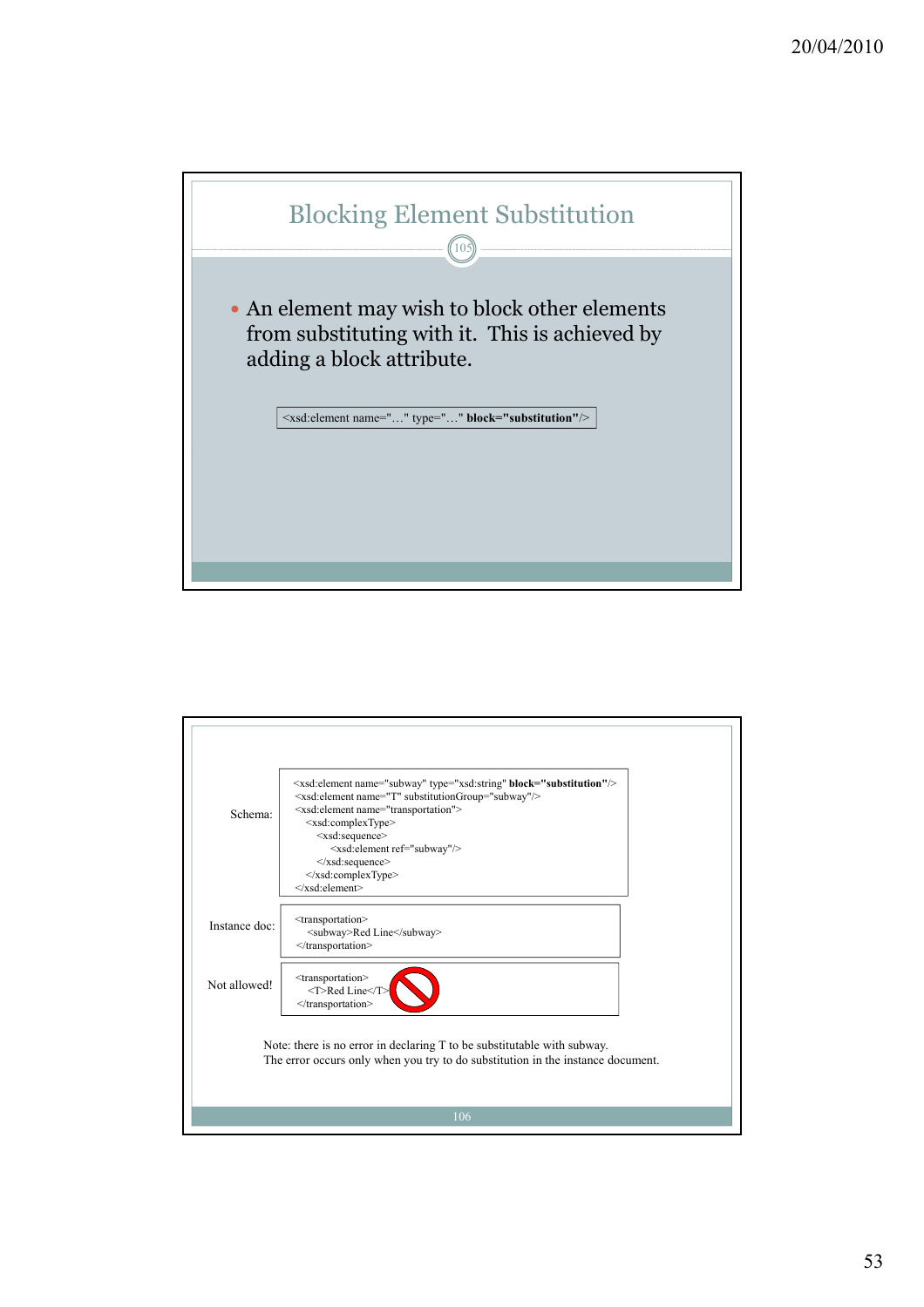## Blocking Element Substitution

- An element may wish to block other elements from substituting with it. This is achieved by adding a block attribute.

```
<xsd:element name="…" type="…" block="substitution"/>
```

Schema:

```
<xsd:element name="subway" type="xsd:string" block="substitution"/>
<xsd:element name="T" substitutionGroup="subway"/>
<xsd:element name="transportation">
  <xsd:complexType>
    <xsd:sequence>
      <xsd:element ref="subway"/>
    </xsd:sequence>
  </xsd:complexType>
</xsd:element>
```

Instance doc:

```
<transportation>
  <subway>Red Line</subway>
</transportation>
```

Not allowed!

```
<transportation>
  <T>Red Line</T>
</transportation>
```

Note: there is no error in declaring T to be substitutable with subway. The error occurs only when you try to do substitution in the instance document.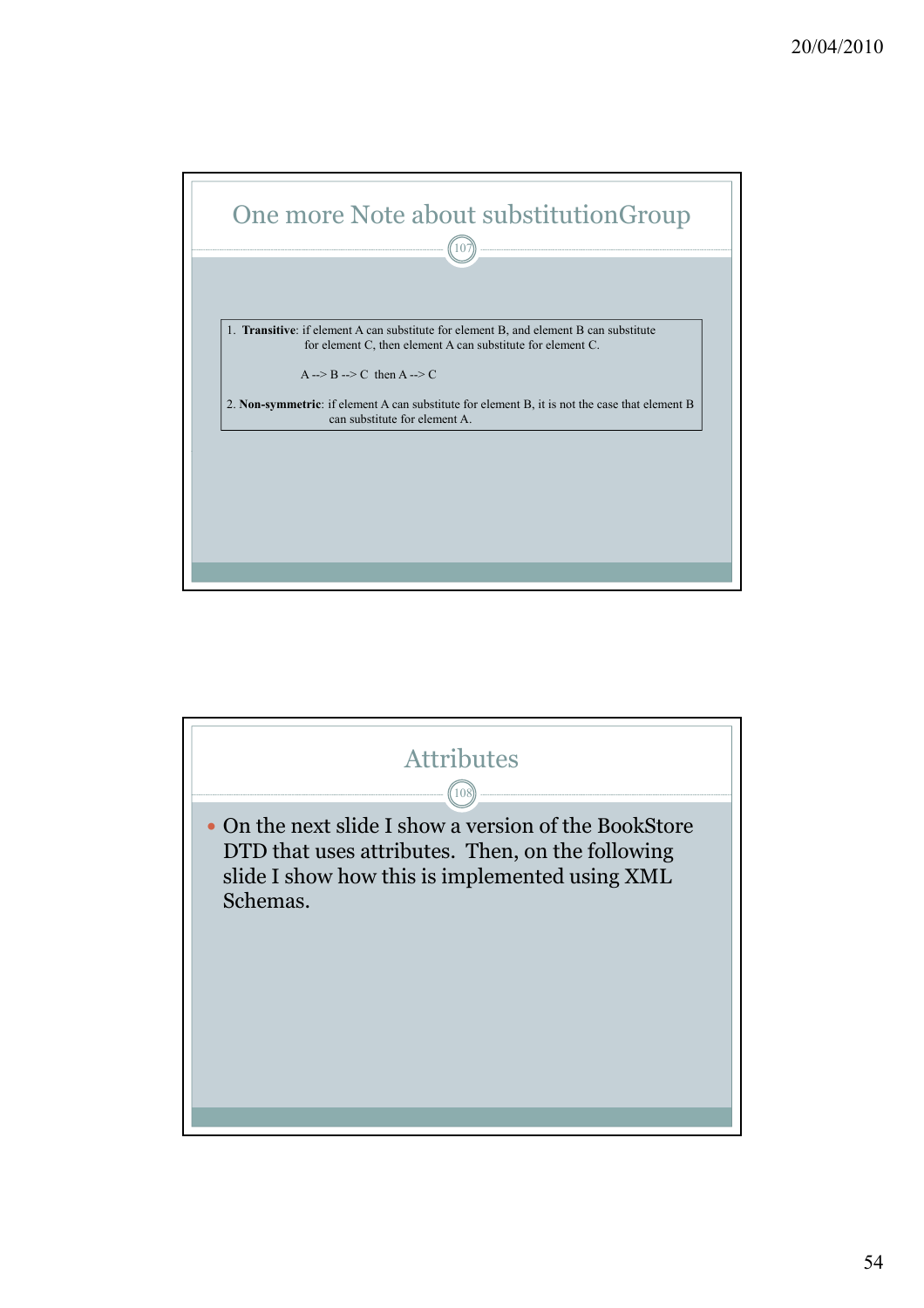## One more Note about substitutionGroup

1. **Transitive**: if element A can substitute for element B, and element B can substitute for element C, then element A can substitute for element C.

   A --> B --> C then A --> C

2. **Non-symmetric**: if element A can substitute for element B, it is not the case that element B can substitute for element A.

## Attributes

- On the next slide I show a version of the BookStore DTD that uses attributes. Then, on the following slide I show how this is implemented using XML Schemas.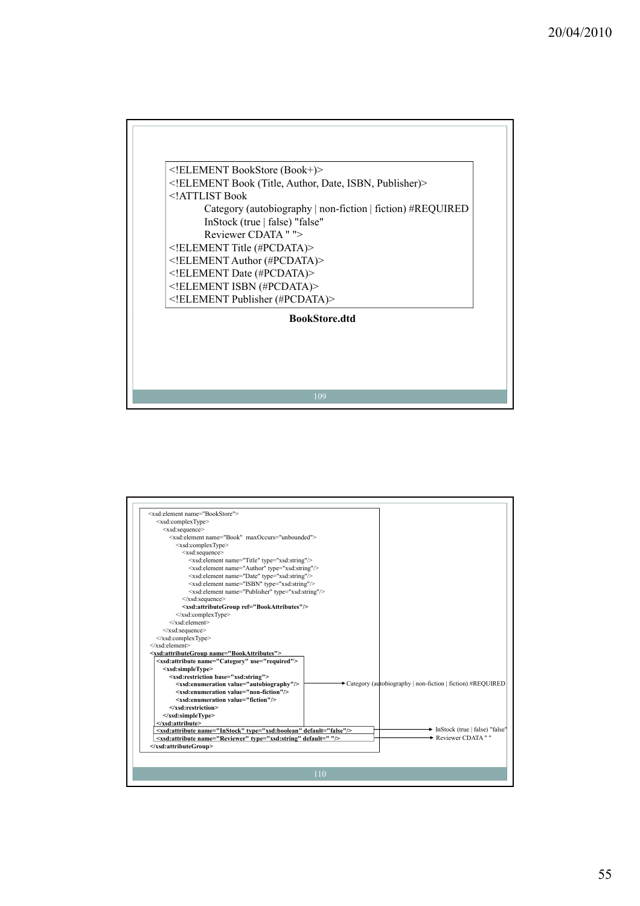```
<!ELEMENT BookStore (Book+)>
<!ELEMENT Book (Title, Author, Date, ISBN, Publisher)>
<!ATTLIST Book
        Category (autobiography | non-fiction | fiction) #REQUIRED
        InStock (true | false) "false"
        Reviewer CDATA " ">
<!ELEMENT Title (#PCDATA)>
<!ELEMENT Author (#PCDATA)>
<!ELEMENT Date (#PCDATA)>
<!ELEMENT ISBN (#PCDATA)>
<!ELEMENT Publisher (#PCDATA)>
```

**BookStore.dtd**

```
<xsd:element name="BookStore">
    <xsd:complexType>
        <xsd:sequence>
            <xsd:element name="Book" maxOccurs="unbounded">
                <xsd:complexType>
                    <xsd:sequence>
                        <xsd:element name="Title" type="xsd:string"/>
                        <xsd:element name="Author" type="xsd:string"/>
                        <xsd:element name="Date" type="xsd:string"/>
                        <xsd:element name="ISBN" type="xsd:string"/>
                        <xsd:element name="Publisher" type="xsd:string"/>
                    </xsd:sequence>
                    <xsd:attributeGroup ref="BookAttributes"/>
                </xsd:complexType>
            </xsd:element>
        </xsd:sequence>
    </xsd:complexType>
</xsd:element>
<xsd:attributeGroup name="BookAttributes">
    <xsd:attribute name="Category" use="required">
        <xsd:simpleType>
            <xsd:restriction base="xsd:string">
                <xsd:enumeration value="autobiography"/>   --> Category (autobiography | non-fiction | fiction) #REQUIRED
                <xsd:enumeration value="non-fiction"/>
                <xsd:enumeration value="fiction"/>
            </xsd:restriction>
        </xsd:simpleType>
    </xsd:attribute>
    <xsd:attribute name="InStock" type="xsd:boolean" default="false"/>   --> InStock (true | false) "false"
    <xsd:attribute name="Reviewer" type="xsd:string" default=" "/>   --> Reviewer CDATA " "
</xsd:attributeGroup>
```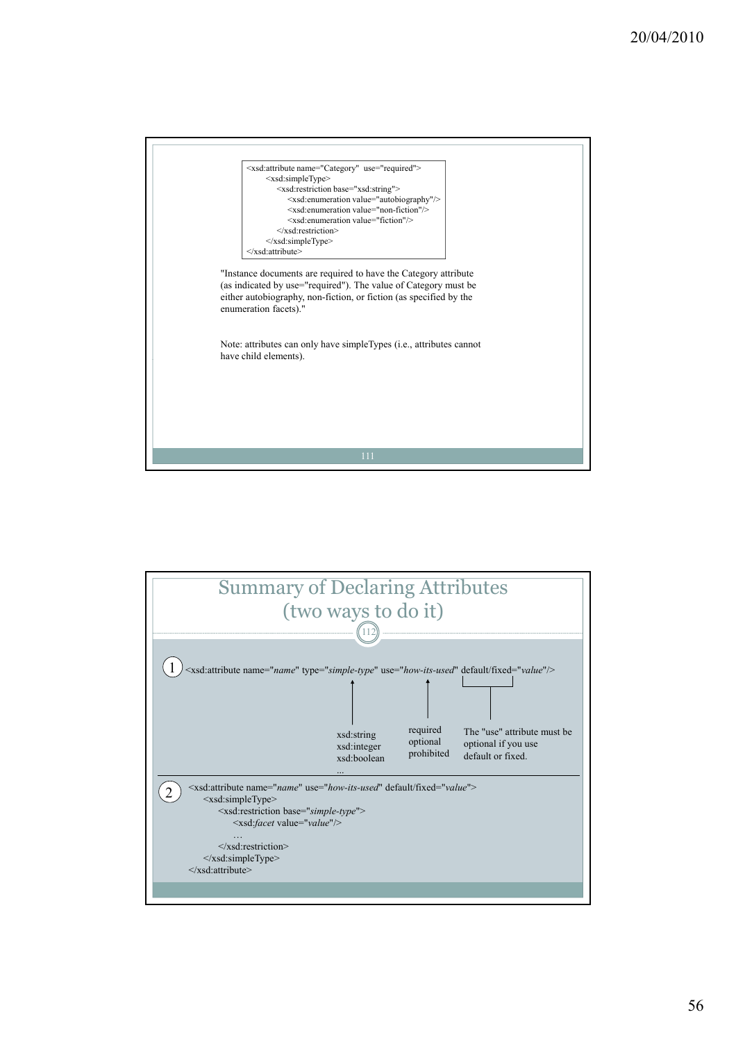```
<xsd:attribute name="Category"  use="required">
    <xsd:simpleType>
        <xsd:restriction base="xsd:string">
            <xsd:enumeration value="autobiography"/>
            <xsd:enumeration value="non-fiction"/>
            <xsd:enumeration value="fiction"/>
        </xsd:restriction>
    </xsd:simpleType>
</xsd:attribute>
```

"Instance documents are required to have the Category attribute (as indicated by use="required"). The value of Category must be either autobiography, non-fiction, or fiction (as specified by the enumeration facets)."

Note: attributes can only have simpleTypes (i.e., attributes cannot have child elements).

# Summary of Declaring Attributes (two ways to do it)

1.

```
<xsd:attribute name="name" type="simple-type" use="how-its-used" default/fixed="value"/>
```

- *simple-type*: xsd:string, xsd:integer, xsd:boolean, ...
- *how-its-used*: required, optional, prohibited
- default/fixed: The "use" attribute must be optional if you use default or fixed.

2.

```
<xsd:attribute name="name" use="how-its-used" default/fixed="value">
    <xsd:simpleType>
        <xsd:restriction base="simple-type">
            <xsd:facet value="value"/>
            …
        </xsd:restriction>
    </xsd:simpleType>
</xsd:attribute>
```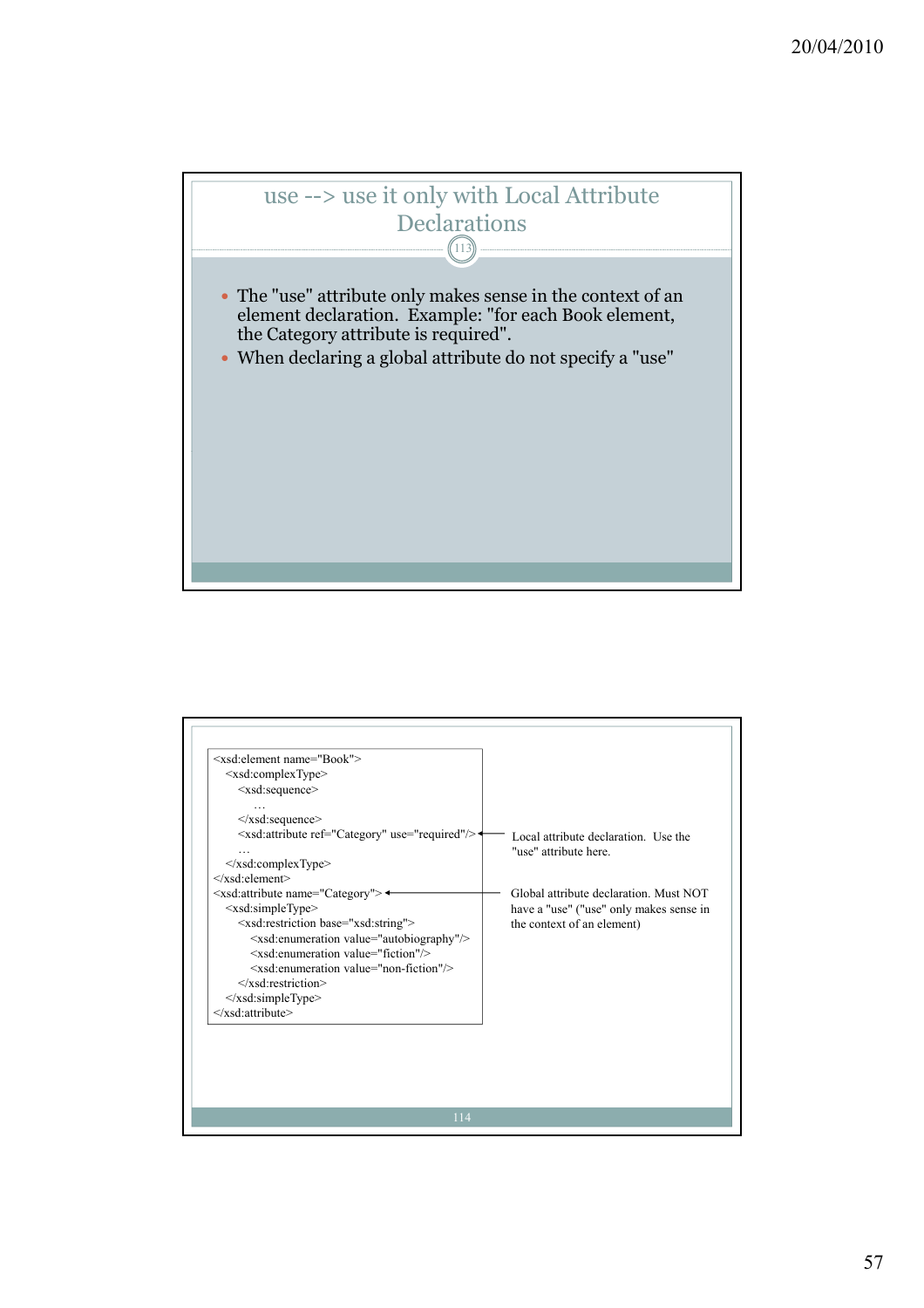## use --> use it only with Local Attribute Declarations

- The "use" attribute only makes sense in the context of an element declaration. Example: "for each Book element, the Category attribute is required".
- When declaring a global attribute do not specify a "use"

```
<xsd:element name="Book">
   <xsd:complexType>
      <xsd:sequence>
         …
      </xsd:sequence>
      <xsd:attribute ref="Category" use="required"/>
      …
   </xsd:complexType>
</xsd:element>
<xsd:attribute name="Category">
   <xsd:simpleType>
      <xsd:restriction base="xsd:string">
         <xsd:enumeration value="autobiography"/>
         <xsd:enumeration value="fiction"/>
         <xsd:enumeration value="non-fiction"/>
      </xsd:restriction>
   </xsd:simpleType>
</xsd:attribute>
```

Local attribute declaration. Use the "use" attribute here.

Global attribute declaration. Must NOT have a "use" ("use" only makes sense in the context of an element)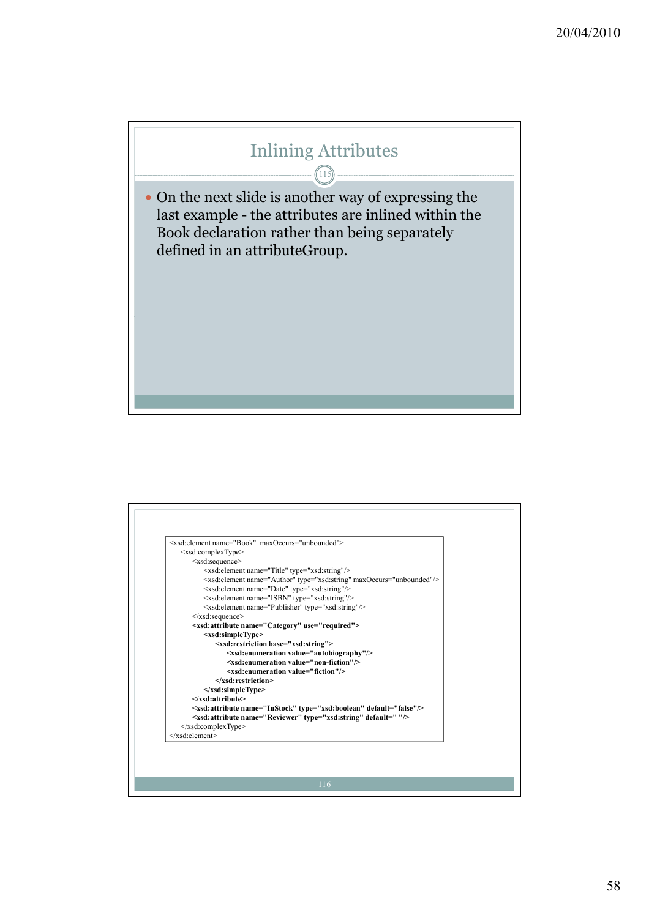## Inlining Attributes

- On the next slide is another way of expressing the last example - the attributes are inlined within the Book declaration rather than being separately defined in an attributeGroup.

```
<xsd:element name="Book"  maxOccurs="unbounded">
    <xsd:complexType>
        <xsd:sequence>
            <xsd:element name="Title" type="xsd:string"/>
            <xsd:element name="Author" type="xsd:string" maxOccurs="unbounded"/>
            <xsd:element name="Date" type="xsd:string"/>
            <xsd:element name="ISBN" type="xsd:string"/>
            <xsd:element name="Publisher" type="xsd:string"/>
        </xsd:sequence>
        <xsd:attribute name="Category" use="required">
            <xsd:simpleType>
                <xsd:restriction base="xsd:string">
                    <xsd:enumeration value="autobiography"/>
                    <xsd:enumeration value="non-fiction"/>
                    <xsd:enumeration value="fiction"/>
                </xsd:restriction>
            </xsd:simpleType>
        </xsd:attribute>
        <xsd:attribute name="InStock" type="xsd:boolean" default="false"/>
        <xsd:attribute name="Reviewer" type="xsd:string" default=" "/>
    </xsd:complexType>
</xsd:element>
```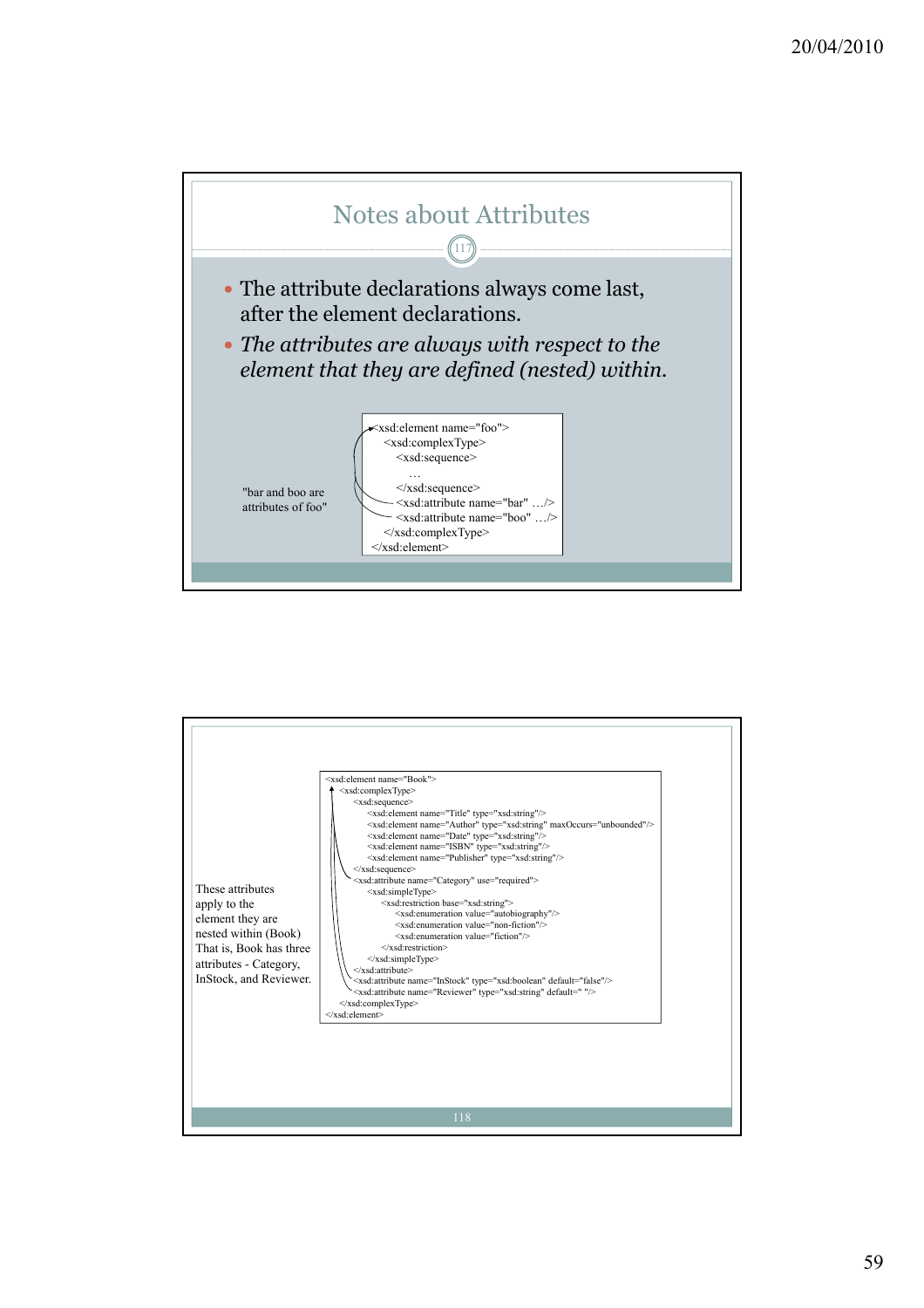## Notes about Attributes

- The attribute declarations always come last, after the element declarations.
- *The attributes are always with respect to the element that they are defined (nested) within.*

"bar and boo are attributes of foo"

```
<xsd:element name="foo">
    <xsd:complexType>
        <xsd:sequence>
            …
        </xsd:sequence>
        <xsd:attribute name="bar" …/>
        <xsd:attribute name="boo" …/>
    </xsd:complexType>
</xsd:element>
```

---

These attributes apply to the element they are nested within (Book) That is, Book has three attributes - Category, InStock, and Reviewer.

```
<xsd:element name="Book">
    <xsd:complexType>
        <xsd:sequence>
            <xsd:element name="Title" type="xsd:string"/>
            <xsd:element name="Author" type="xsd:string" maxOccurs="unbounded"/>
            <xsd:element name="Date" type="xsd:string"/>
            <xsd:element name="ISBN" type="xsd:string"/>
            <xsd:element name="Publisher" type="xsd:string"/>
        </xsd:sequence>
        <xsd:attribute name="Category" use="required">
            <xsd:simpleType>
                <xsd:restriction base="xsd:string">
                    <xsd:enumeration value="autobiography"/>
                    <xsd:enumeration value="non-fiction"/>
                    <xsd:enumeration value="fiction"/>
                </xsd:restriction>
            </xsd:simpleType>
        </xsd:attribute>
        <xsd:attribute name="InStock" type="xsd:boolean" default="false"/>
        <xsd:attribute name="Reviewer" type="xsd:string" default=" "/>
    </xsd:complexType>
</xsd:element>
```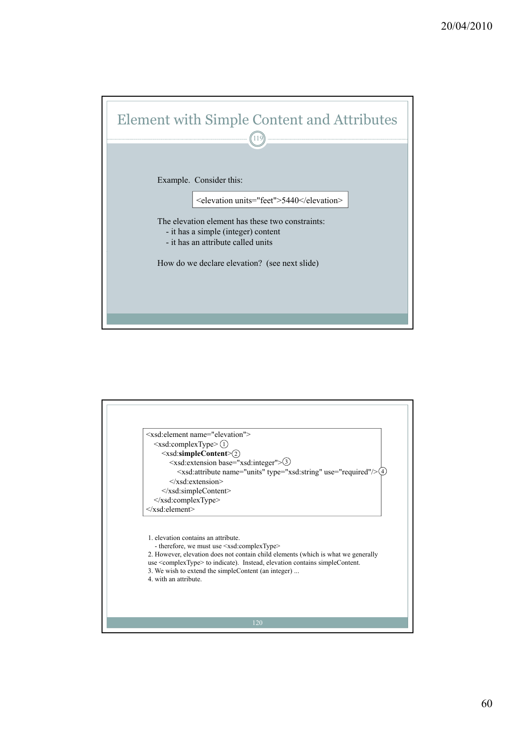## Element with Simple Content and Attributes

Example. Consider this:

```
<elevation units="feet">5440</elevation>
```

The elevation element has these two constraints:
- it has a simple (integer) content
- it has an attribute called units

How do we declare elevation? (see next slide)

```
<xsd:element name="elevation">
   <xsd:complexType> ①
      <xsd:simpleContent>②
         <xsd:extension base="xsd:integer">③
            <xsd:attribute name="units" type="xsd:string" use="required"/>④
         </xsd:extension>
      </xsd:simpleContent>
   </xsd:complexType>
</xsd:element>
```

1. elevation contains an attribute.
   - therefore, we must use <xsd:complexType>
2. However, elevation does not contain child elements (which is what we generally use <complexType> to indicate). Instead, elevation contains simpleContent.
3. We wish to extend the simpleContent (an integer) ...
4. with an attribute.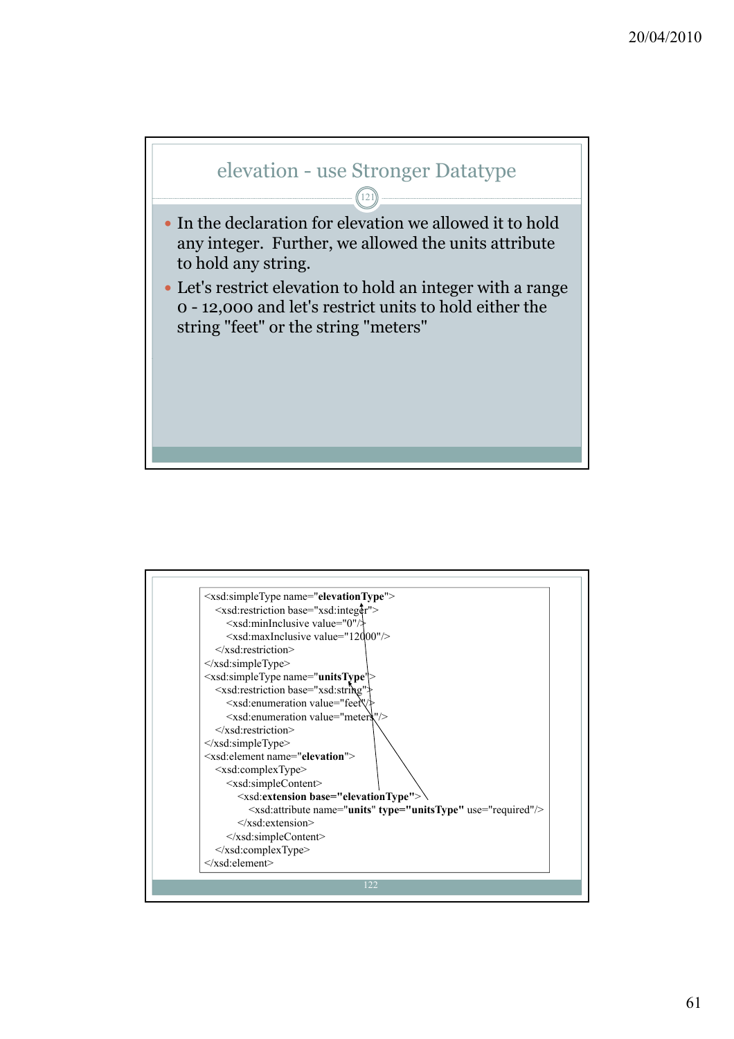## elevation - use Stronger Datatype

- In the declaration for elevation we allowed it to hold any integer. Further, we allowed the units attribute to hold any string.
- Let's restrict elevation to hold an integer with a range 0 - 12,000 and let's restrict units to hold either the string "feet" or the string "meters"

```
<xsd:simpleType name="elevationType">
    <xsd:restriction base="xsd:integer">
        <xsd:minInclusive value="0"/>
        <xsd:maxInclusive value="12000"/>
    </xsd:restriction>
</xsd:simpleType>
<xsd:simpleType name="unitsType">
    <xsd:restriction base="xsd:string">
        <xsd:enumeration value="feet"/>
        <xsd:enumeration value="meters"/>
    </xsd:restriction>
</xsd:simpleType>
<xsd:element name="elevation">
    <xsd:complexType>
        <xsd:simpleContent>
            <xsd:extension base="elevationType">
                <xsd:attribute name="units" type="unitsType" use="required"/>
            </xsd:extension>
        </xsd:simpleContent>
    </xsd:complexType>
</xsd:element>
```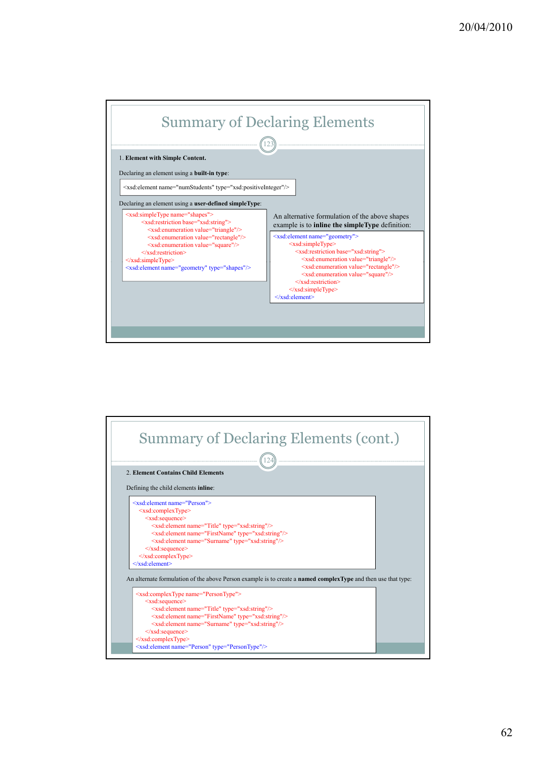## Summary of Declaring Elements

1. **Element with Simple Content.**

Declaring an element using a **built-in type**:

```
<xsd:element name="numStudents" type="xsd:positiveInteger"/>
```

Declaring an element using a **user-defined simpleType**:

```
<xsd:simpleType name="shapes">
     <xsd:restriction base="xsd:string">
          <xsd:enumeration value="triangle"/>
          <xsd:enumeration value="rectangle"/>
          <xsd:enumeration value="square"/>
     </xsd:restriction>
</xsd:simpleType>
<xsd:element name="geometry" type="shapes"/>
```

An alternative formulation of the above shapes example is to **inline the simpleType** definition:

```
<xsd:element name="geometry">
     <xsd:simpleType>
          <xsd:restriction base="xsd:string">
               <xsd:enumeration value="triangle"/>
               <xsd:enumeration value="rectangle"/>
               <xsd:enumeration value="square"/>
          </xsd:restriction>
     </xsd:simpleType>
</xsd:element>
```

## Summary of Declaring Elements (cont.)

2. **Element Contains Child Elements**

Defining the child elements **inline**:

```
<xsd:element name="Person">
   <xsd:complexType>
      <xsd:sequence>
         <xsd:element name="Title" type="xsd:string"/>
         <xsd:element name="FirstName" type="xsd:string"/>
         <xsd:element name="Surname" type="xsd:string"/>
      </xsd:sequence>
   </xsd:complexType>
</xsd:element>
```

An alternate formulation of the above Person example is to create a **named complexType** and then use that type:

```
<xsd:complexType name="PersonType">
   <xsd:sequence>
      <xsd:element name="Title" type="xsd:string"/>
      <xsd:element name="FirstName" type="xsd:string"/>
      <xsd:element name="Surname" type="xsd:string"/>
   </xsd:sequence>
</xsd:complexType>
<xsd:element name="Person" type="PersonType"/>
```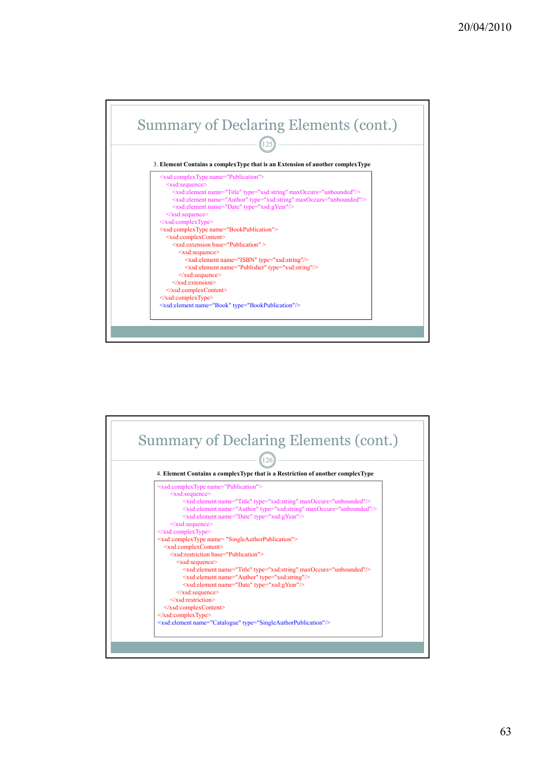## Summary of Declaring Elements (cont.)

3. **Element Contains a complexType that is an Extension of another complexType**

```
<xsd:complexType name="Publication">
    <xsd:sequence>
        <xsd:element name="Title" type="xsd:string" maxOccurs="unbounded"/>
        <xsd:element name="Author" type="xsd:string" maxOccurs="unbounded"/>
        <xsd:element name="Date" type="xsd:gYear"/>
    </xsd:sequence>
</xsd:complexType>
<xsd:complexType name="BookPublication">
    <xsd:complexContent>
        <xsd:extension base="Publication" >
            <xsd:sequence>
                <xsd:element name="ISBN" type="xsd:string"/>
                <xsd:element name="Publisher" type="xsd:string"/>
            </xsd:sequence>
        </xsd:extension>
    </xsd:complexContent>
</xsd:complexType>
<xsd:element name="Book" type="BookPublication"/>
```

## Summary of Declaring Elements (cont.)

4. **Element Contains a complexType that is a Restriction of another complexType**

```
<xsd:complexType name="Publication">
    <xsd:sequence>
        <xsd:element name="Title" type="xsd:string" maxOccurs="unbounded"/>
        <xsd:element name="Author" type="xsd:string" maxOccurs="unbounded"/>
        <xsd:element name="Date" type="xsd:gYear"/>
    </xsd:sequence>
</xsd:complexType>
<xsd:complexType name= "SingleAuthorPublication">
    <xsd:complexContent>
        <xsd:restriction base="Publication">
            <xsd:sequence>
                <xsd:element name="Title" type="xsd:string" maxOccurs="unbounded"/>
                <xsd:element name="Author" type="xsd:string"/>
                <xsd:element name="Date" type="xsd:gYear"/>
            </xsd:sequence>
        </xsd:restriction>
    </xsd:complexContent>
</xsd:complexType>
<xsd:element name="Catalogue" type="SingleAuthorPublication"/>
```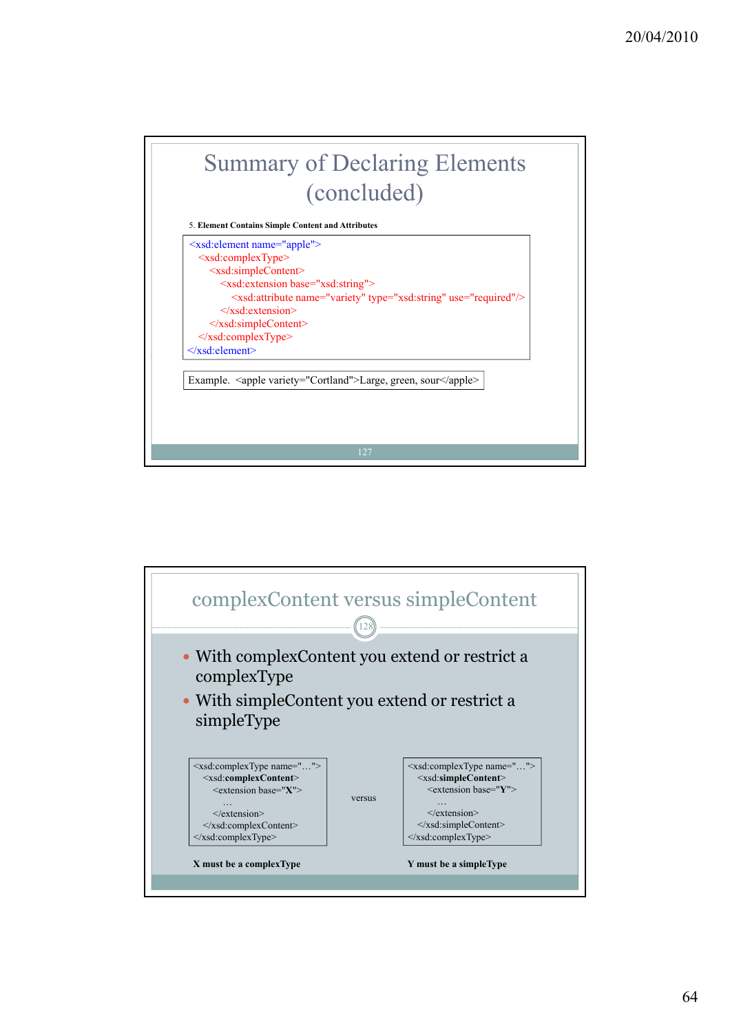# Summary of Declaring Elements (concluded)

5. **Element Contains Simple Content and Attributes**

```
<xsd:element name="apple">
  <xsd:complexType>
    <xsd:simpleContent>
      <xsd:extension base="xsd:string">
        <xsd:attribute name="variety" type="xsd:string" use="required"/>
      </xsd:extension>
    </xsd:simpleContent>
  </xsd:complexType>
</xsd:element>
```

Example. `<apple variety="Cortland">Large, green, sour</apple>`

# complexContent versus simpleContent

- With complexContent you extend or restrict a complexType
- With simpleContent you extend or restrict a simpleType

```
<xsd:complexType name="…">
  <xsd:complexContent>
    <extension base="X">
      …
    </extension>
  </xsd:complexContent>
</xsd:complexType>
```

versus

```
<xsd:complexType name="…">
  <xsd:simpleContent>
    <extension base="Y">
      …
    </extension>
  </xsd:simpleContent>
</xsd:complexType>
```

**X must be a complexType**

**Y must be a simpleType**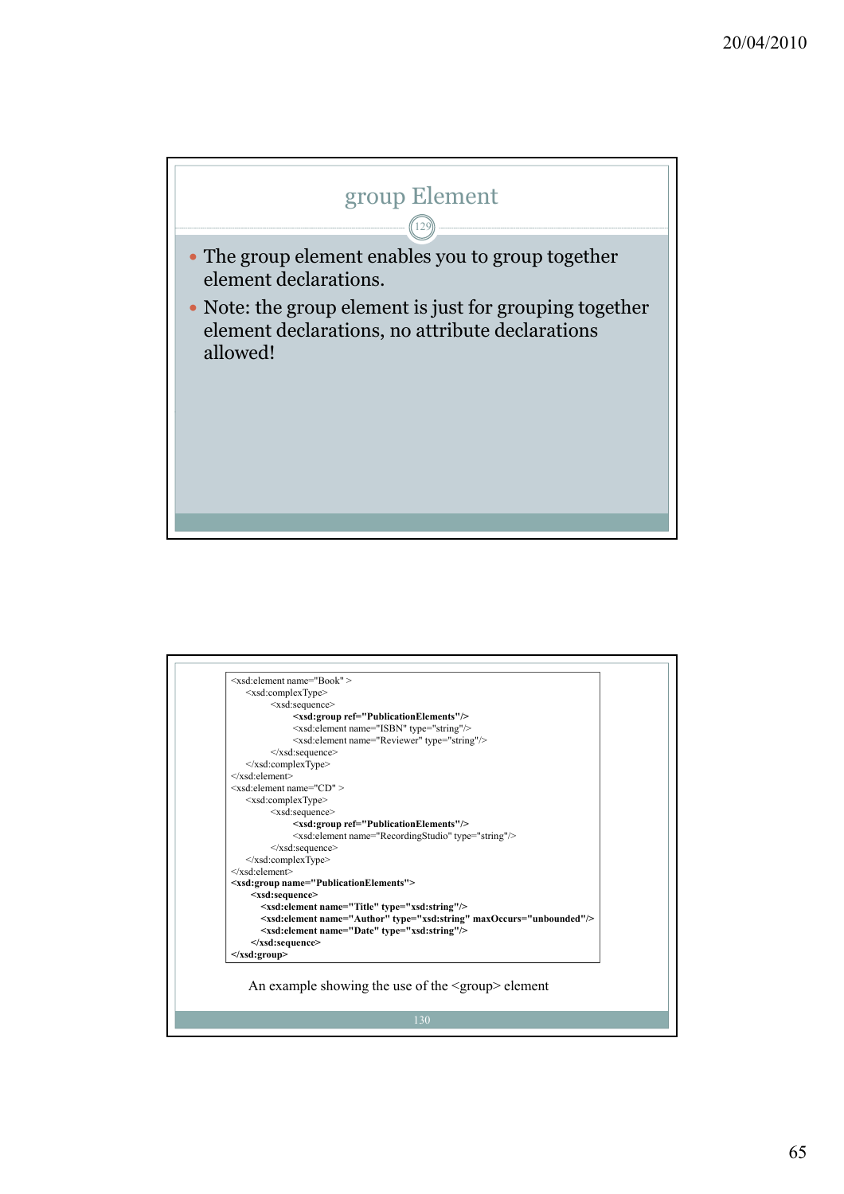## group Element

- The group element enables you to group together element declarations.
- Note: the group element is just for grouping together element declarations, no attribute declarations allowed!

```
<xsd:element name="Book" >
    <xsd:complexType>
        <xsd:sequence>
            <xsd:group ref="PublicationElements"/>
            <xsd:element name="ISBN" type="string"/>
            <xsd:element name="Reviewer" type="string"/>
        </xsd:sequence>
    </xsd:complexType>
</xsd:element>
<xsd:element name="CD" >
    <xsd:complexType>
        <xsd:sequence>
            <xsd:group ref="PublicationElements"/>
            <xsd:element name="RecordingStudio" type="string"/>
        </xsd:sequence>
    </xsd:complexType>
</xsd:element>
<xsd:group name="PublicationElements">
    <xsd:sequence>
        <xsd:element name="Title" type="xsd:string"/>
        <xsd:element name="Author" type="xsd:string" maxOccurs="unbounded"/>
        <xsd:element name="Date" type="xsd:string"/>
    </xsd:sequence>
</xsd:group>
```

An example showing the use of the <group> element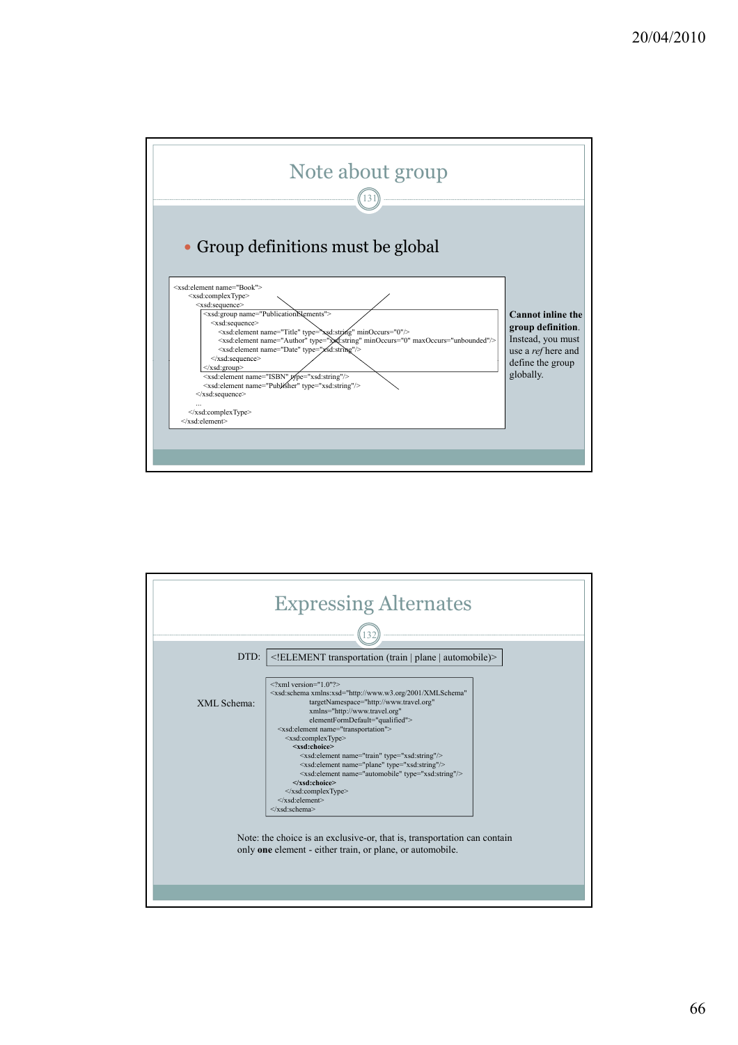## Note about group

131

- Group definitions must be global

```
<xsd:element name="Book">
    <xsd:complexType>
        <xsd:sequence>
            <xsd:group name="PublicationElements">
                <xsd:sequence>
                    <xsd:element name="Title" type="xsd:string" minOccurs="0"/>
                    <xsd:element name="Author" type="xsd:string" minOccurs="0" maxOccurs="unbounded"/>
                    <xsd:element name="Date" type="xsd:string"/>
                </xsd:sequence>
            </xsd:group>
            <xsd:element name="ISBN" type="xsd:string"/>
            <xsd:element name="Publisher" type="xsd:string"/>
        </xsd:sequence>
        ...
    </xsd:complexType>
</xsd:element>
```

**Cannot inline the group definition**. Instead, you must use a *ref* here and define the group globally.

## Expressing Alternates

132

DTD:

```
<!ELEMENT transportation (train | plane | automobile)>
```

XML Schema:

```
<?xml version="1.0"?>
<xsd:schema xmlns:xsd="http://www.w3.org/2001/XMLSchema"
            targetNamespace="http://www.travel.org"
            xmlns="http://www.travel.org"
            elementFormDefault="qualified">
    <xsd:element name="transportation">
        <xsd:complexType>
            <xsd:choice>
                <xsd:element name="train" type="xsd:string"/>
                <xsd:element name="plane" type="xsd:string"/>
                <xsd:element name="automobile" type="xsd:string"/>
            </xsd:choice>
        </xsd:complexType>
    </xsd:element>
</xsd:schema>
```

Note: the choice is an exclusive-or, that is, transportation can contain only **one** element - either train, or plane, or automobile.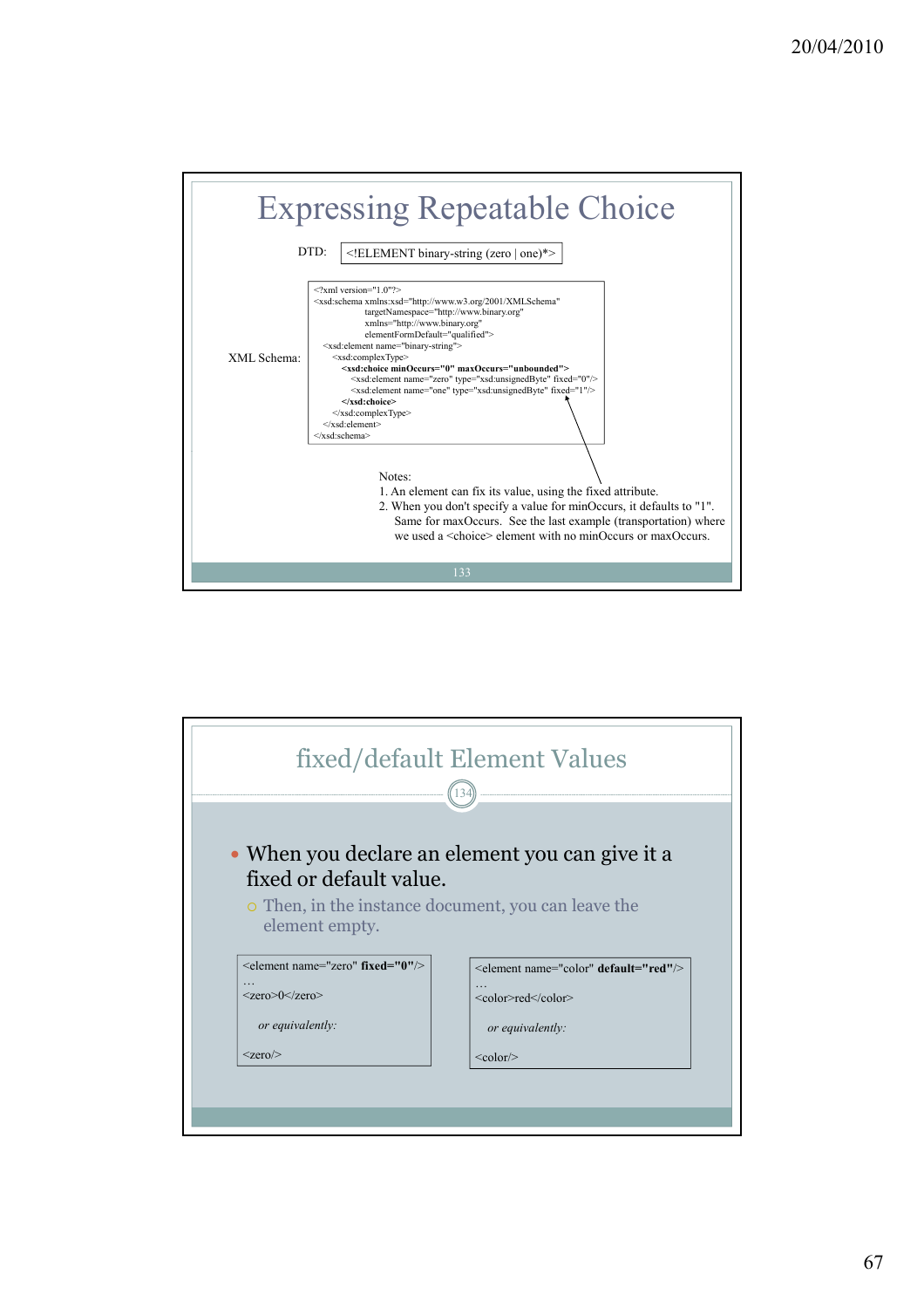# Expressing Repeatable Choice

DTD:

```
<!ELEMENT binary-string (zero | one)*>
```

XML Schema:

```
<?xml version="1.0"?>
<xsd:schema xmlns:xsd="http://www.w3.org/2001/XMLSchema"
            targetNamespace="http://www.binary.org"
            xmlns="http://www.binary.org"
            elementFormDefault="qualified">
  <xsd:element name="binary-string">
    <xsd:complexType>
      <xsd:choice minOccurs="0" maxOccurs="unbounded">
        <xsd:element name="zero" type="xsd:unsignedByte" fixed="0"/>
        <xsd:element name="one" type="xsd:unsignedByte" fixed="1"/>
      </xsd:choice>
    </xsd:complexType>
  </xsd:element>
</xsd:schema>
```

Notes:
1. An element can fix its value, using the fixed attribute.
2. When you don't specify a value for minOccurs, it defaults to "1". Same for maxOccurs. See the last example (transportation) where we used a <choice> element with no minOccurs or maxOccurs.

# fixed/default Element Values

- When you declare an element you can give it a fixed or default value.
  - Then, in the instance document, you can leave the element empty.

```
<element name="zero" fixed="0"/>
…
<zero>0</zero>

   or equivalently:

<zero/>
```

```
<element name="color" default="red"/>
…
<color>red</color>

   or equivalently:

<color/>
```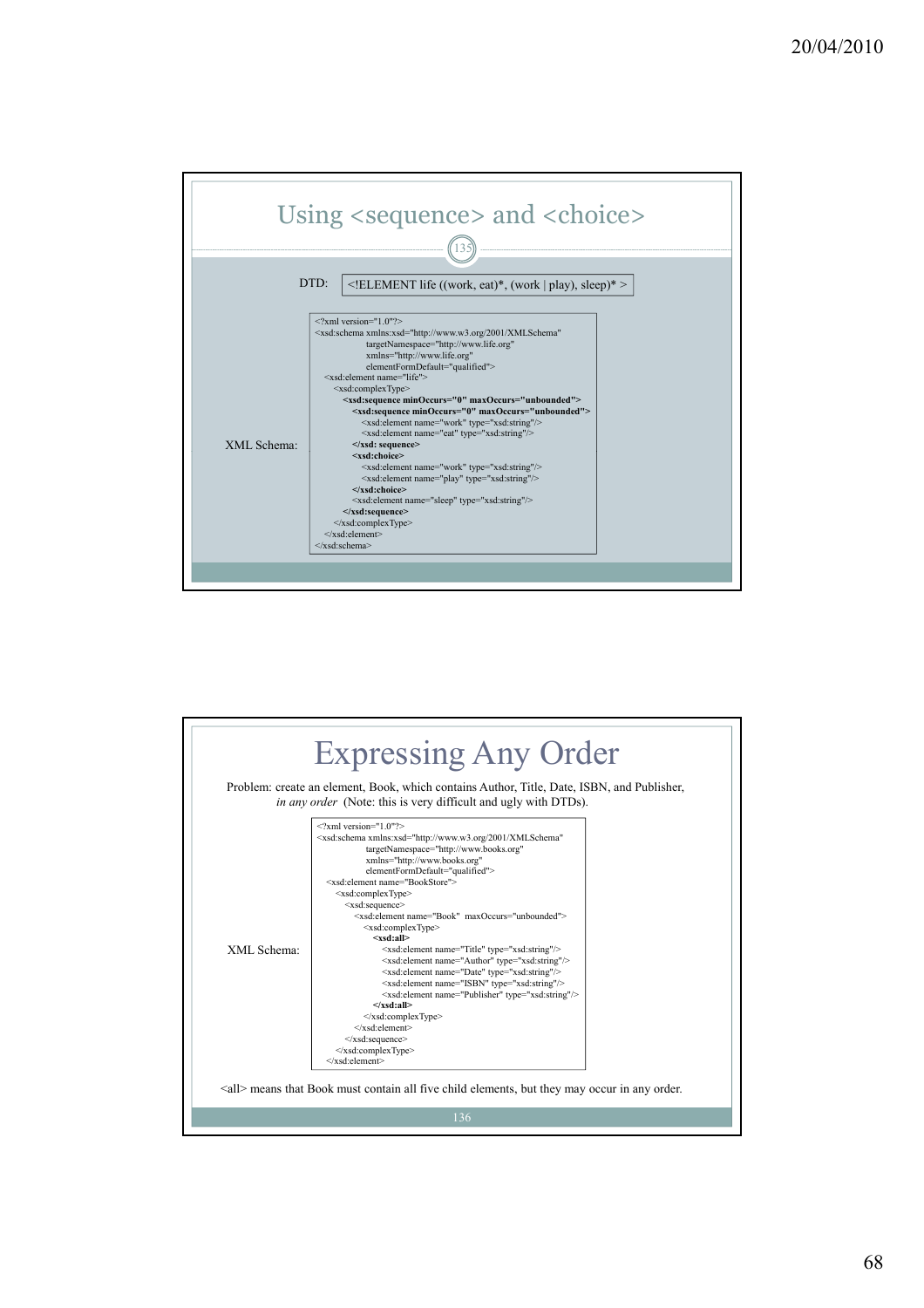## Using <sequence> and <choice>

DTD: `<!ELEMENT life ((work, eat)*, (work | play), sleep)* >`

XML Schema:

```
<?xml version="1.0"?>
<xsd:schema xmlns:xsd="http://www.w3.org/2001/XMLSchema"
            targetNamespace="http://www.life.org"
            xmlns="http://www.life.org"
            elementFormDefault="qualified">
  <xsd:element name="life">
    <xsd:complexType>
      <xsd:sequence minOccurs="0" maxOccurs="unbounded">
        <xsd:sequence minOccurs="0" maxOccurs="unbounded">
          <xsd:element name="work" type="xsd:string"/>
          <xsd:element name="eat" type="xsd:string"/>
        </xsd: sequence>
        <xsd:choice>
          <xsd:element name="work" type="xsd:string"/>
          <xsd:element name="play" type="xsd:string"/>
        </xsd:choice>
        <xsd:element name="sleep" type="xsd:string"/>
      </xsd:sequence>
    </xsd:complexType>
  </xsd:element>
</xsd:schema>
```

## Expressing Any Order

Problem: create an element, Book, which contains Author, Title, Date, ISBN, and Publisher, *in any order* (Note: this is very difficult and ugly with DTDs).

XML Schema:

```
<?xml version="1.0"?>
<xsd:schema xmlns:xsd="http://www.w3.org/2001/XMLSchema"
            targetNamespace="http://www.books.org"
            xmlns="http://www.books.org"
            elementFormDefault="qualified">
  <xsd:element name="BookStore">
    <xsd:complexType>
      <xsd:sequence>
        <xsd:element name="Book"  maxOccurs="unbounded">
          <xsd:complexType>
            <xsd:all>
              <xsd:element name="Title" type="xsd:string"/>
              <xsd:element name="Author" type="xsd:string"/>
              <xsd:element name="Date" type="xsd:string"/>
              <xsd:element name="ISBN" type="xsd:string"/>
              <xsd:element name="Publisher" type="xsd:string"/>
            </xsd:all>
          </xsd:complexType>
        </xsd:element>
      </xsd:sequence>
    </xsd:complexType>
  </xsd:element>
```

<all> means that Book must contain all five child elements, but they may occur in any order.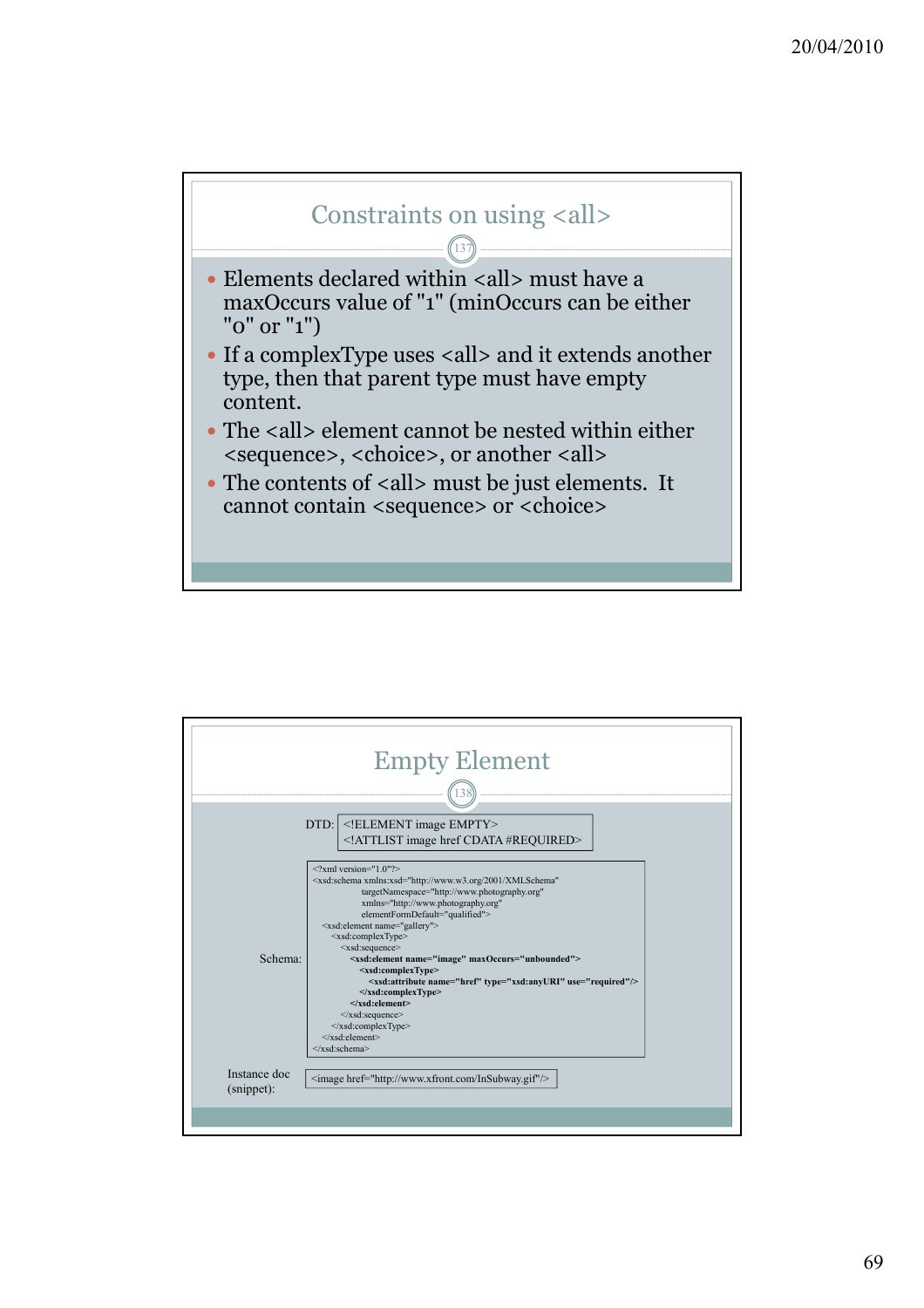## Constraints on using <all>

- Elements declared within <all> must have a maxOccurs value of "1" (minOccurs can be either "0" or "1")
- If a complexType uses <all> and it extends another type, then that parent type must have empty content.
- The <all> element cannot be nested within either <sequence>, <choice>, or another <all>
- The contents of <all> must be just elements. It cannot contain <sequence> or <choice>

## Empty Element

DTD:

```
<!ELEMENT image EMPTY>
<!ATTLIST image href CDATA #REQUIRED>
```

Schema:

```
<?xml version="1.0"?>
<xsd:schema xmlns:xsd="http://www.w3.org/2001/XMLSchema"
            targetNamespace="http://www.photography.org"
            xmlns="http://www.photography.org"
            elementFormDefault="qualified">
  <xsd:element name="gallery">
    <xsd:complexType>
      <xsd:sequence>
        <xsd:element name="image" maxOccurs="unbounded">
          <xsd:complexType>
            <xsd:attribute name="href" type="xsd:anyURI" use="required"/>
          </xsd:complexType>
        </xsd:element>
      </xsd:sequence>
    </xsd:complexType>
  </xsd:element>
</xsd:schema>
```

Instance doc (snippet):

```
<image href="http://www.xfront.com/InSubway.gif"/>
```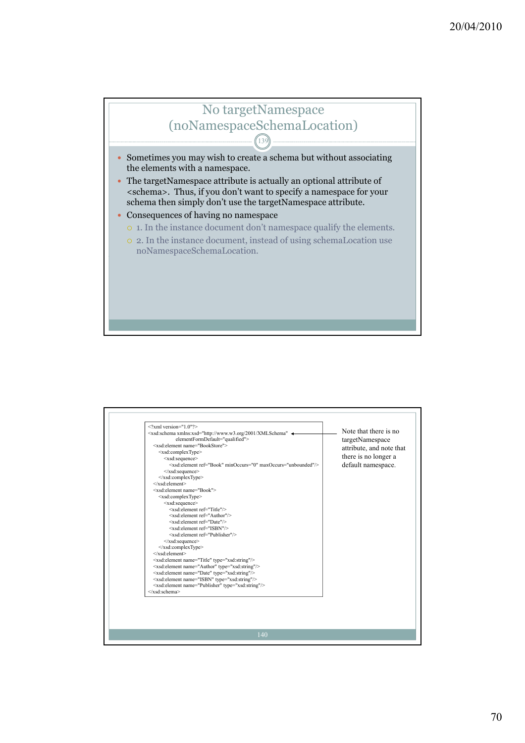## No targetNamespace (noNamespaceSchemaLocation)

- Sometimes you may wish to create a schema but without associating the elements with a namespace.
- The targetNamespace attribute is actually an optional attribute of <schema>. Thus, if you don't want to specify a namespace for your schema then simply don't use the targetNamespace attribute.
- Consequences of having no namespace
  - 1. In the instance document don't namespace qualify the elements.
  - 2. In the instance document, instead of using schemaLocation use noNamespaceSchemaLocation.

```
<?xml version="1.0"?>
<xsd:schema xmlns:xsd="http://www.w3.org/2001/XMLSchema"
            elementFormDefault="qualified">
  <xsd:element name="BookStore">
    <xsd:complexType>
      <xsd:sequence>
        <xsd:element ref="Book" minOccurs="0" maxOccurs="unbounded"/>
      </xsd:sequence>
    </xsd:complexType>
  </xsd:element>
  <xsd:element name="Book">
    <xsd:complexType>
      <xsd:sequence>
        <xsd:element ref="Title"/>
        <xsd:element ref="Author"/>
        <xsd:element ref="Date"/>
        <xsd:element ref="ISBN"/>
        <xsd:element ref="Publisher"/>
      </xsd:sequence>
    </xsd:complexType>
  </xsd:element>
  <xsd:element name="Title" type="xsd:string"/>
  <xsd:element name="Author" type="xsd:string"/>
  <xsd:element name="Date" type="xsd:string"/>
  <xsd:element name="ISBN" type="xsd:string"/>
  <xsd:element name="Publisher" type="xsd:string"/>
</xsd:schema>
```

Note that there is no targetNamespace attribute, and note that there is no longer a default namespace.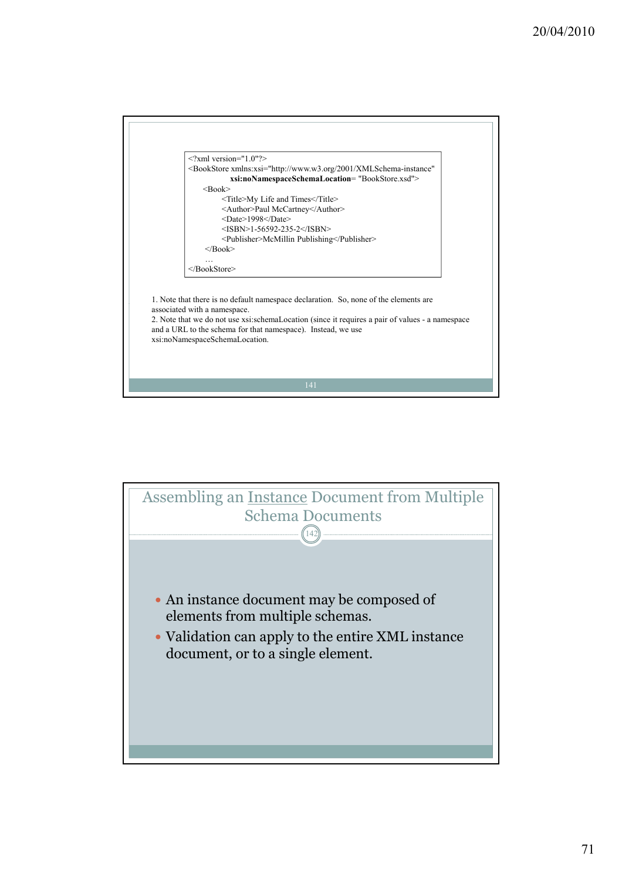```xml
<?xml version="1.0"?>
<BookStore xmlns:xsi="http://www.w3.org/2001/XMLSchema-instance"
           xsi:noNamespaceSchemaLocation= "BookStore.xsd">
    <Book>
        <Title>My Life and Times</Title>
        <Author>Paul McCartney</Author>
        <Date>1998</Date>
        <ISBN>1-56592-235-2</ISBN>
        <Publisher>McMillin Publishing</Publisher>
    </Book>
    ...
</BookStore>
```

1. Note that there is no default namespace declaration. So, none of the elements are associated with a namespace.
2. Note that we do not use xsi:schemaLocation (since it requires a pair of values - a namespace and a URL to the schema for that namespace). Instead, we use xsi:noNamespaceSchemaLocation.

## Assembling an Instance Document from Multiple Schema Documents

- An instance document may be composed of elements from multiple schemas.
- Validation can apply to the entire XML instance document, or to a single element.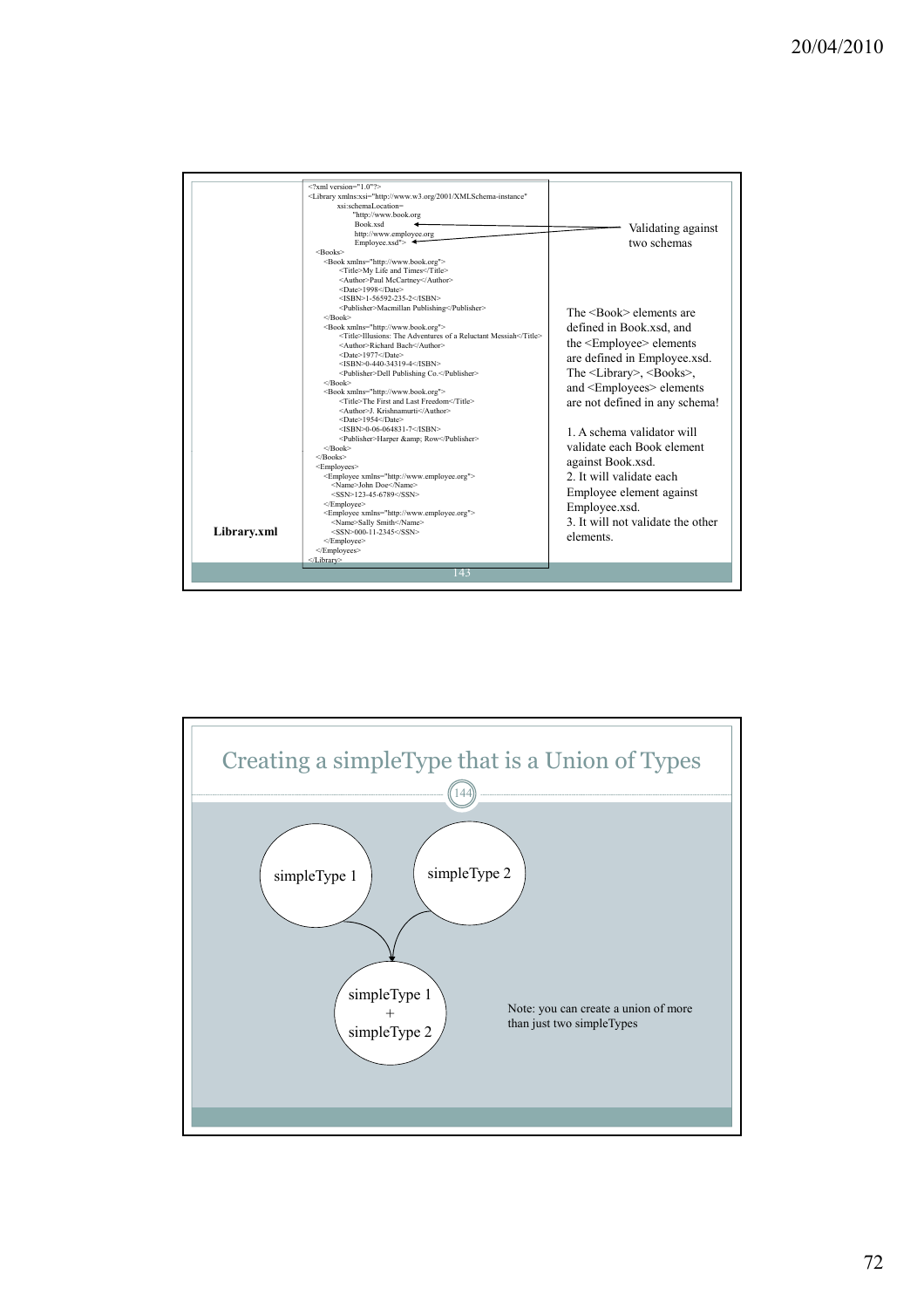```xml
<?xml version="1.0"?>
<Library xmlns:xsi="http://www.w3.org/2001/XMLSchema-instance"
         xsi:schemaLocation=
               "http://www.book.org
                Book.xsd
                http://www.employee.org
                Employee.xsd">
  <Books>
    <Book xmlns="http://www.book.org">
        <Title>My Life and Times</Title>
        <Author>Paul McCartney</Author>
        <Date>1998</Date>
        <ISBN>1-56592-235-2</ISBN>
        <Publisher>Macmillan Publishing</Publisher>
    </Book>
    <Book xmlns="http://www.book.org">
        <Title>Illusions: The Adventures of a Reluctant Messiah</Title>
        <Author>Richard Bach</Author>
        <Date>1977</Date>
        <ISBN>0-440-34319-4</ISBN>
        <Publisher>Dell Publishing Co.</Publisher>
    </Book>
    <Book xmlns="http://www.book.org">
        <Title>The First and Last Freedom</Title>
        <Author>J. Krishnamurti</Author>
        <Date>1954</Date>
        <ISBN>0-06-064831-7</ISBN>
        <Publisher>Harper &amp; Row</Publisher>
    </Book>
  </Books>
  <Employees>
    <Employee xmlns="http://www.employee.org">
      <Name>John Doe</Name>
      <SSN>123-45-6789</SSN>
    </Employee>
    <Employee xmlns="http://www.employee.org">
      <Name>Sally Smith</Name>
      <SSN>000-11-2345</SSN>
    </Employee>
  </Employees>
</Library>
```

**Library.xml**

Validating against two schemas

The <Book> elements are defined in Book.xsd, and the <Employee> elements are defined in Employee.xsd. The <Library>, <Books>, and <Employees> elements are not defined in any schema!

1. A schema validator will validate each Book element against Book.xsd.
2. It will validate each Employee element against Employee.xsd.
3. It will not validate the other elements.

## Creating a simpleType that is a Union of Types

simpleType 1

simpleType 2

simpleType 1 + simpleType 2

Note: you can create a union of more than just two simpleTypes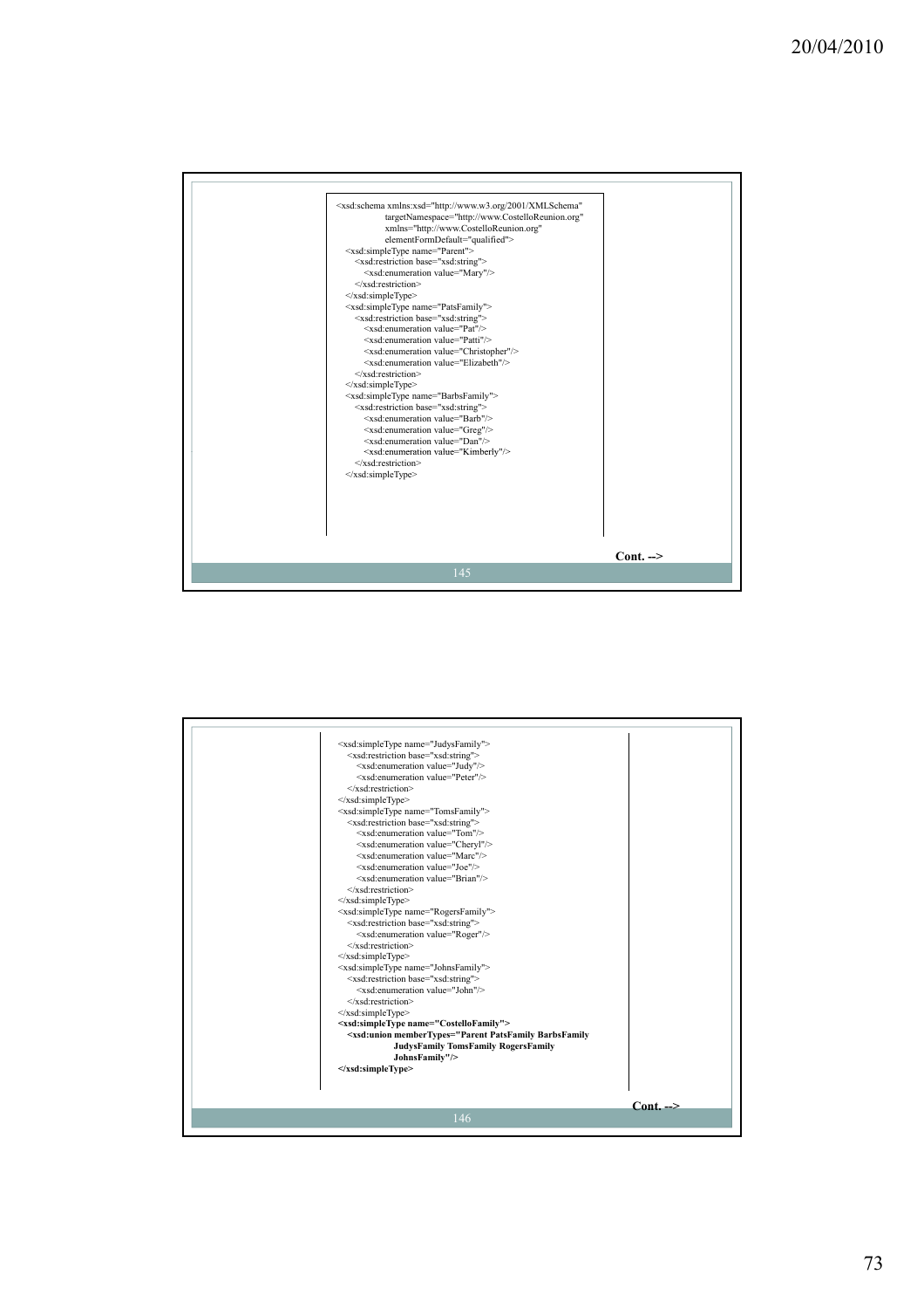```
<xsd:schema xmlns:xsd="http://www.w3.org/2001/XMLSchema"
            targetNamespace="http://www.CostelloReunion.org"
            xmlns="http://www.CostelloReunion.org"
            elementFormDefault="qualified">
  <xsd:simpleType name="Parent">
    <xsd:restriction base="xsd:string">
      <xsd:enumeration value="Mary"/>
    </xsd:restriction>
  </xsd:simpleType>
  <xsd:simpleType name="PatsFamily">
    <xsd:restriction base="xsd:string">
      <xsd:enumeration value="Pat"/>
      <xsd:enumeration value="Patti"/>
      <xsd:enumeration value="Christopher"/>
      <xsd:enumeration value="Elizabeth"/>
    </xsd:restriction>
  </xsd:simpleType>
  <xsd:simpleType name="BarbsFamily">
    <xsd:restriction base="xsd:string">
      <xsd:enumeration value="Barb"/>
      <xsd:enumeration value="Greg"/>
      <xsd:enumeration value="Dan"/>
      <xsd:enumeration value="Kimberly"/>
    </xsd:restriction>
  </xsd:simpleType>
```

**Cont. -->**

```
  <xsd:simpleType name="JudysFamily">
    <xsd:restriction base="xsd:string">
      <xsd:enumeration value="Judy"/>
      <xsd:enumeration value="Peter"/>
    </xsd:restriction>
  </xsd:simpleType>
  <xsd:simpleType name="TomsFamily">
    <xsd:restriction base="xsd:string">
      <xsd:enumeration value="Tom"/>
      <xsd:enumeration value="Cheryl"/>
      <xsd:enumeration value="Marc"/>
      <xsd:enumeration value="Joe"/>
      <xsd:enumeration value="Brian"/>
    </xsd:restriction>
  </xsd:simpleType>
  <xsd:simpleType name="RogersFamily">
    <xsd:restriction base="xsd:string">
      <xsd:enumeration value="Roger"/>
    </xsd:restriction>
  </xsd:simpleType>
  <xsd:simpleType name="JohnsFamily">
    <xsd:restriction base="xsd:string">
      <xsd:enumeration value="John"/>
    </xsd:restriction>
  </xsd:simpleType>
  <xsd:simpleType name="CostelloFamily">
    <xsd:union memberTypes="Parent PatsFamily BarbsFamily
               JudysFamily TomsFamily RogersFamily
               JohnsFamily"/>
  </xsd:simpleType>
```

**Cont. -->**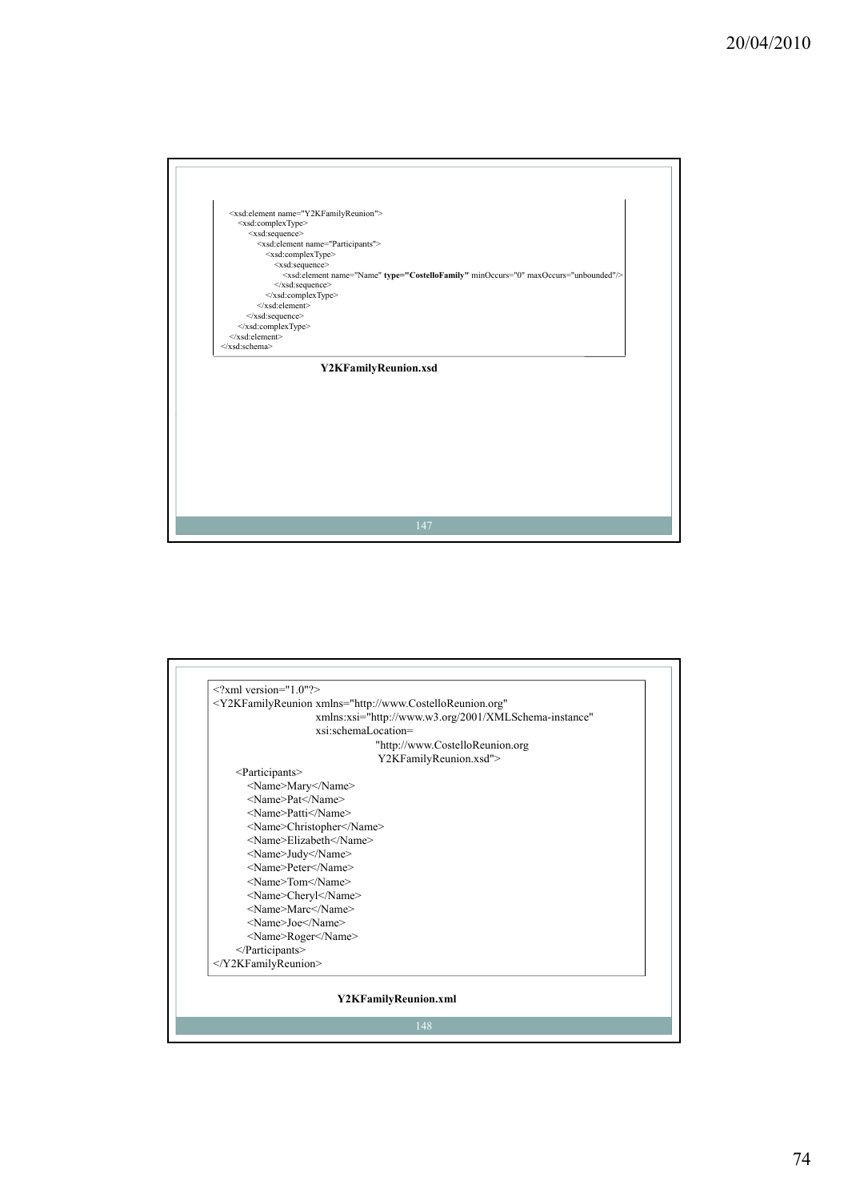```
<xsd:element name="Y2KFamilyReunion">
    <xsd:complexType>
        <xsd:sequence>
            <xsd:element name="Participants">
                <xsd:complexType>
                    <xsd:sequence>
                        <xsd:element name="Name" type="CostelloFamily" minOccurs="0" maxOccurs="unbounded"/>
                    </xsd:sequence>
                </xsd:complexType>
            </xsd:element>
        </xsd:sequence>
    </xsd:complexType>
</xsd:element>
</xsd:schema>
```

**Y2KFamilyReunion.xsd**

```
<?xml version="1.0"?>
<Y2KFamilyReunion xmlns="http://www.CostelloReunion.org"
                  xmlns:xsi="http://www.w3.org/2001/XMLSchema-instance"
                  xsi:schemaLocation=
                          "http://www.CostelloReunion.org
                           Y2KFamilyReunion.xsd">
    <Participants>
        <Name>Mary</Name>
        <Name>Pat</Name>
        <Name>Patti</Name>
        <Name>Christopher</Name>
        <Name>Elizabeth</Name>
        <Name>Judy</Name>
        <Name>Peter</Name>
        <Name>Tom</Name>
        <Name>Cheryl</Name>
        <Name>Marc</Name>
        <Name>Joe</Name>
        <Name>Roger</Name>
    </Participants>
</Y2KFamilyReunion>
```

**Y2KFamilyReunion.xml**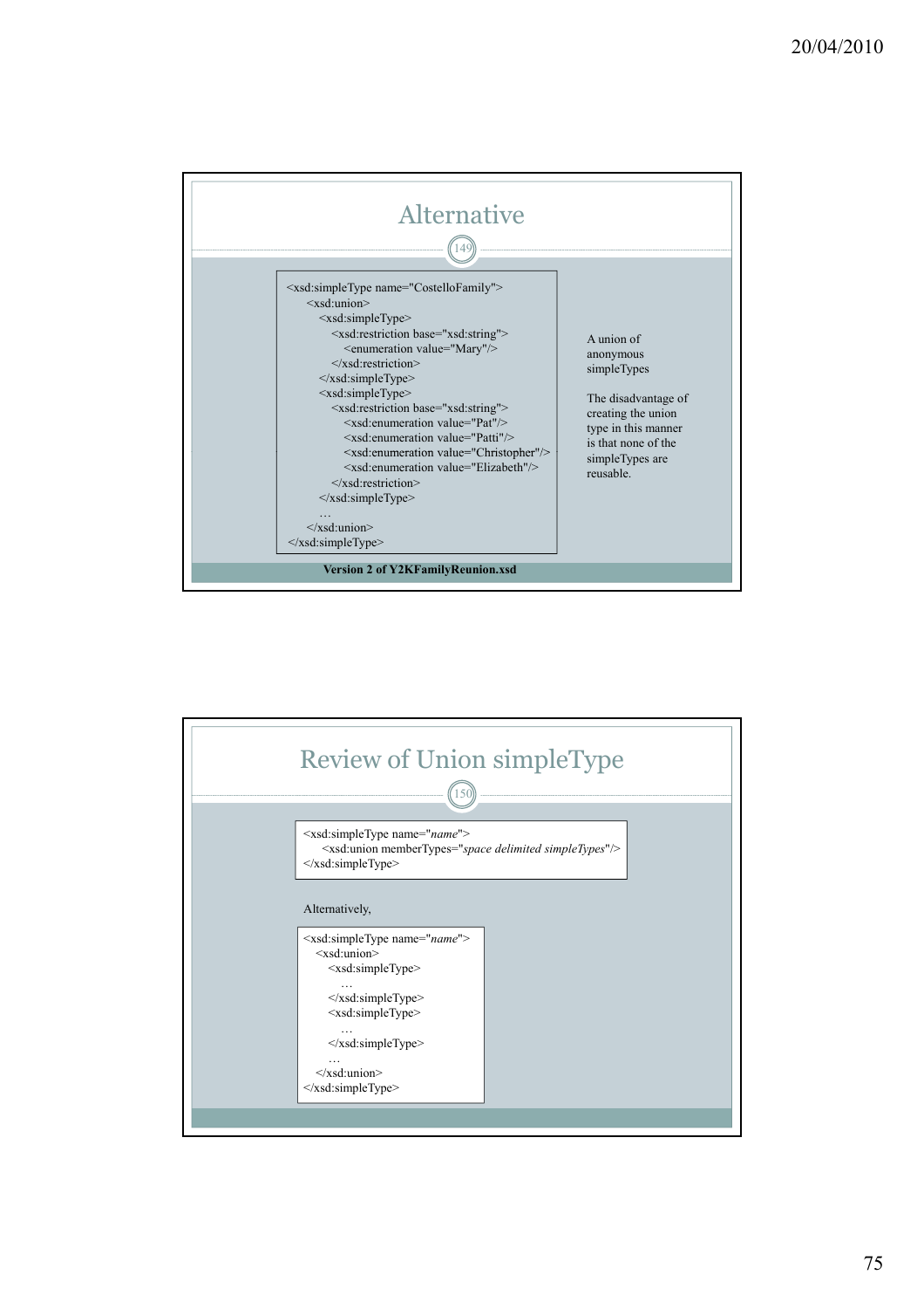## Alternative

```
<xsd:simpleType name="CostelloFamily">
    <xsd:union>
        <xsd:simpleType>
            <xsd:restriction base="xsd:string">
                <enumeration value="Mary"/>
            </xsd:restriction>
        </xsd:simpleType>
        <xsd:simpleType>
            <xsd:restriction base="xsd:string">
                <xsd:enumeration value="Pat"/>
                <xsd:enumeration value="Patti"/>
                <xsd:enumeration value="Christopher"/>
                <xsd:enumeration value="Elizabeth"/>
            </xsd:restriction>
        </xsd:simpleType>
        …
    </xsd:union>
</xsd:simpleType>
```

A union of anonymous simpleTypes

The disadvantage of creating the union type in this manner is that none of the simpleTypes are reusable.

**Version 2 of Y2KFamilyReunion.xsd**

## Review of Union simpleType

```
<xsd:simpleType name="name">
    <xsd:union memberTypes="space delimited simpleTypes"/>
</xsd:simpleType>
```

Alternatively,

```
<xsd:simpleType name="name">
    <xsd:union>
        <xsd:simpleType>
            …
        </xsd:simpleType>
        <xsd:simpleType>
            …
        </xsd:simpleType>
        …
    </xsd:union>
</xsd:simpleType>
```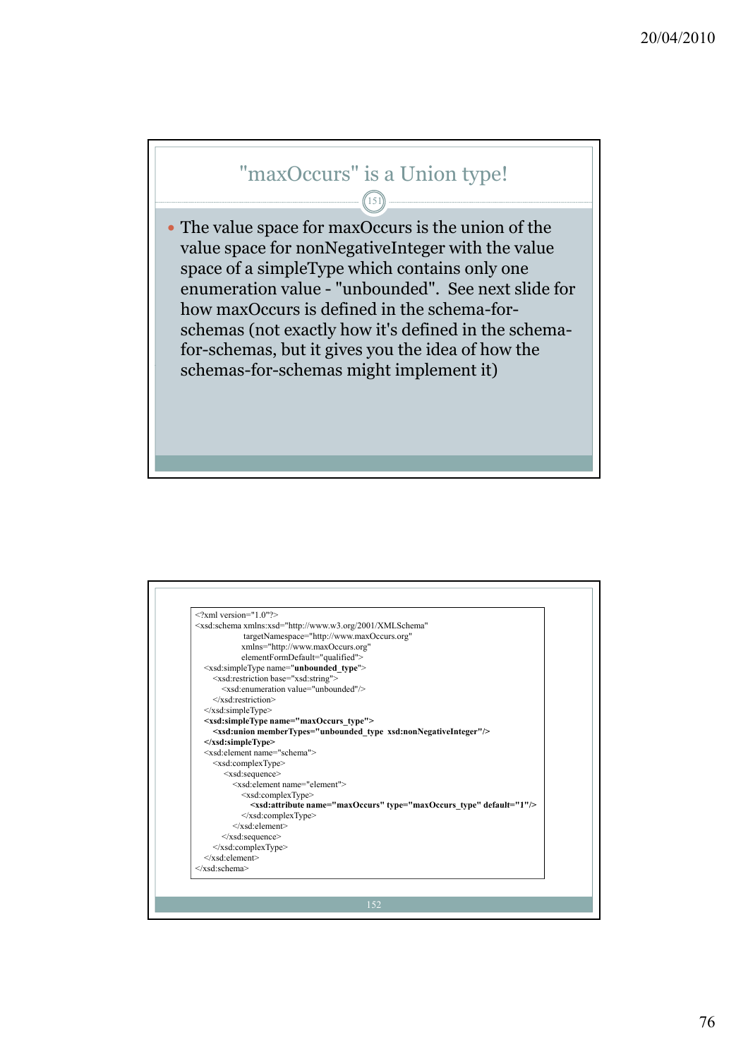## "maxOccurs" is a Union type!

- The value space for maxOccurs is the union of the value space for nonNegativeInteger with the value space of a simpleType which contains only one enumeration value - "unbounded". See next slide for how maxOccurs is defined in the schema-for-schemas (not exactly how it's defined in the schema-for-schemas, but it gives you the idea of how the schemas-for-schemas might implement it)

```
<?xml version="1.0"?>
<xsd:schema xmlns:xsd="http://www.w3.org/2001/XMLSchema"
            targetNamespace="http://www.maxOccurs.org"
            xmlns="http://www.maxOccurs.org"
            elementFormDefault="qualified">
  <xsd:simpleType name="unbounded_type">
    <xsd:restriction base="xsd:string">
      <xsd:enumeration value="unbounded"/>
    </xsd:restriction>
  </xsd:simpleType>
  <xsd:simpleType name="maxOccurs_type">
    <xsd:union memberTypes="unbounded_type  xsd:nonNegativeInteger"/>
  </xsd:simpleType>
  <xsd:element name="schema">
    <xsd:complexType>
      <xsd:sequence>
        <xsd:element name="element">
          <xsd:complexType>
            <xsd:attribute name="maxOccurs" type="maxOccurs_type" default="1"/>
          </xsd:complexType>
        </xsd:element>
      </xsd:sequence>
    </xsd:complexType>
  </xsd:element>
</xsd:schema>
```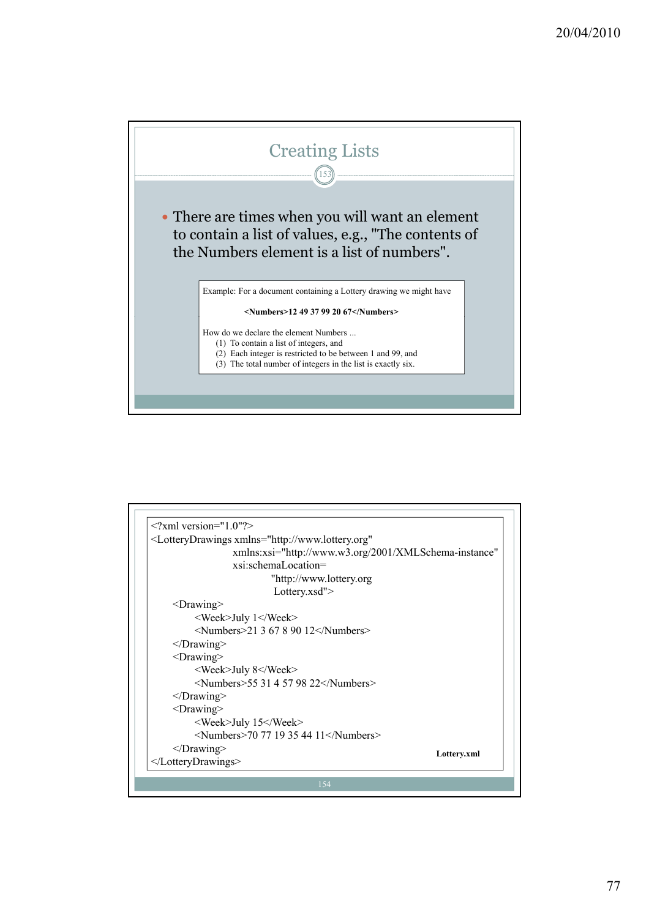## Creating Lists

- There are times when you will want an element to contain a list of values, e.g., "The contents of the Numbers element is a list of numbers".

Example: For a document containing a Lottery drawing we might have

**<Numbers>12 49 37 99 20 67</Numbers>**

How do we declare the element Numbers ...

(1) To contain a list of integers, and
(2) Each integer is restricted to be between 1 and 99, and
(3) The total number of integers in the list is exactly six.

```
<?xml version="1.0"?>
<LotteryDrawings xmlns="http://www.lottery.org"
                 xmlns:xsi="http://www.w3.org/2001/XMLSchema-instance"
                 xsi:schemaLocation=
                          "http://www.lottery.org
                           Lottery.xsd">
    <Drawing>
        <Week>July 1</Week>
        <Numbers>21 3 67 8 90 12</Numbers>
    </Drawing>
    <Drawing>
        <Week>July 8</Week>
        <Numbers>55 31 4 57 98 22</Numbers>
    </Drawing>
    <Drawing>
        <Week>July 15</Week>
        <Numbers>70 77 19 35 44 11</Numbers>
    </Drawing>
</LotteryDrawings>
```

**Lottery.xml**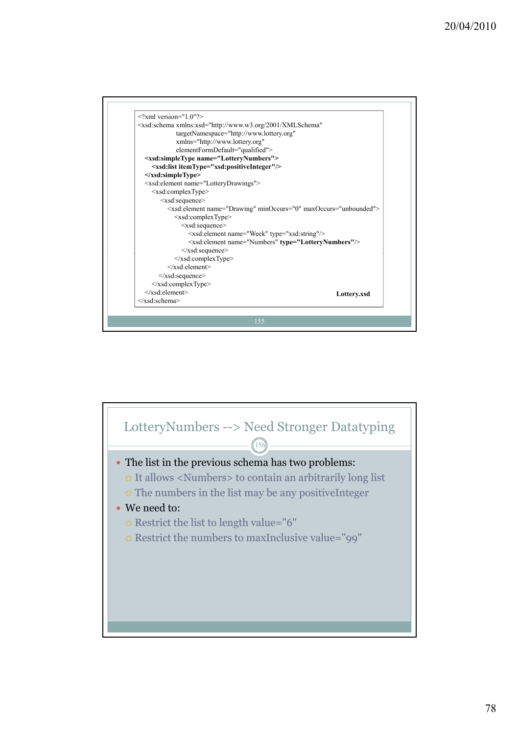```xml
<?xml version="1.0"?>
<xsd:schema xmlns:xsd="http://www.w3.org/2001/XMLSchema"
            targetNamespace="http://www.lottery.org"
            xmlns="http://www.lottery.org"
            elementFormDefault="qualified">
  <xsd:simpleType name="LotteryNumbers">
    <xsd:list itemType="xsd:positiveInteger"/>
  </xsd:simpleType>
  <xsd:element name="LotteryDrawings">
    <xsd:complexType>
      <xsd:sequence>
        <xsd:element name="Drawing" minOccurs="0" maxOccurs="unbounded">
          <xsd:complexType>
            <xsd:sequence>
              <xsd:element name="Week" type="xsd:string"/>
              <xsd:element name="Numbers" type="LotteryNumbers"/>
            </xsd:sequence>
          </xsd:complexType>
        </xsd:element>
      </xsd:sequence>
    </xsd:complexType>
  </xsd:element>
</xsd:schema>
```

**Lottery.xsd**

## LotteryNumbers --> Need Stronger Datatyping

- The list in the previous schema has two problems:
  - It allows <Numbers> to contain an arbitrarily long list
  - The numbers in the list may be any positiveInteger
- We need to:
  - Restrict the list to length value="6"
  - Restrict the numbers to maxInclusive value="99"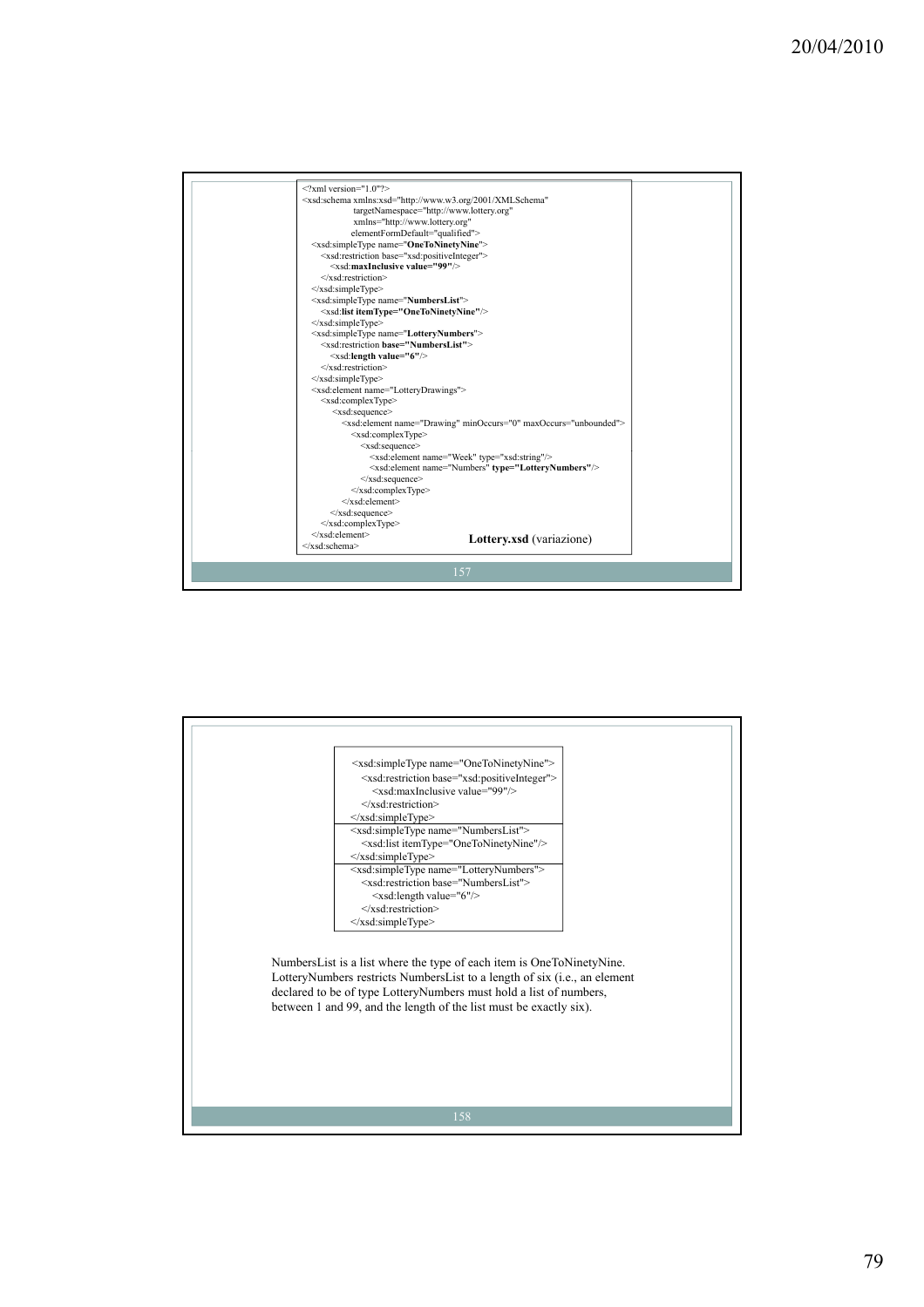```xml
<?xml version="1.0"?>
<xsd:schema xmlns:xsd="http://www.w3.org/2001/XMLSchema"
            targetNamespace="http://www.lottery.org"
            xmlns="http://www.lottery.org"
            elementFormDefault="qualified">
  <xsd:simpleType name="OneToNinetyNine">
    <xsd:restriction base="xsd:positiveInteger">
      <xsd:maxInclusive value="99"/>
    </xsd:restriction>
  </xsd:simpleType>
  <xsd:simpleType name="NumbersList">
    <xsd:list itemType="OneToNinetyNine"/>
  </xsd:simpleType>
  <xsd:simpleType name="LotteryNumbers">
    <xsd:restriction base="NumbersList">
      <xsd:length value="6"/>
    </xsd:restriction>
  </xsd:simpleType>
  <xsd:element name="LotteryDrawings">
    <xsd:complexType>
      <xsd:sequence>
        <xsd:element name="Drawing" minOccurs="0" maxOccurs="unbounded">
          <xsd:complexType>
            <xsd:sequence>
              <xsd:element name="Week" type="xsd:string"/>
              <xsd:element name="Numbers" type="LotteryNumbers"/>
            </xsd:sequence>
          </xsd:complexType>
        </xsd:element>
      </xsd:sequence>
    </xsd:complexType>
  </xsd:element>
</xsd:schema>
```

**Lottery.xsd** (variazione)

```xml
<xsd:simpleType name="OneToNinetyNine">
  <xsd:restriction base="xsd:positiveInteger">
    <xsd:maxInclusive value="99"/>
  </xsd:restriction>
</xsd:simpleType>
<xsd:simpleType name="NumbersList">
  <xsd:list itemType="OneToNinetyNine"/>
</xsd:simpleType>
<xsd:simpleType name="LotteryNumbers">
  <xsd:restriction base="NumbersList">
    <xsd:length value="6"/>
  </xsd:restriction>
</xsd:simpleType>
```

NumbersList is a list where the type of each item is OneToNinetyNine. LotteryNumbers restricts NumbersList to a length of six (i.e., an element declared to be of type LotteryNumbers must hold a list of numbers, between 1 and 99, and the length of the list must be exactly six).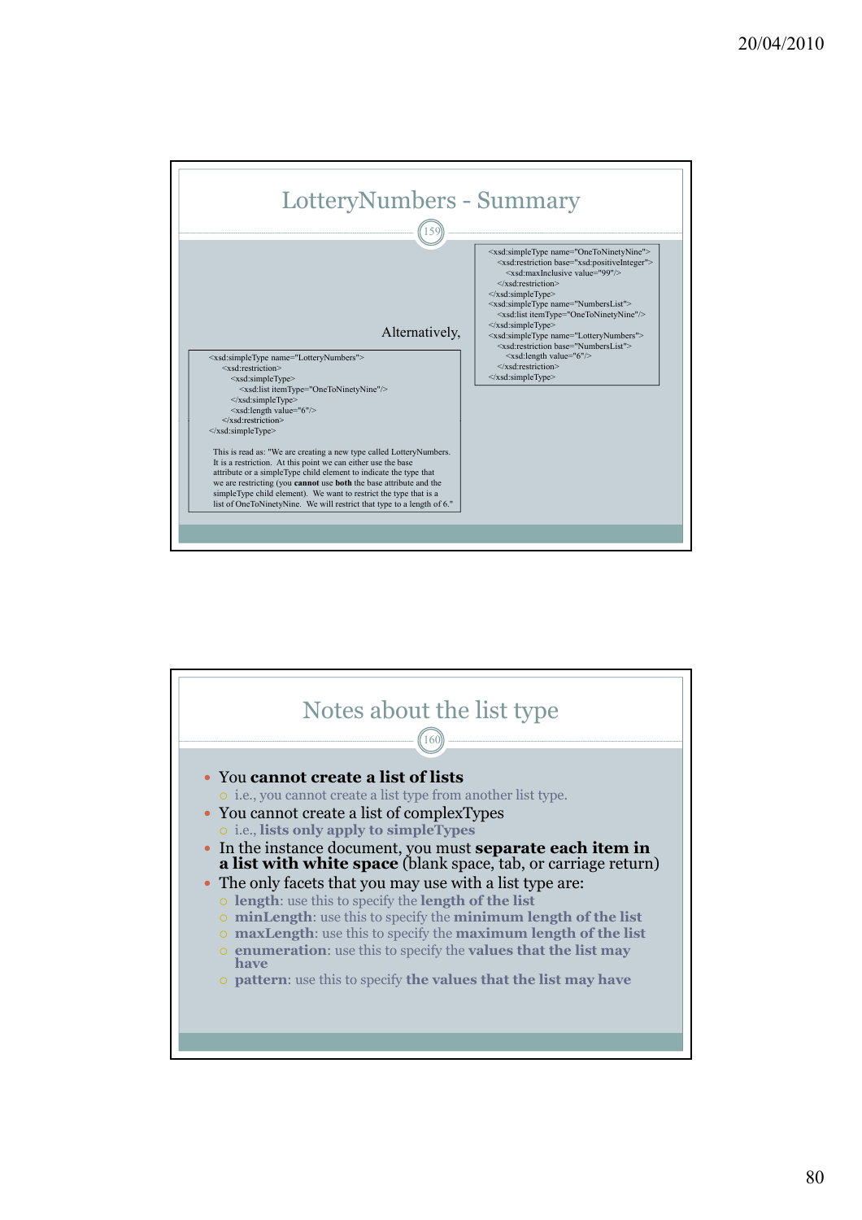## LotteryNumbers - Summary

```
<xsd:simpleType name="OneToNinetyNine">
    <xsd:restriction base="xsd:positiveInteger">
        <xsd:maxInclusive value="99"/>
    </xsd:restriction>
</xsd:simpleType>
<xsd:simpleType name="NumbersList">
    <xsd:list itemType="OneToNinetyNine"/>
</xsd:simpleType>
<xsd:simpleType name="LotteryNumbers">
    <xsd:restriction base="NumbersList">
        <xsd:length value="6"/>
    </xsd:restriction>
</xsd:simpleType>
```

Alternatively,

```
<xsd:simpleType name="LotteryNumbers">
    <xsd:restriction>
        <xsd:simpleType>
            <xsd:list itemType="OneToNinetyNine"/>
        </xsd:simpleType>
        <xsd:length value="6"/>
    </xsd:restriction>
</xsd:simpleType>
```

This is read as: "We are creating a new type called LotteryNumbers. It is a restriction. At this point we can either use the base attribute or a simpleType child element to indicate the type that we are restricting (you **cannot** use **both** the base attribute and the simpleType child element). We want to restrict the type that is a list of OneToNinetyNine. We will restrict that type to a length of 6."

## Notes about the list type

- You **cannot create a list of lists**
  - i.e., you cannot create a list type from another list type.
- You cannot create a list of complexTypes
  - i.e., **lists only apply to simpleTypes**
- In the instance document, you must **separate each item in a list with white space** (blank space, tab, or carriage return)
- The only facets that you may use with a list type are:
  - **length**: use this to specify the **length of the list**
  - **minLength**: use this to specify the **minimum length of the list**
  - **maxLength**: use this to specify the **maximum length of the list**
  - **enumeration**: use this to specify the **values that the list may have**
  - **pattern**: use this to specify **the values that the list may have**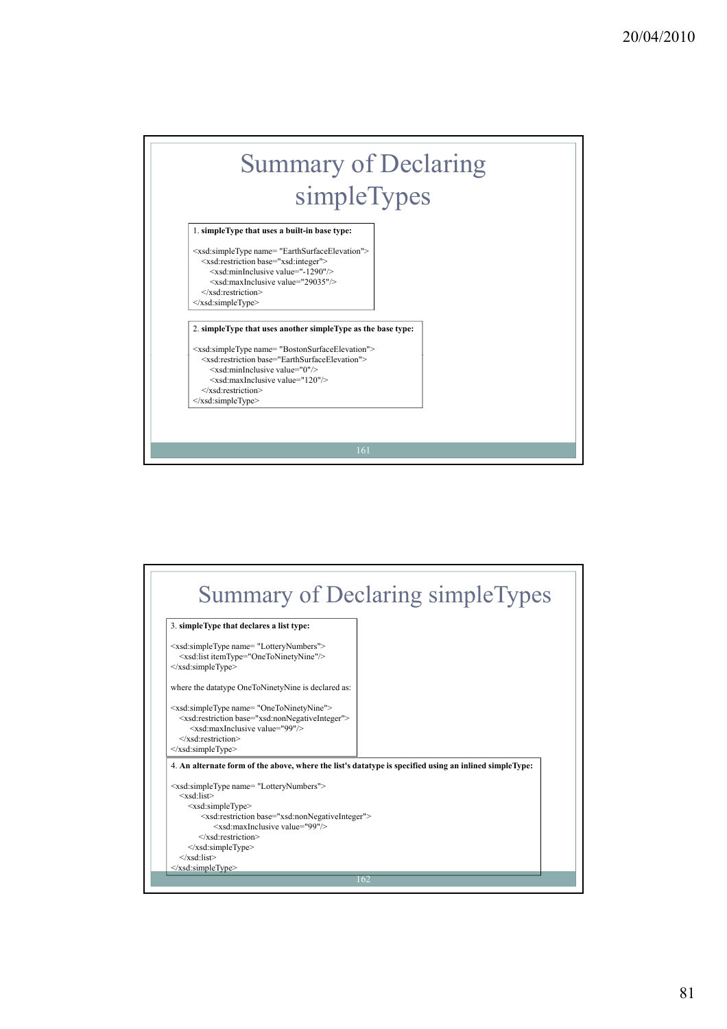# Summary of Declaring simpleTypes

**1. simpleType that uses a built-in base type:**

```
<xsd:simpleType name= "EarthSurfaceElevation">
    <xsd:restriction base="xsd:integer">
        <xsd:minInclusive value="-1290"/>
        <xsd:maxInclusive value="29035"/>
    </xsd:restriction>
</xsd:simpleType>
```

**2. simpleType that uses another simpleType as the base type:**

```
<xsd:simpleType name= "BostonSurfaceElevation">
    <xsd:restriction base="EarthSurfaceElevation">
        <xsd:minInclusive value="0"/>
        <xsd:maxInclusive value="120"/>
    </xsd:restriction>
</xsd:simpleType>
```

# Summary of Declaring simpleTypes

**3. simpleType that declares a list type:**

```
<xsd:simpleType name= "LotteryNumbers">
    <xsd:list itemType="OneToNinetyNine"/>
</xsd:simpleType>
```

where the datatype OneToNinetyNine is declared as:

```
<xsd:simpleType name= "OneToNinetyNine">
    <xsd:restriction base="xsd:nonNegativeInteger">
        <xsd:maxInclusive value="99"/>
    </xsd:restriction>
</xsd:simpleType>
```

**4. An alternate form of the above, where the list's datatype is specified using an inlined simpleType:**

```
<xsd:simpleType name= "LotteryNumbers">
    <xsd:list>
        <xsd:simpleType>
            <xsd:restriction base="xsd:nonNegativeInteger">
                <xsd:maxInclusive value="99"/>
            </xsd:restriction>
        </xsd:simpleType>
    </xsd:list>
</xsd:simpleType>
```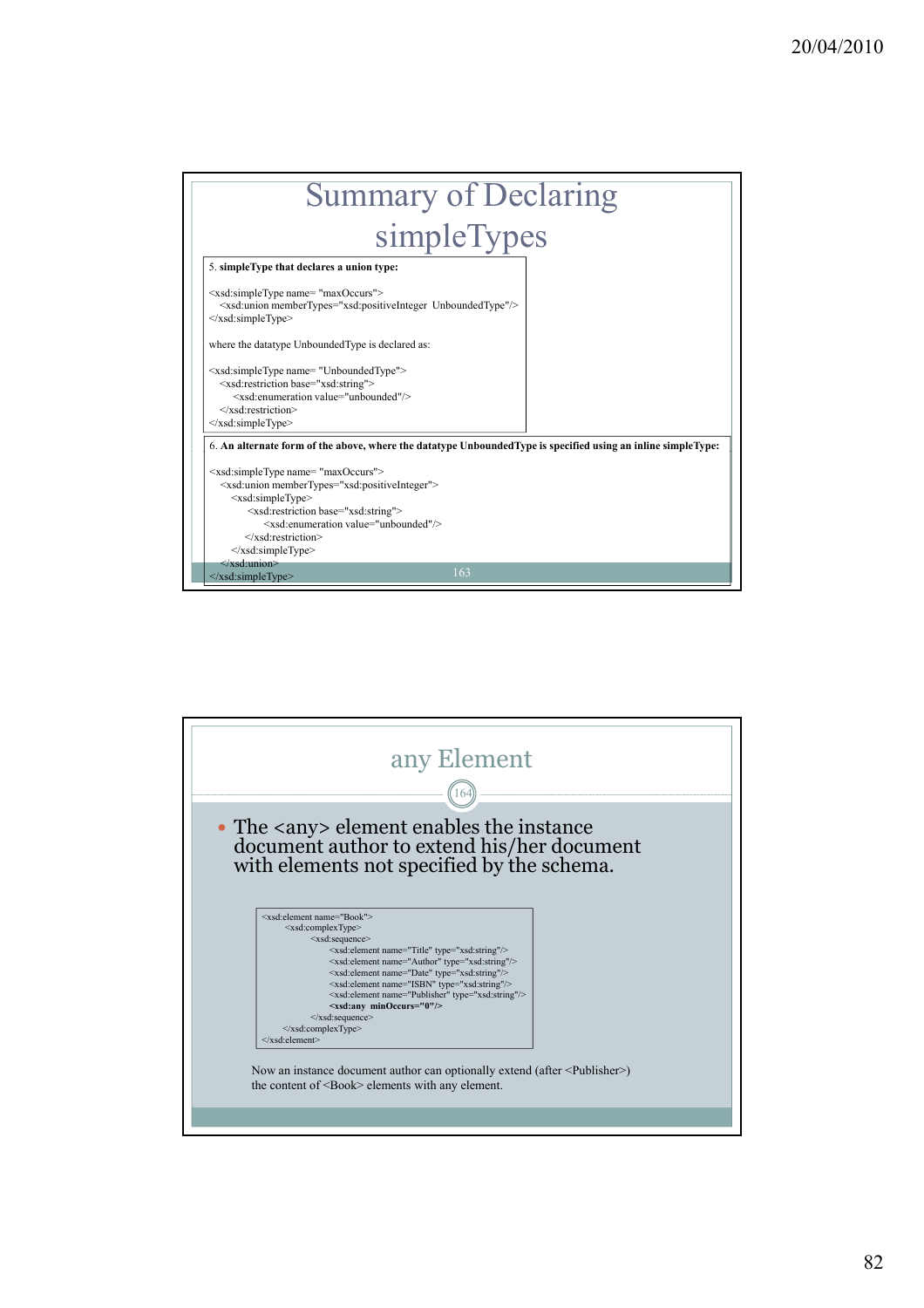## Summary of Declaring simpleTypes

**5. simpleType that declares a union type:**

```
<xsd:simpleType name= "maxOccurs">
   <xsd:union memberTypes="xsd:positiveInteger  UnboundedType"/>
</xsd:simpleType>
```

where the datatype UnboundedType is declared as:

```
<xsd:simpleType name= "UnboundedType">
   <xsd:restriction base="xsd:string">
      <xsd:enumeration value="unbounded"/>
   </xsd:restriction>
</xsd:simpleType>
```

**6. An alternate form of the above, where the datatype UnboundedType is specified using an inline simpleType:**

```
<xsd:simpleType name= "maxOccurs">
   <xsd:union memberTypes="xsd:positiveInteger">
      <xsd:simpleType>
         <xsd:restriction base="xsd:string">
            <xsd:enumeration value="unbounded"/>
         </xsd:restriction>
      </xsd:simpleType>
   </xsd:union>
</xsd:simpleType>
```

## any Element

- The <any> element enables the instance document author to extend his/her document with elements not specified by the schema.

```
<xsd:element name="Book">
     <xsd:complexType>
          <xsd:sequence>
               <xsd:element name="Title" type="xsd:string"/>
               <xsd:element name="Author" type="xsd:string"/>
               <xsd:element name="Date" type="xsd:string"/>
               <xsd:element name="ISBN" type="xsd:string"/>
               <xsd:element name="Publisher" type="xsd:string"/>
               <xsd:any minOccurs="0"/>
          </xsd:sequence>
     </xsd:complexType>
</xsd:element>
```

Now an instance document author can optionally extend (after <Publisher>) the content of <Book> elements with any element.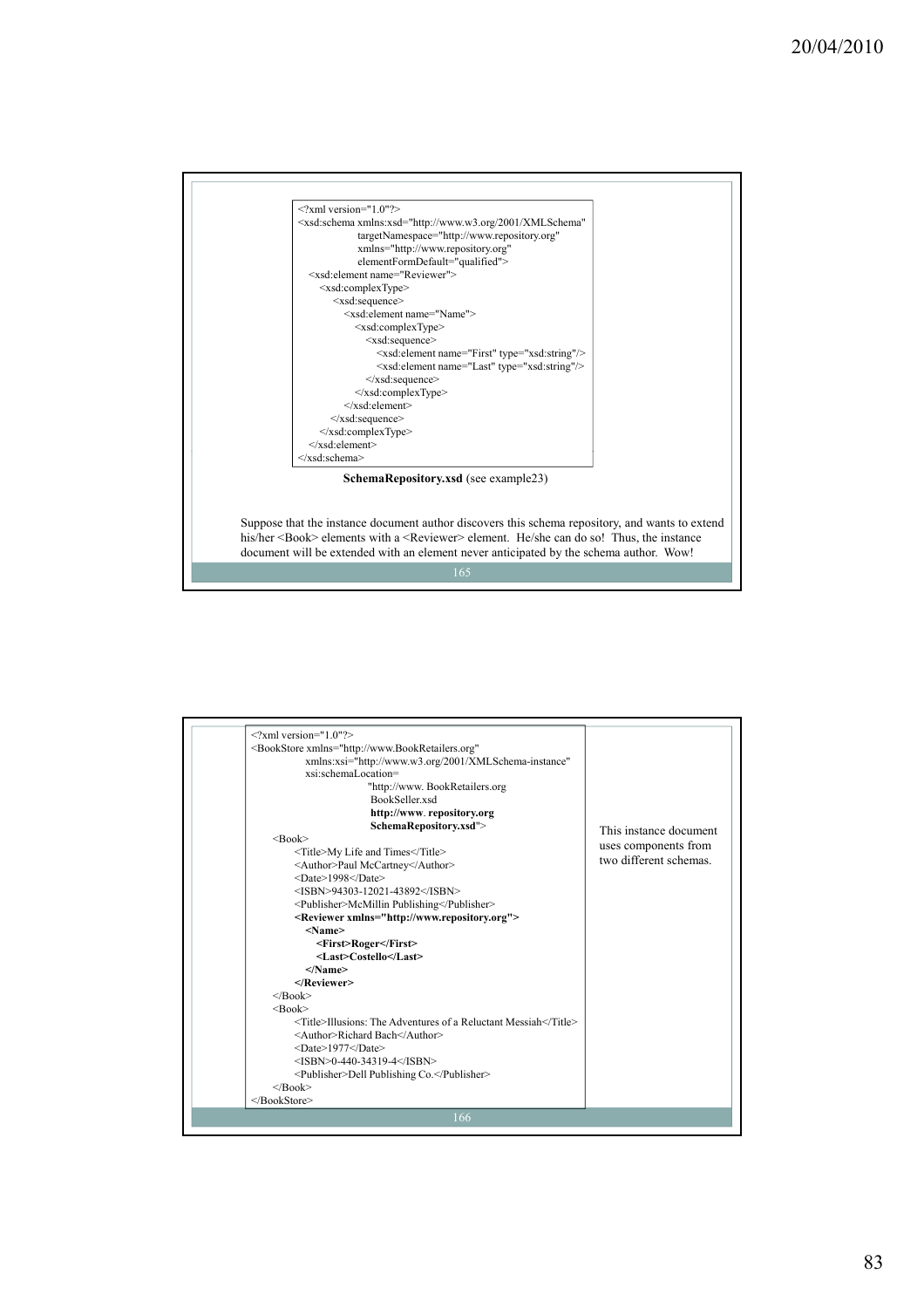```xml
<?xml version="1.0"?>
<xsd:schema xmlns:xsd="http://www.w3.org/2001/XMLSchema"
            targetNamespace="http://www.repository.org"
            xmlns="http://www.repository.org"
            elementFormDefault="qualified">
  <xsd:element name="Reviewer">
    <xsd:complexType>
      <xsd:sequence>
        <xsd:element name="Name">
          <xsd:complexType>
            <xsd:sequence>
              <xsd:element name="First" type="xsd:string"/>
              <xsd:element name="Last" type="xsd:string"/>
            </xsd:sequence>
          </xsd:complexType>
        </xsd:element>
      </xsd:sequence>
    </xsd:complexType>
  </xsd:element>
</xsd:schema>
```

**SchemaRepository.xsd** (see example23)

Suppose that the instance document author discovers this schema repository, and wants to extend his/her <Book> elements with a <Reviewer> element. He/she can do so! Thus, the instance document will be extended with an element never anticipated by the schema author. Wow!

```xml
<?xml version="1.0"?>
<BookStore xmlns="http://www.BookRetailers.org"
           xmlns:xsi="http://www.w3.org/2001/XMLSchema-instance"
           xsi:schemaLocation=
                       "http://www. BookRetailers.org
                        BookSeller.xsd
                        http://www. repository.org
                        SchemaRepository.xsd">
    <Book>
        <Title>My Life and Times</Title>
        <Author>Paul McCartney</Author>
        <Date>1998</Date>
        <ISBN>94303-12021-43892</ISBN>
        <Publisher>McMillin Publishing</Publisher>
        <Reviewer xmlns="http://www.repository.org">
            <Name>
                <First>Roger</First>
                <Last>Costello</Last>
            </Name>
        </Reviewer>
    </Book>
    <Book>
        <Title>Illusions: The Adventures of a Reluctant Messiah</Title>
        <Author>Richard Bach</Author>
        <Date>1977</Date>
        <ISBN>0-440-34319-4</ISBN>
        <Publisher>Dell Publishing Co.</Publisher>
    </Book>
</BookStore>
```

This instance document uses components from two different schemas.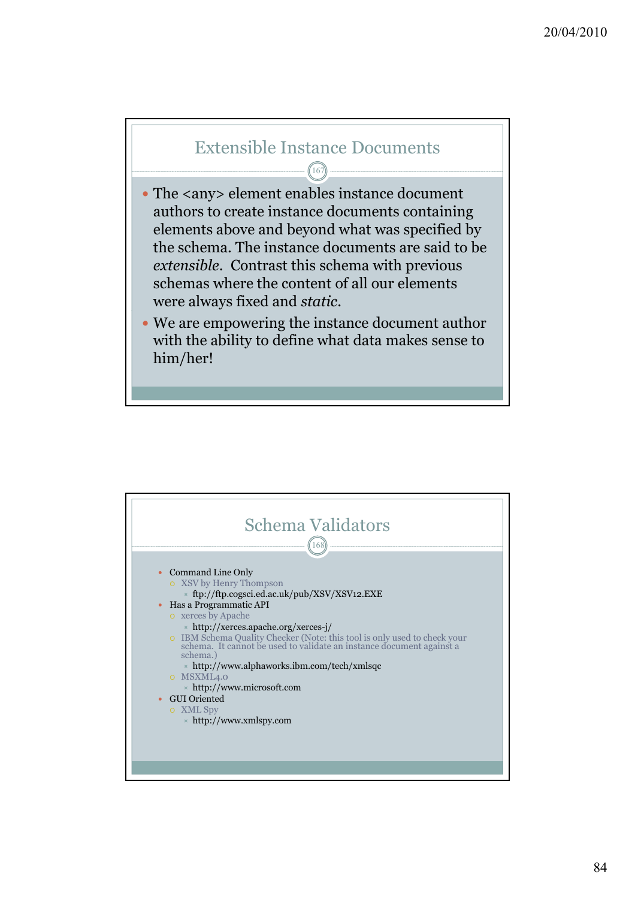## Extensible Instance Documents

- The <any> element enables instance document authors to create instance documents containing elements above and beyond what was specified by the schema. The instance documents are said to be *extensible*. Contrast this schema with previous schemas where the content of all our elements were always fixed and *static*.
- We are empowering the instance document author with the ability to define what data makes sense to him/her!

## Schema Validators

- Command Line Only
  - XSV by Henry Thompson
    - ftp://ftp.cogsci.ed.ac.uk/pub/XSV/XSV12.EXE
- Has a Programmatic API
  - xerces by Apache
    - http://xerces.apache.org/xerces-j/
  - IBM Schema Quality Checker (Note: this tool is only used to check your schema. It cannot be used to validate an instance document against a schema.)
    - http://www.alphaworks.ibm.com/tech/xmlsqc
  - MSXML4.0
    - http://www.microsoft.com
- GUI Oriented
  - XML Spy
    - http://www.xmlspy.com